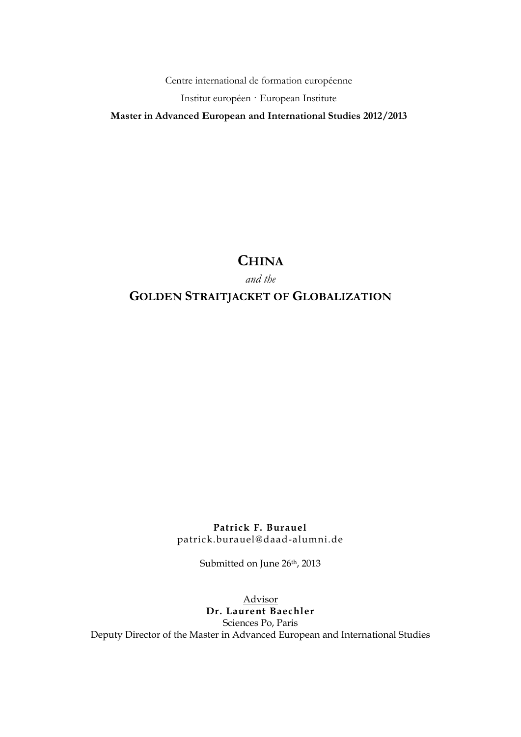Centre international de formation européenne

Institut européen · European Institute

**Master in Advanced European and International Studies 2012/2013**

---

# CHINA

*and the*

# GOLDEN STRAITJACKET OF GLOBALIZATION

**Patrick F. Burauel**
patrick.burauel@daad-alumni.de

Submitted on June 26th, 2013

Advisor
**Dr. Laurent Baechler**
Sciences Po, Paris
Deputy Director of the Master in Advanced European and International Studies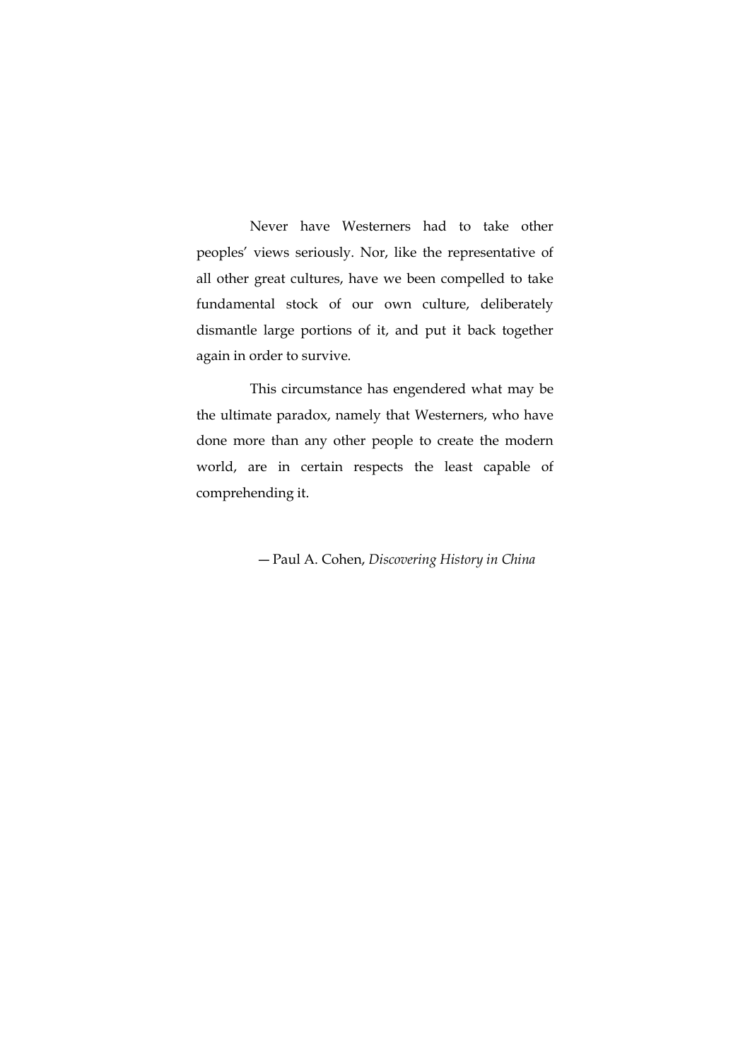Never have Westerners had to take other peoples’ views seriously. Nor, like the representative of all other great cultures, have we been compelled to take fundamental stock of our own culture, deliberately dismantle large portions of it, and put it back together again in order to survive.

This circumstance has engendered what may be the ultimate paradox, namely that Westerners, who have done more than any other people to create the modern world, are in certain respects the least capable of comprehending it.

— Paul A. Cohen, *Discovering History in China*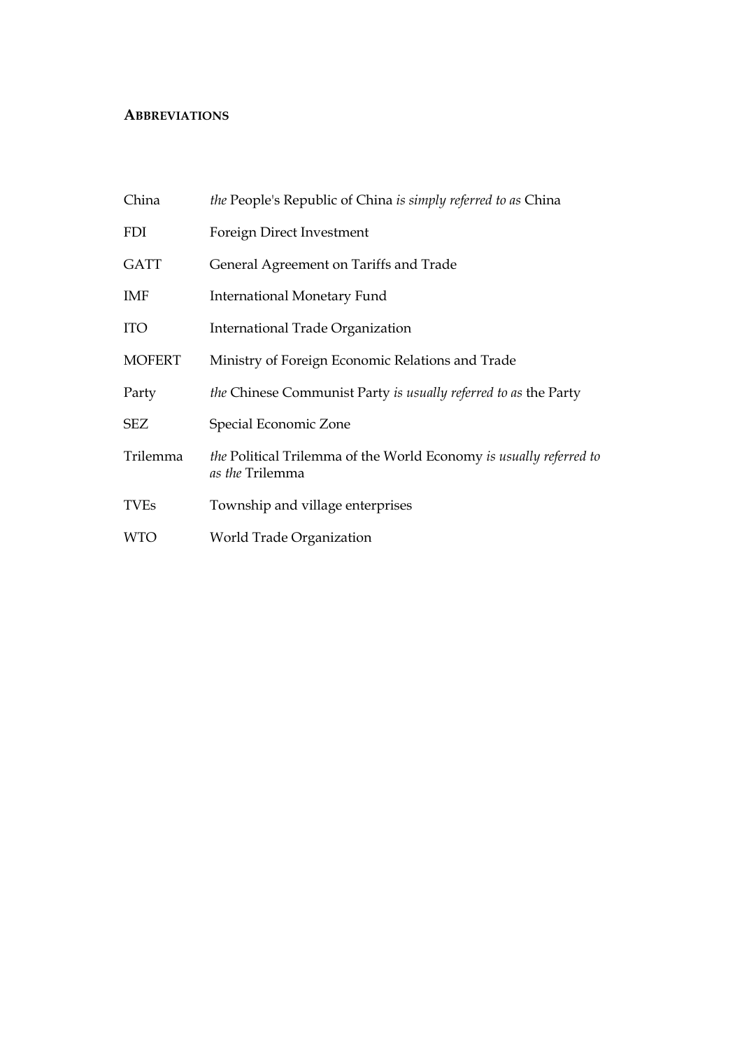**ABBREVIATIONS**

| | |
|---|---|
| China | *the* People's Republic of China *is simply referred to as* China |
| FDI | Foreign Direct Investment |
| GATT | General Agreement on Tariffs and Trade |
| IMF | International Monetary Fund |
| ITO | International Trade Organization |
| MOFERT | Ministry of Foreign Economic Relations and Trade |
| Party | *the* Chinese Communist Party *is usually referred to as* the Party |
| SEZ | Special Economic Zone |
| Trilemma | *the* Political Trilemma of the World Economy *is usually referred to as the* Trilemma |
| TVEs | Township and village enterprises |
| WTO | World Trade Organization |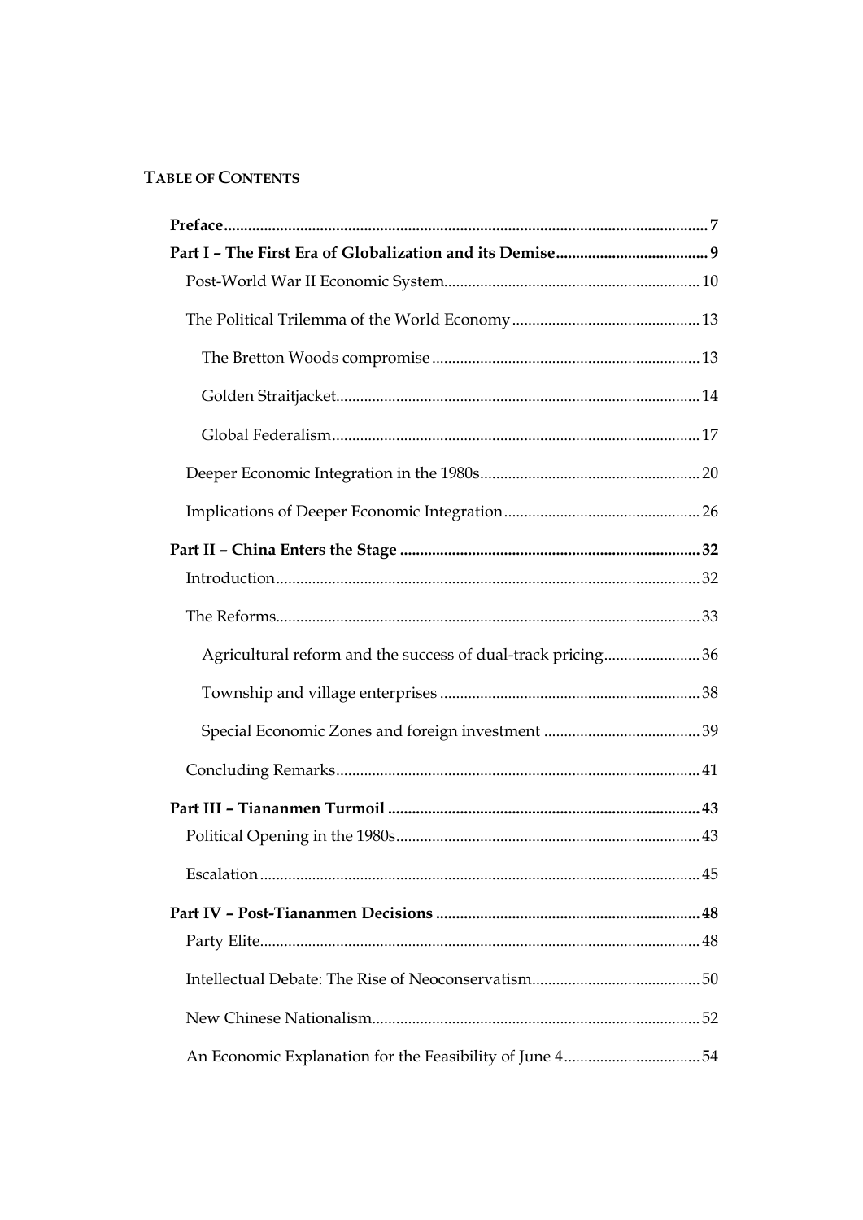**Table of Contents**

| | |
|---|---|
| **Preface** | **7** |
| **Part I – The First Era of Globalization and its Demise** | **9** |
| Post-World War II Economic System | 10 |
| The Political Trilemma of the World Economy | 13 |
| The Bretton Woods compromise | 13 |
| Golden Straitjacket | 14 |
| Global Federalism | 17 |
| Deeper Economic Integration in the 1980s | 20 |
| Implications of Deeper Economic Integration | 26 |
| **Part II – China Enters the Stage** | **32** |
| Introduction | 32 |
| The Reforms | 33 |
| Agricultural reform and the success of dual-track pricing | 36 |
| Township and village enterprises | 38 |
| Special Economic Zones and foreign investment | 39 |
| Concluding Remarks | 41 |
| **Part III – Tiananmen Turmoil** | **43** |
| Political Opening in the 1980s | 43 |
| Escalation | 45 |
| **Part IV – Post-Tiananmen Decisions** | **48** |
| Party Elite | 48 |
| Intellectual Debate: The Rise of Neoconservatism | 50 |
| New Chinese Nationalism | 52 |
| An Economic Explanation for the Feasibility of June 4 | 54 |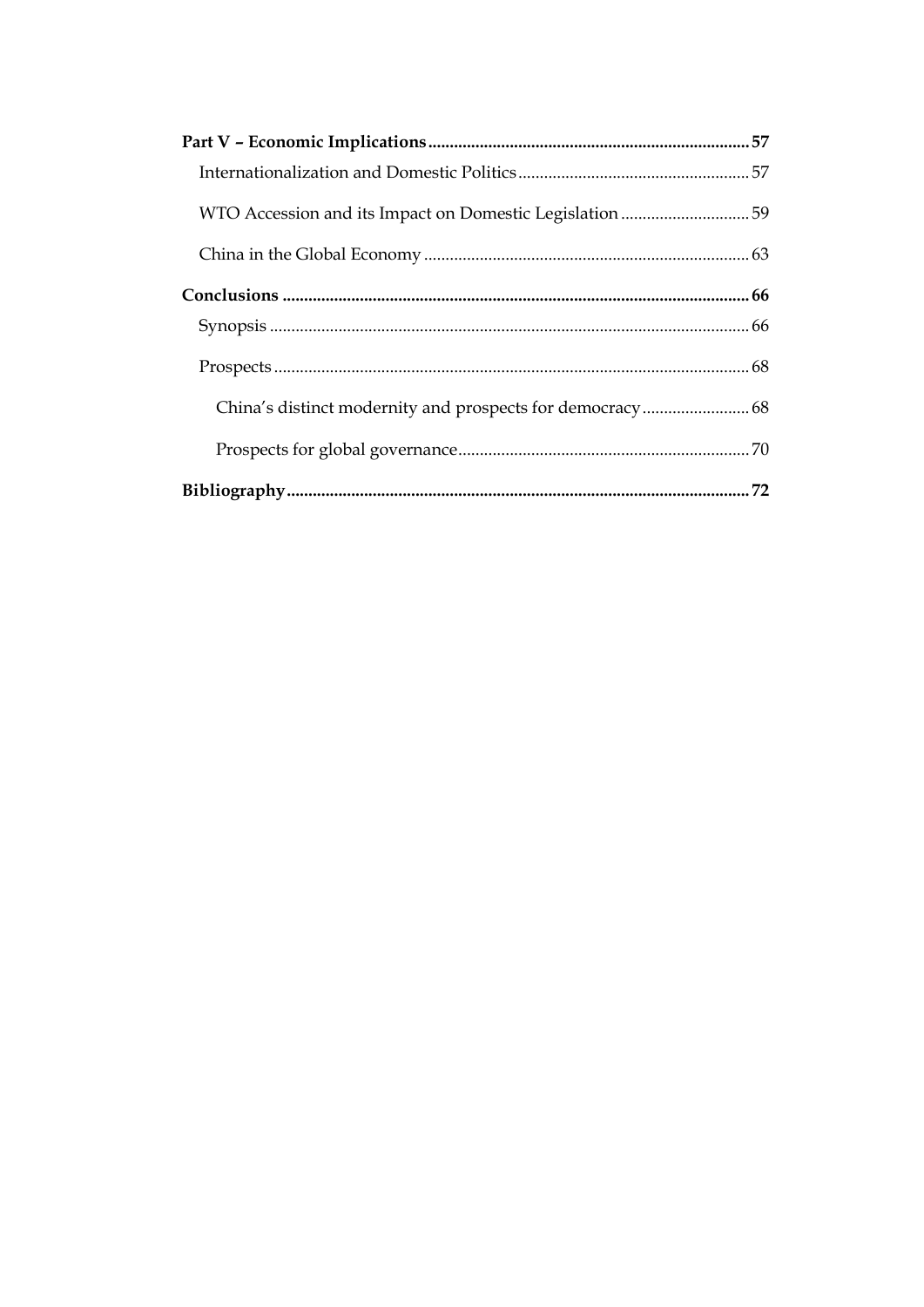**Part V – Economic Implications** .......... **57**

- Internationalization and Domestic Politics .......... 57
- WTO Accession and its Impact on Domestic Legislation .......... 59
- China in the Global Economy .......... 63

**Conclusions** .......... **66**

- Synopsis .......... 66
- Prospects .......... 68
  - China's distinct modernity and prospects for democracy .......... 68
  - Prospects for global governance .......... 70

**Bibliography** .......... **72**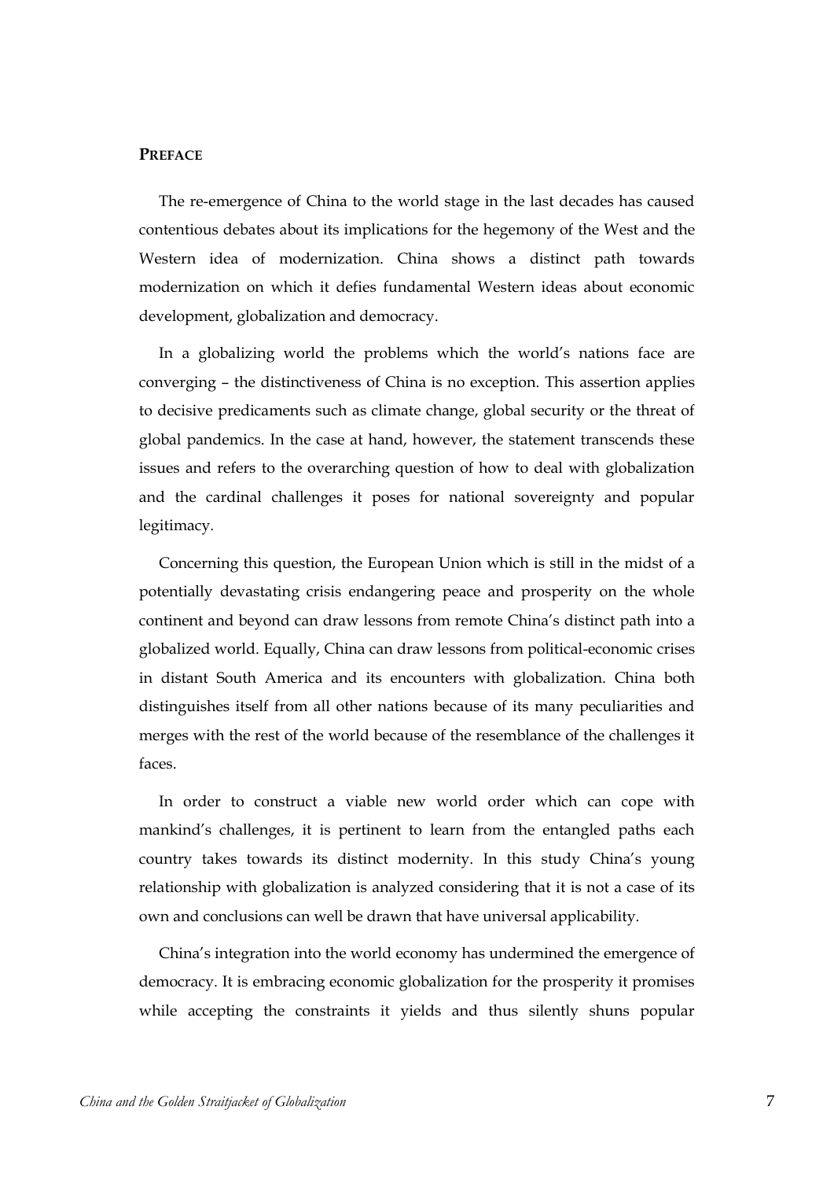## Preface

The re-emergence of China to the world stage in the last decades has caused contentious debates about its implications for the hegemony of the West and the Western idea of modernization. China shows a distinct path towards modernization on which it defies fundamental Western ideas about economic development, globalization and democracy.

In a globalizing world the problems which the world's nations face are converging – the distinctiveness of China is no exception. This assertion applies to decisive predicaments such as climate change, global security or the threat of global pandemics. In the case at hand, however, the statement transcends these issues and refers to the overarching question of how to deal with globalization and the cardinal challenges it poses for national sovereignty and popular legitimacy.

Concerning this question, the European Union which is still in the midst of a potentially devastating crisis endangering peace and prosperity on the whole continent and beyond can draw lessons from remote China's distinct path into a globalized world. Equally, China can draw lessons from political-economic crises in distant South America and its encounters with globalization. China both distinguishes itself from all other nations because of its many peculiarities and merges with the rest of the world because of the resemblance of the challenges it faces.

In order to construct a viable new world order which can cope with mankind's challenges, it is pertinent to learn from the entangled paths each country takes towards its distinct modernity. In this study China's young relationship with globalization is analyzed considering that it is not a case of its own and conclusions can well be drawn that have universal applicability.

China's integration into the world economy has undermined the emergence of democracy. It is embracing economic globalization for the prosperity it promises while accepting the constraints it yields and thus silently shuns popular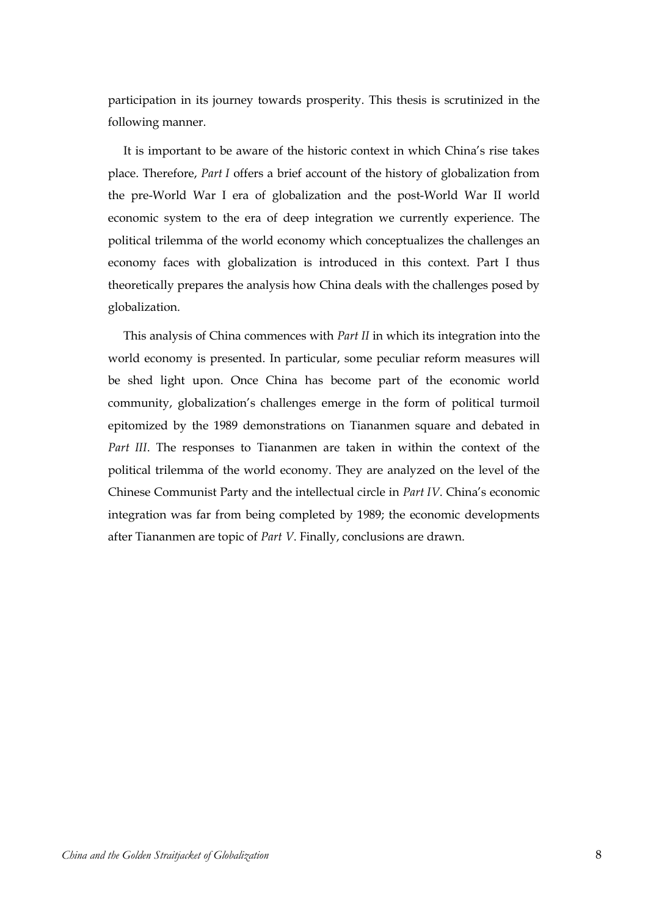participation in its journey towards prosperity. This thesis is scrutinized in the following manner.

It is important to be aware of the historic context in which China's rise takes place. Therefore, *Part I* offers a brief account of the history of globalization from the pre-World War I era of globalization and the post-World War II world economic system to the era of deep integration we currently experience. The political trilemma of the world economy which conceptualizes the challenges an economy faces with globalization is introduced in this context. Part I thus theoretically prepares the analysis how China deals with the challenges posed by globalization.

This analysis of China commences with *Part II* in which its integration into the world economy is presented. In particular, some peculiar reform measures will be shed light upon. Once China has become part of the economic world community, globalization's challenges emerge in the form of political turmoil epitomized by the 1989 demonstrations on Tiananmen square and debated in *Part III*. The responses to Tiananmen are taken in within the context of the political trilemma of the world economy. They are analyzed on the level of the Chinese Communist Party and the intellectual circle in *Part IV*. China's economic integration was far from being completed by 1989; the economic developments after Tiananmen are topic of *Part V*. Finally, conclusions are drawn.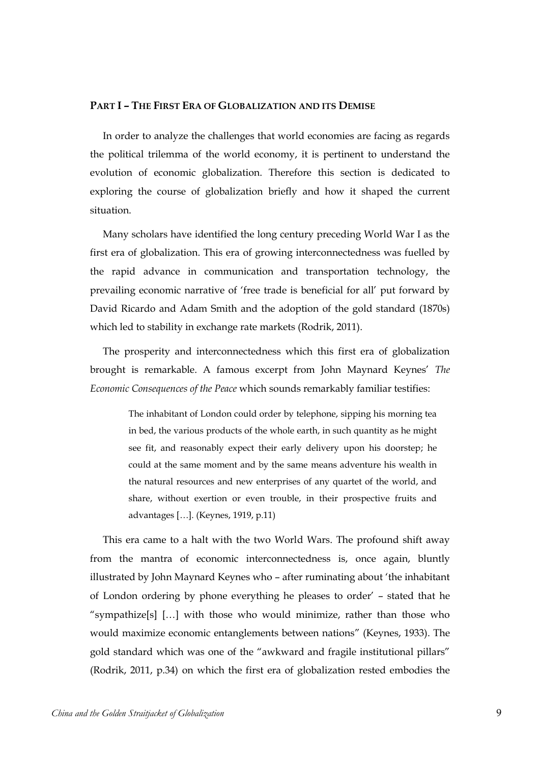## PART I – THE FIRST ERA OF GLOBALIZATION AND ITS DEMISE

In order to analyze the challenges that world economies are facing as regards the political trilemma of the world economy, it is pertinent to understand the evolution of economic globalization. Therefore this section is dedicated to exploring the course of globalization briefly and how it shaped the current situation.

Many scholars have identified the long century preceding World War I as the first era of globalization. This era of growing interconnectedness was fuelled by the rapid advance in communication and transportation technology, the prevailing economic narrative of 'free trade is beneficial for all' put forward by David Ricardo and Adam Smith and the adoption of the gold standard (1870s) which led to stability in exchange rate markets (Rodrik, 2011).

The prosperity and interconnectedness which this first era of globalization brought is remarkable. A famous excerpt from John Maynard Keynes' *The Economic Consequences of the Peace* which sounds remarkably familiar testifies:

> The inhabitant of London could order by telephone, sipping his morning tea in bed, the various products of the whole earth, in such quantity as he might see fit, and reasonably expect their early delivery upon his doorstep; he could at the same moment and by the same means adventure his wealth in the natural resources and new enterprises of any quartet of the world, and share, without exertion or even trouble, in their prospective fruits and advantages […]. (Keynes, 1919, p.11)

This era came to a halt with the two World Wars. The profound shift away from the mantra of economic interconnectedness is, once again, bluntly illustrated by John Maynard Keynes who – after ruminating about 'the inhabitant of London ordering by phone everything he pleases to order' – stated that he "sympathize[s] […] with those who would minimize, rather than those who would maximize economic entanglements between nations" (Keynes, 1933). The gold standard which was one of the "awkward and fragile institutional pillars" (Rodrik, 2011, p.34) on which the first era of globalization rested embodies the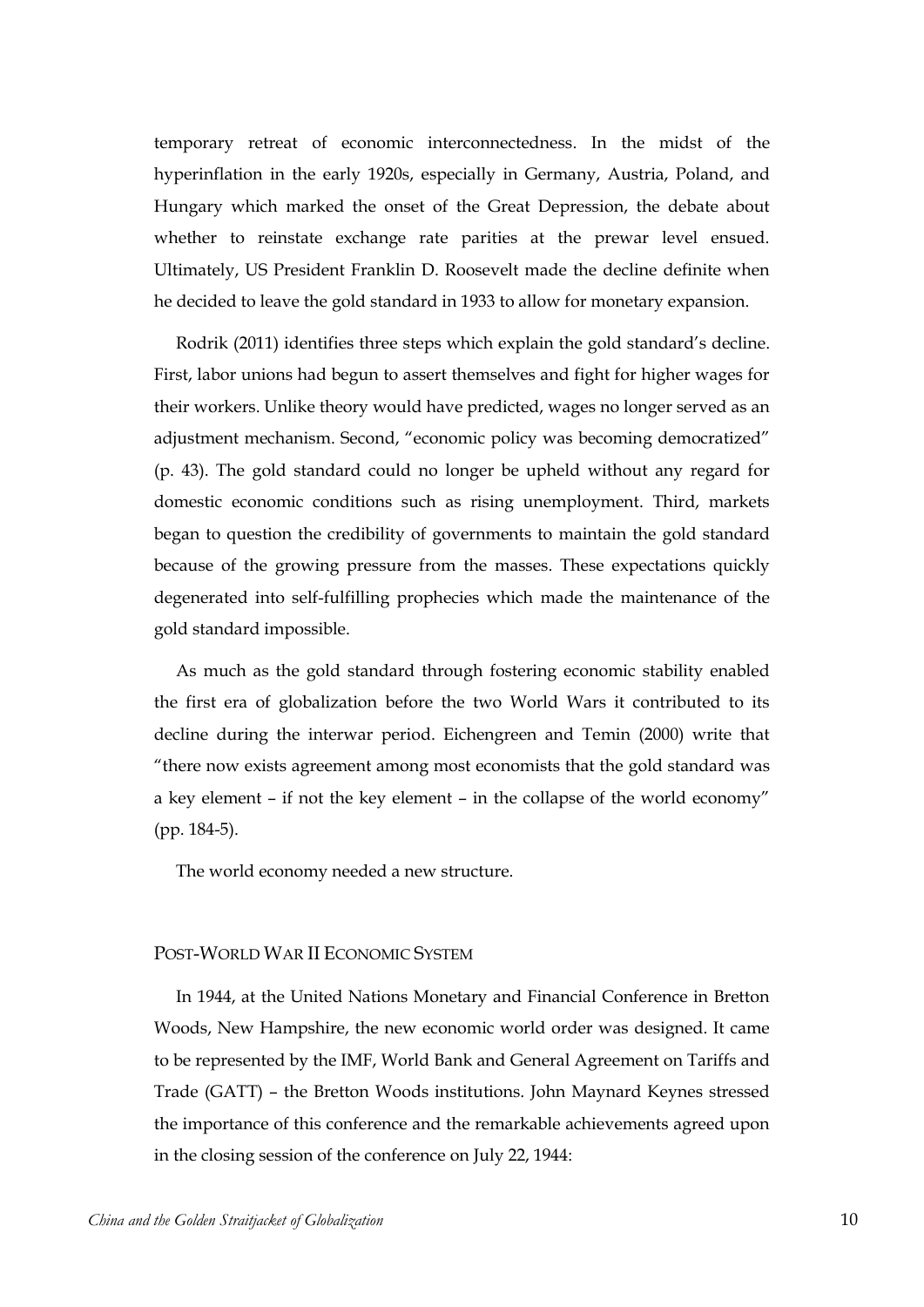temporary retreat of economic interconnectedness. In the midst of the hyperinflation in the early 1920s, especially in Germany, Austria, Poland, and Hungary which marked the onset of the Great Depression, the debate about whether to reinstate exchange rate parities at the prewar level ensued. Ultimately, US President Franklin D. Roosevelt made the decline definite when he decided to leave the gold standard in 1933 to allow for monetary expansion.

Rodrik (2011) identifies three steps which explain the gold standard's decline. First, labor unions had begun to assert themselves and fight for higher wages for their workers. Unlike theory would have predicted, wages no longer served as an adjustment mechanism. Second, "economic policy was becoming democratized" (p. 43). The gold standard could no longer be upheld without any regard for domestic economic conditions such as rising unemployment. Third, markets began to question the credibility of governments to maintain the gold standard because of the growing pressure from the masses. These expectations quickly degenerated into self-fulfilling prophecies which made the maintenance of the gold standard impossible.

As much as the gold standard through fostering economic stability enabled the first era of globalization before the two World Wars it contributed to its decline during the interwar period. Eichengreen and Temin (2000) write that "there now exists agreement among most economists that the gold standard was a key element – if not the key element – in the collapse of the world economy" (pp. 184-5).

The world economy needed a new structure.

## Post-World War II Economic System

In 1944, at the United Nations Monetary and Financial Conference in Bretton Woods, New Hampshire, the new economic world order was designed. It came to be represented by the IMF, World Bank and General Agreement on Tariffs and Trade (GATT) – the Bretton Woods institutions. John Maynard Keynes stressed the importance of this conference and the remarkable achievements agreed upon in the closing session of the conference on July 22, 1944: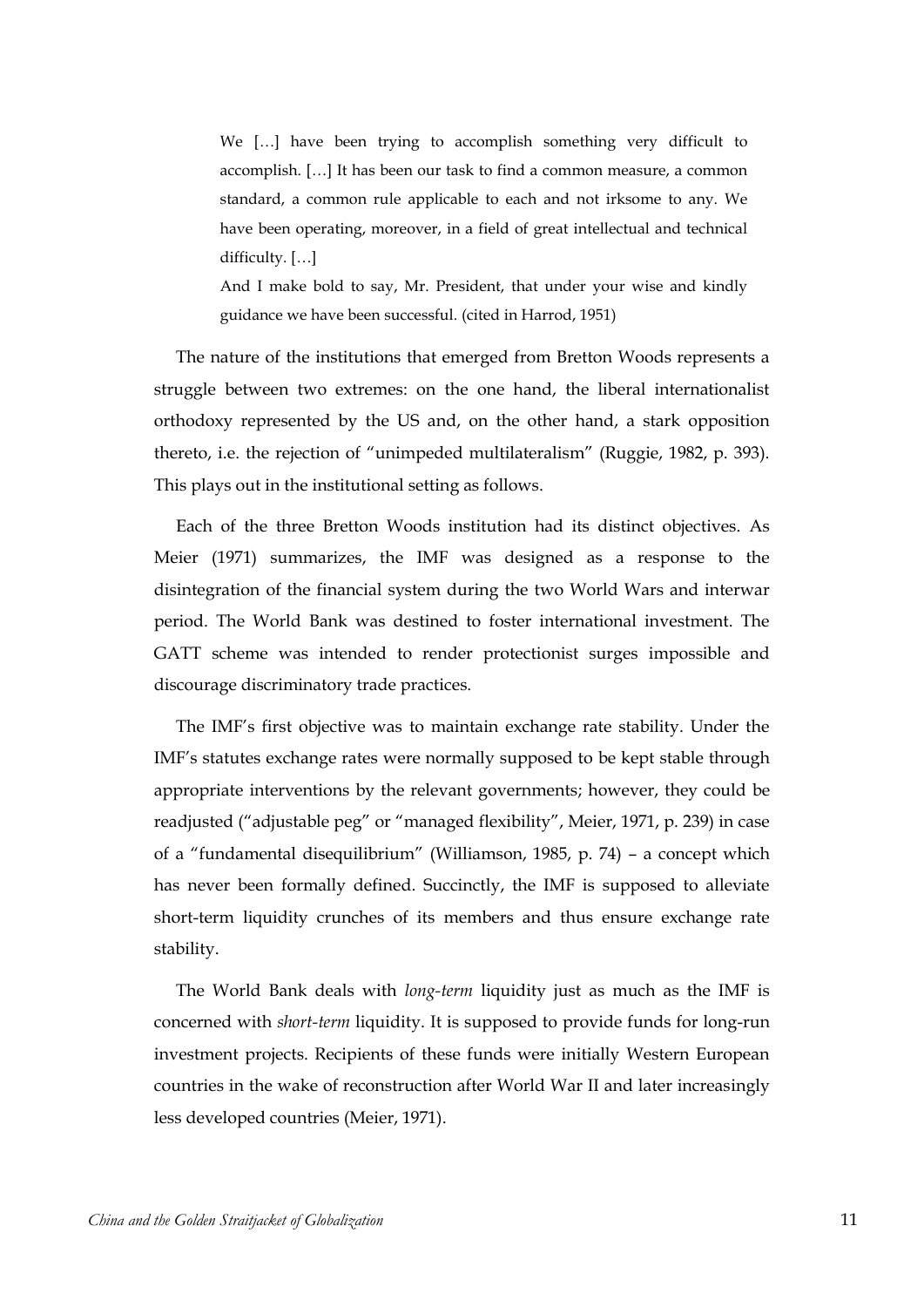> We […] have been trying to accomplish something very difficult to accomplish. […] It has been our task to find a common measure, a common standard, a common rule applicable to each and not irksome to any. We have been operating, moreover, in a field of great intellectual and technical difficulty. […]
>
> And I make bold to say, Mr. President, that under your wise and kindly guidance we have been successful. (cited in Harrod, 1951)

The nature of the institutions that emerged from Bretton Woods represents a struggle between two extremes: on the one hand, the liberal internationalist orthodoxy represented by the US and, on the other hand, a stark opposition thereto, i.e. the rejection of "unimpeded multilateralism" (Ruggie, 1982, p. 393). This plays out in the institutional setting as follows.

Each of the three Bretton Woods institution had its distinct objectives. As Meier (1971) summarizes, the IMF was designed as a response to the disintegration of the financial system during the two World Wars and interwar period. The World Bank was destined to foster international investment. The GATT scheme was intended to render protectionist surges impossible and discourage discriminatory trade practices.

The IMF's first objective was to maintain exchange rate stability. Under the IMF's statutes exchange rates were normally supposed to be kept stable through appropriate interventions by the relevant governments; however, they could be readjusted ("adjustable peg" or "managed flexibility", Meier, 1971, p. 239) in case of a "fundamental disequilibrium" (Williamson, 1985, p. 74) – a concept which has never been formally defined. Succinctly, the IMF is supposed to alleviate short-term liquidity crunches of its members and thus ensure exchange rate stability.

The World Bank deals with *long-term* liquidity just as much as the IMF is concerned with *short-term* liquidity. It is supposed to provide funds for long-run investment projects. Recipients of these funds were initially Western European countries in the wake of reconstruction after World War II and later increasingly less developed countries (Meier, 1971).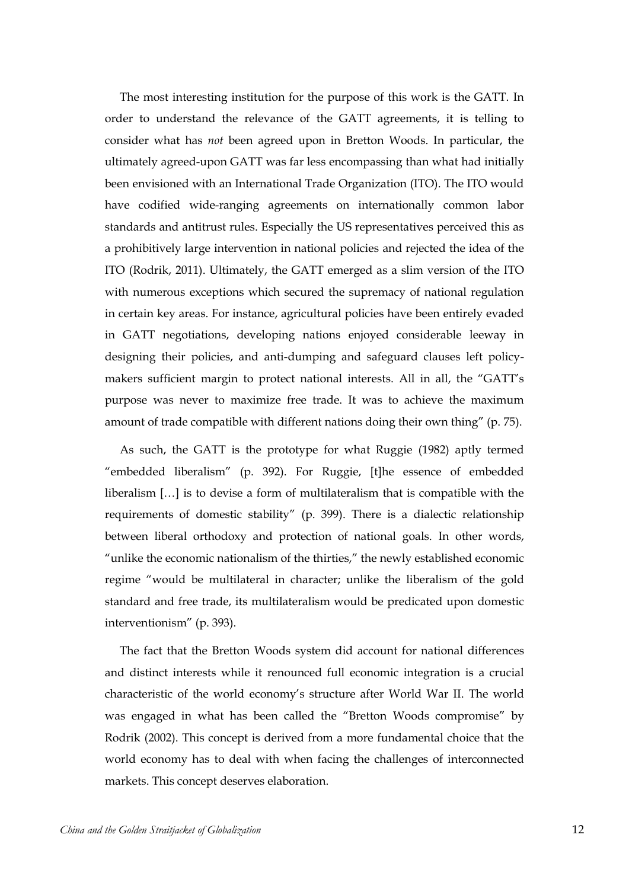The most interesting institution for the purpose of this work is the GATT. In order to understand the relevance of the GATT agreements, it is telling to consider what has *not* been agreed upon in Bretton Woods. In particular, the ultimately agreed-upon GATT was far less encompassing than what had initially been envisioned with an International Trade Organization (ITO). The ITO would have codified wide-ranging agreements on internationally common labor standards and antitrust rules. Especially the US representatives perceived this as a prohibitively large intervention in national policies and rejected the idea of the ITO (Rodrik, 2011). Ultimately, the GATT emerged as a slim version of the ITO with numerous exceptions which secured the supremacy of national regulation in certain key areas. For instance, agricultural policies have been entirely evaded in GATT negotiations, developing nations enjoyed considerable leeway in designing their policies, and anti-dumping and safeguard clauses left policy-makers sufficient margin to protect national interests. All in all, the "GATT's purpose was never to maximize free trade. It was to achieve the maximum amount of trade compatible with different nations doing their own thing" (p. 75).

As such, the GATT is the prototype for what Ruggie (1982) aptly termed "embedded liberalism" (p. 392). For Ruggie, [t]he essence of embedded liberalism […] is to devise a form of multilateralism that is compatible with the requirements of domestic stability" (p. 399). There is a dialectic relationship between liberal orthodoxy and protection of national goals. In other words, "unlike the economic nationalism of the thirties," the newly established economic regime "would be multilateral in character; unlike the liberalism of the gold standard and free trade, its multilateralism would be predicated upon domestic interventionism" (p. 393).

The fact that the Bretton Woods system did account for national differences and distinct interests while it renounced full economic integration is a crucial characteristic of the world economy's structure after World War II. The world was engaged in what has been called the "Bretton Woods compromise" by Rodrik (2002). This concept is derived from a more fundamental choice that the world economy has to deal with when facing the challenges of interconnected markets. This concept deserves elaboration.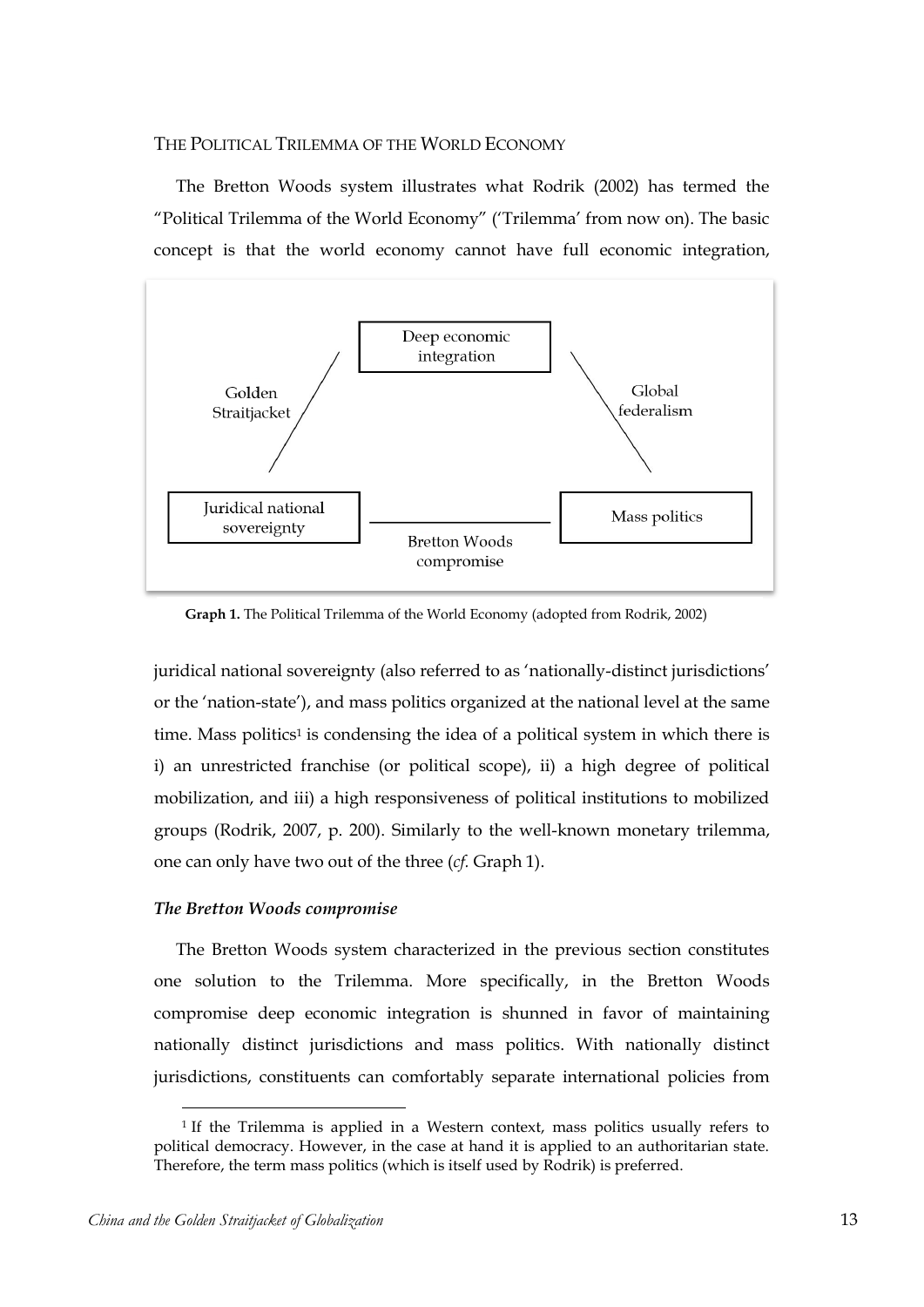THE POLITICAL TRILEMMA OF THE WORLD ECONOMY

The Bretton Woods system illustrates what Rodrik (2002) has termed the "Political Trilemma of the World Economy" ('Trilemma' from now on). The basic concept is that the world economy cannot have full economic integration, juridical national sovereignty (also referred to as 'nationally-distinct jurisdictions' or the 'nation-state'), and mass politics organized at the national level at the same time. Mass politics[1] is condensing the idea of a political system in which there is i) an unrestricted franchise (or political scope), ii) a high degree of political mobilization, and iii) a high responsiveness of political institutions to mobilized groups (Rodrik, 2007, p. 200). Similarly to the well-known monetary trilemma, one can only have two out of the three (*cf.* Graph 1).

Deep economic integration

Golden Straitjacket

Global federalism

Juridical national sovereignty

Mass politics

Bretton Woods compromise

**Graph 1.** The Political Trilemma of the World Economy (adopted from Rodrik, 2002)

***The Bretton Woods compromise***

The Bretton Woods system characterized in the previous section constitutes one solution to the Trilemma. More specifically, in the Bretton Woods compromise deep economic integration is shunned in favor of maintaining nationally distinct jurisdictions and mass politics. With nationally distinct jurisdictions, constituents can comfortably separate international policies from

[1] If the Trilemma is applied in a Western context, mass politics usually refers to political democracy. However, in the case at hand it is applied to an authoritarian state. Therefore, the term mass politics (which is itself used by Rodrik) is preferred.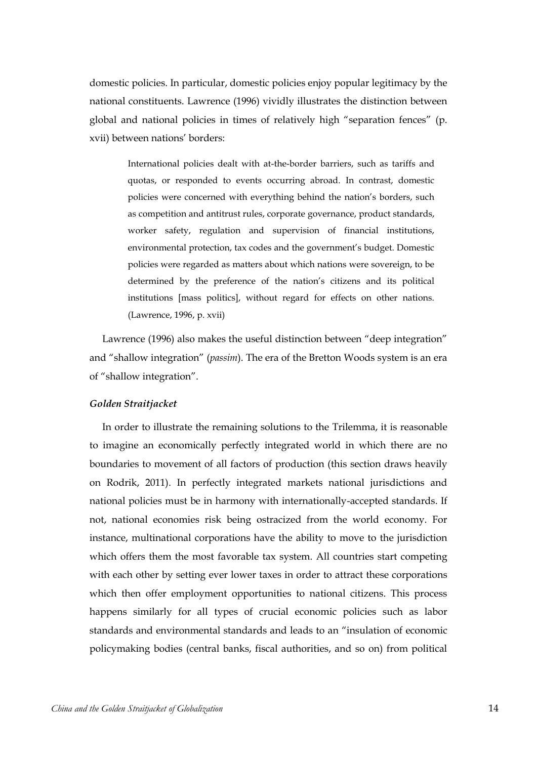domestic policies. In particular, domestic policies enjoy popular legitimacy by the national constituents. Lawrence (1996) vividly illustrates the distinction between global and national policies in times of relatively high "separation fences" (p. xvii) between nations' borders:

> International policies dealt with at-the-border barriers, such as tariffs and quotas, or responded to events occurring abroad. In contrast, domestic policies were concerned with everything behind the nation's borders, such as competition and antitrust rules, corporate governance, product standards, worker safety, regulation and supervision of financial institutions, environmental protection, tax codes and the government's budget. Domestic policies were regarded as matters about which nations were sovereign, to be determined by the preference of the nation's citizens and its political institutions [mass politics], without regard for effects on other nations. (Lawrence, 1996, p. xvii)

Lawrence (1996) also makes the useful distinction between "deep integration" and "shallow integration" (*passim*). The era of the Bretton Woods system is an era of "shallow integration".

***Golden Straitjacket***

In order to illustrate the remaining solutions to the Trilemma, it is reasonable to imagine an economically perfectly integrated world in which there are no boundaries to movement of all factors of production (this section draws heavily on Rodrik, 2011). In perfectly integrated markets national jurisdictions and national policies must be in harmony with internationally-accepted standards. If not, national economies risk being ostracized from the world economy. For instance, multinational corporations have the ability to move to the jurisdiction which offers them the most favorable tax system. All countries start competing with each other by setting ever lower taxes in order to attract these corporations which then offer employment opportunities to national citizens. This process happens similarly for all types of crucial economic policies such as labor standards and environmental standards and leads to an "insulation of economic policymaking bodies (central banks, fiscal authorities, and so on) from political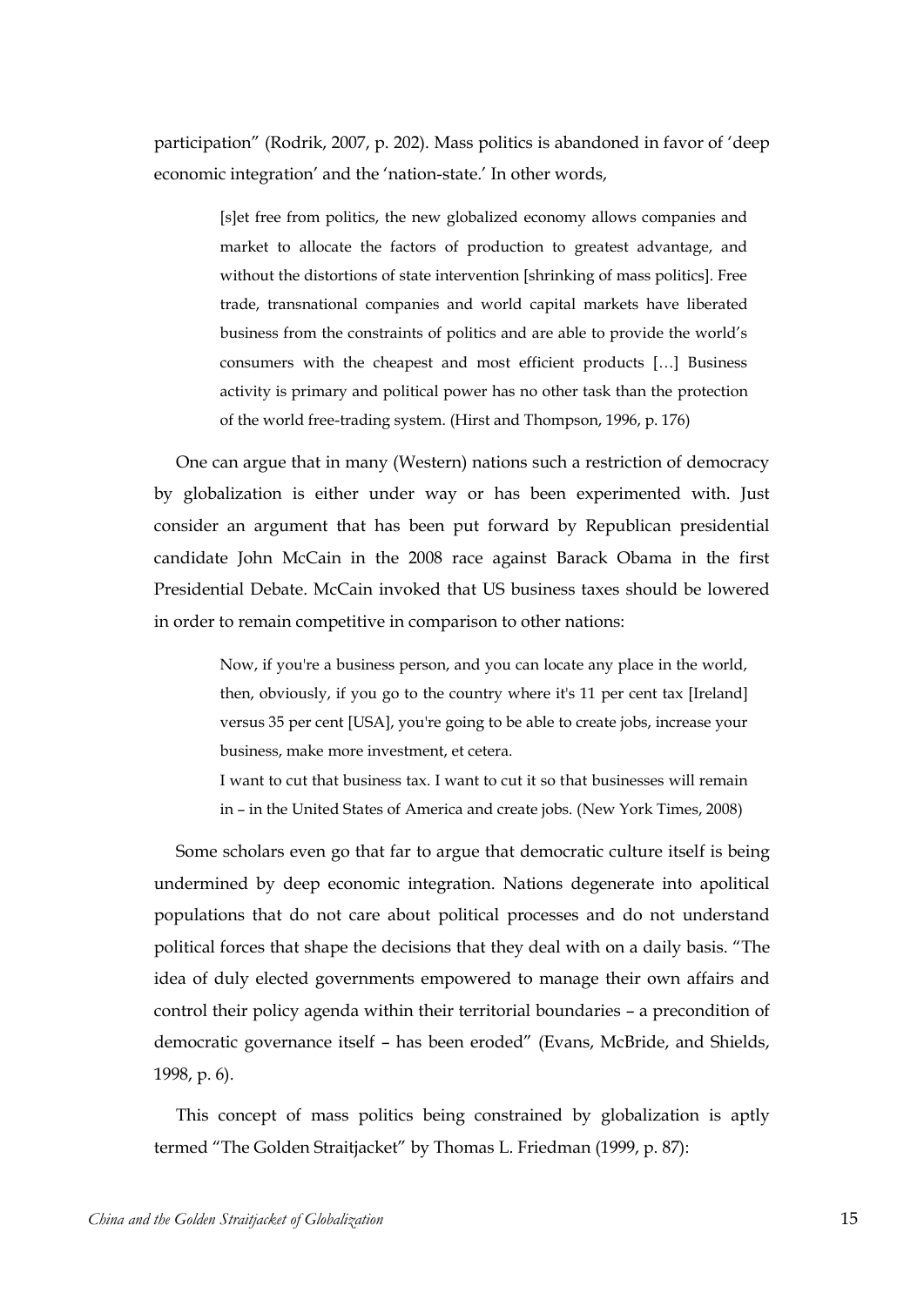participation" (Rodrik, 2007, p. 202). Mass politics is abandoned in favor of 'deep economic integration' and the 'nation-state.' In other words,

> [s]et free from politics, the new globalized economy allows companies and market to allocate the factors of production to greatest advantage, and without the distortions of state intervention [shrinking of mass politics]. Free trade, transnational companies and world capital markets have liberated business from the constraints of politics and are able to provide the world's consumers with the cheapest and most efficient products […] Business activity is primary and political power has no other task than the protection of the world free-trading system. (Hirst and Thompson, 1996, p. 176)

One can argue that in many (Western) nations such a restriction of democracy by globalization is either under way or has been experimented with. Just consider an argument that has been put forward by Republican presidential candidate John McCain in the 2008 race against Barack Obama in the first Presidential Debate. McCain invoked that US business taxes should be lowered in order to remain competitive in comparison to other nations:

> Now, if you're a business person, and you can locate any place in the world, then, obviously, if you go to the country where it's 11 per cent tax [Ireland] versus 35 per cent [USA], you're going to be able to create jobs, increase your business, make more investment, et cetera.
>
> I want to cut that business tax. I want to cut it so that businesses will remain in – in the United States of America and create jobs. (New York Times, 2008)

Some scholars even go that far to argue that democratic culture itself is being undermined by deep economic integration. Nations degenerate into apolitical populations that do not care about political processes and do not understand political forces that shape the decisions that they deal with on a daily basis. "The idea of duly elected governments empowered to manage their own affairs and control their policy agenda within their territorial boundaries – a precondition of democratic governance itself – has been eroded" (Evans, McBride, and Shields, 1998, p. 6).

This concept of mass politics being constrained by globalization is aptly termed "The Golden Straitjacket" by Thomas L. Friedman (1999, p. 87):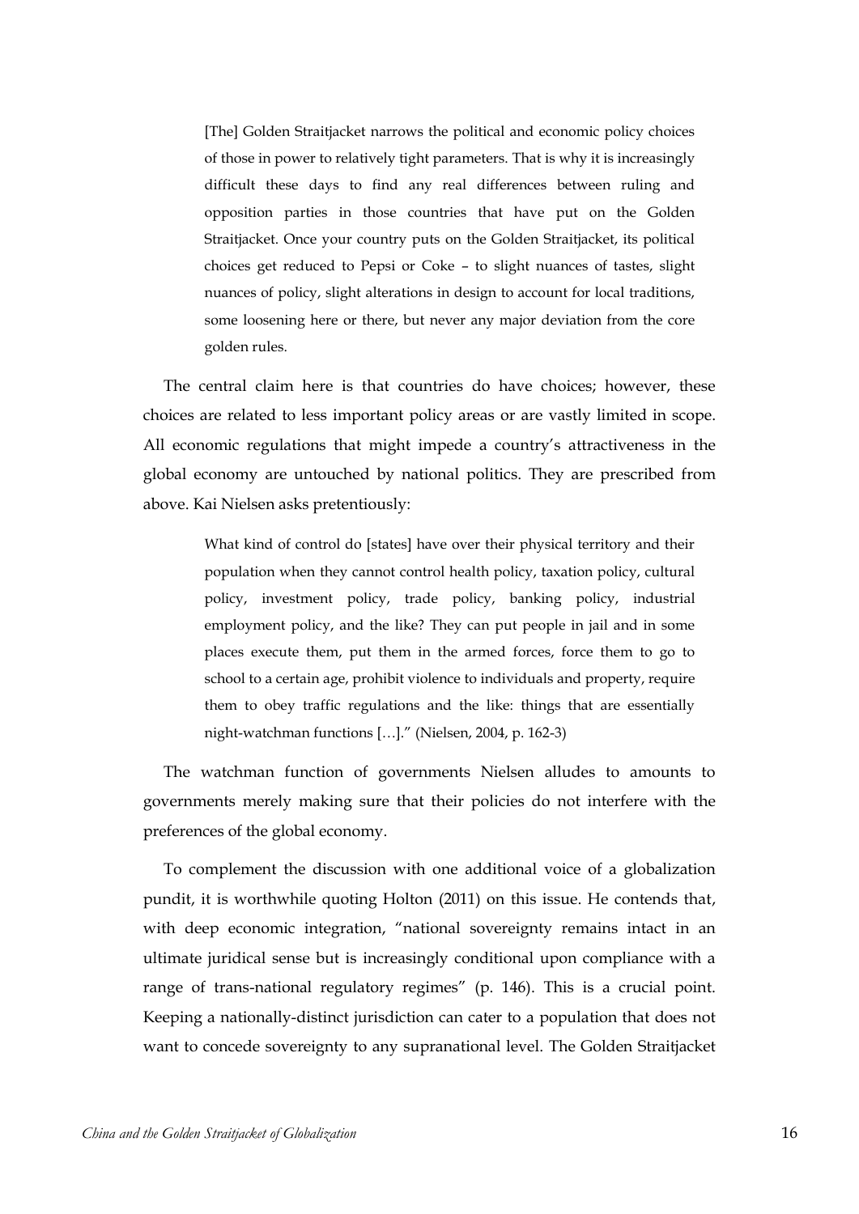> [The] Golden Straitjacket narrows the political and economic policy choices of those in power to relatively tight parameters. That is why it is increasingly difficult these days to find any real differences between ruling and opposition parties in those countries that have put on the Golden Straitjacket. Once your country puts on the Golden Straitjacket, its political choices get reduced to Pepsi or Coke – to slight nuances of tastes, slight nuances of policy, slight alterations in design to account for local traditions, some loosening here or there, but never any major deviation from the core golden rules.

The central claim here is that countries do have choices; however, these choices are related to less important policy areas or are vastly limited in scope. All economic regulations that might impede a country's attractiveness in the global economy are untouched by national politics. They are prescribed from above. Kai Nielsen asks pretentiously:

> What kind of control do [states] have over their physical territory and their population when they cannot control health policy, taxation policy, cultural policy, investment policy, trade policy, banking policy, industrial employment policy, and the like? They can put people in jail and in some places execute them, put them in the armed forces, force them to go to school to a certain age, prohibit violence to individuals and property, require them to obey traffic regulations and the like: things that are essentially night-watchman functions […]." (Nielsen, 2004, p. 162-3)

The watchman function of governments Nielsen alludes to amounts to governments merely making sure that their policies do not interfere with the preferences of the global economy.

To complement the discussion with one additional voice of a globalization pundit, it is worthwhile quoting Holton (2011) on this issue. He contends that, with deep economic integration, "national sovereignty remains intact in an ultimate juridical sense but is increasingly conditional upon compliance with a range of trans-national regulatory regimes" (p. 146). This is a crucial point. Keeping a nationally-distinct jurisdiction can cater to a population that does not want to concede sovereignty to any supranational level. The Golden Straitjacket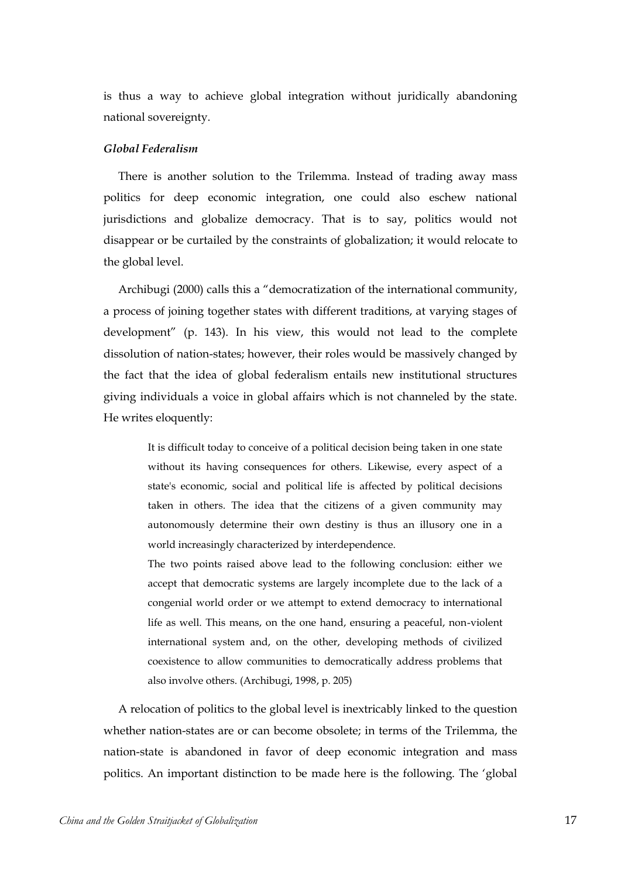is thus a way to achieve global integration without juridically abandoning national sovereignty.

### *Global Federalism*

There is another solution to the Trilemma. Instead of trading away mass politics for deep economic integration, one could also eschew national jurisdictions and globalize democracy. That is to say, politics would not disappear or be curtailed by the constraints of globalization; it would relocate to the global level.

Archibugi (2000) calls this a "democratization of the international community, a process of joining together states with different traditions, at varying stages of development" (p. 143). In his view, this would not lead to the complete dissolution of nation-states; however, their roles would be massively changed by the fact that the idea of global federalism entails new institutional structures giving individuals a voice in global affairs which is not channeled by the state. He writes eloquently:

> It is difficult today to conceive of a political decision being taken in one state without its having consequences for others. Likewise, every aspect of a state's economic, social and political life is affected by political decisions taken in others. The idea that the citizens of a given community may autonomously determine their own destiny is thus an illusory one in a world increasingly characterized by interdependence.
>
> The two points raised above lead to the following conclusion: either we accept that democratic systems are largely incomplete due to the lack of a congenial world order or we attempt to extend democracy to international life as well. This means, on the one hand, ensuring a peaceful, non-violent international system and, on the other, developing methods of civilized coexistence to allow communities to democratically address problems that also involve others. (Archibugi, 1998, p. 205)

A relocation of politics to the global level is inextricably linked to the question whether nation-states are or can become obsolete; in terms of the Trilemma, the nation-state is abandoned in favor of deep economic integration and mass politics. An important distinction to be made here is the following. The 'global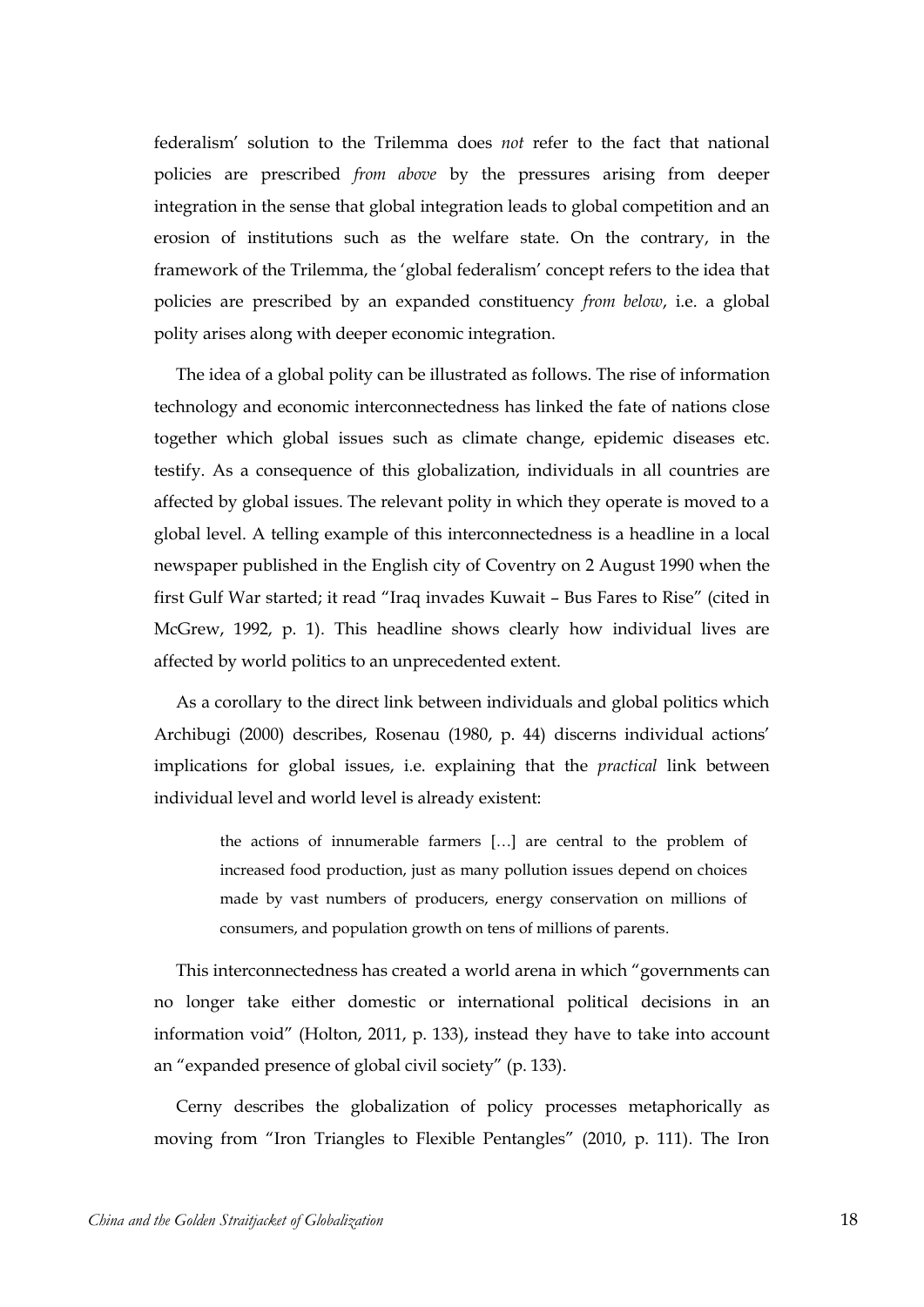federalism' solution to the Trilemma does *not* refer to the fact that national policies are prescribed *from above* by the pressures arising from deeper integration in the sense that global integration leads to global competition and an erosion of institutions such as the welfare state. On the contrary, in the framework of the Trilemma, the 'global federalism' concept refers to the idea that policies are prescribed by an expanded constituency *from below*, i.e. a global polity arises along with deeper economic integration.

The idea of a global polity can be illustrated as follows. The rise of information technology and economic interconnectedness has linked the fate of nations close together which global issues such as climate change, epidemic diseases etc. testify. As a consequence of this globalization, individuals in all countries are affected by global issues. The relevant polity in which they operate is moved to a global level. A telling example of this interconnectedness is a headline in a local newspaper published in the English city of Coventry on 2 August 1990 when the first Gulf War started; it read "Iraq invades Kuwait – Bus Fares to Rise" (cited in McGrew, 1992, p. 1). This headline shows clearly how individual lives are affected by world politics to an unprecedented extent.

As a corollary to the direct link between individuals and global politics which Archibugi (2000) describes, Rosenau (1980, p. 44) discerns individual actions' implications for global issues, i.e. explaining that the *practical* link between individual level and world level is already existent:

> the actions of innumerable farmers […] are central to the problem of increased food production, just as many pollution issues depend on choices made by vast numbers of producers, energy conservation on millions of consumers, and population growth on tens of millions of parents.

This interconnectedness has created a world arena in which "governments can no longer take either domestic or international political decisions in an information void" (Holton, 2011, p. 133), instead they have to take into account an "expanded presence of global civil society" (p. 133).

Cerny describes the globalization of policy processes metaphorically as moving from "Iron Triangles to Flexible Pentangles" (2010, p. 111). The Iron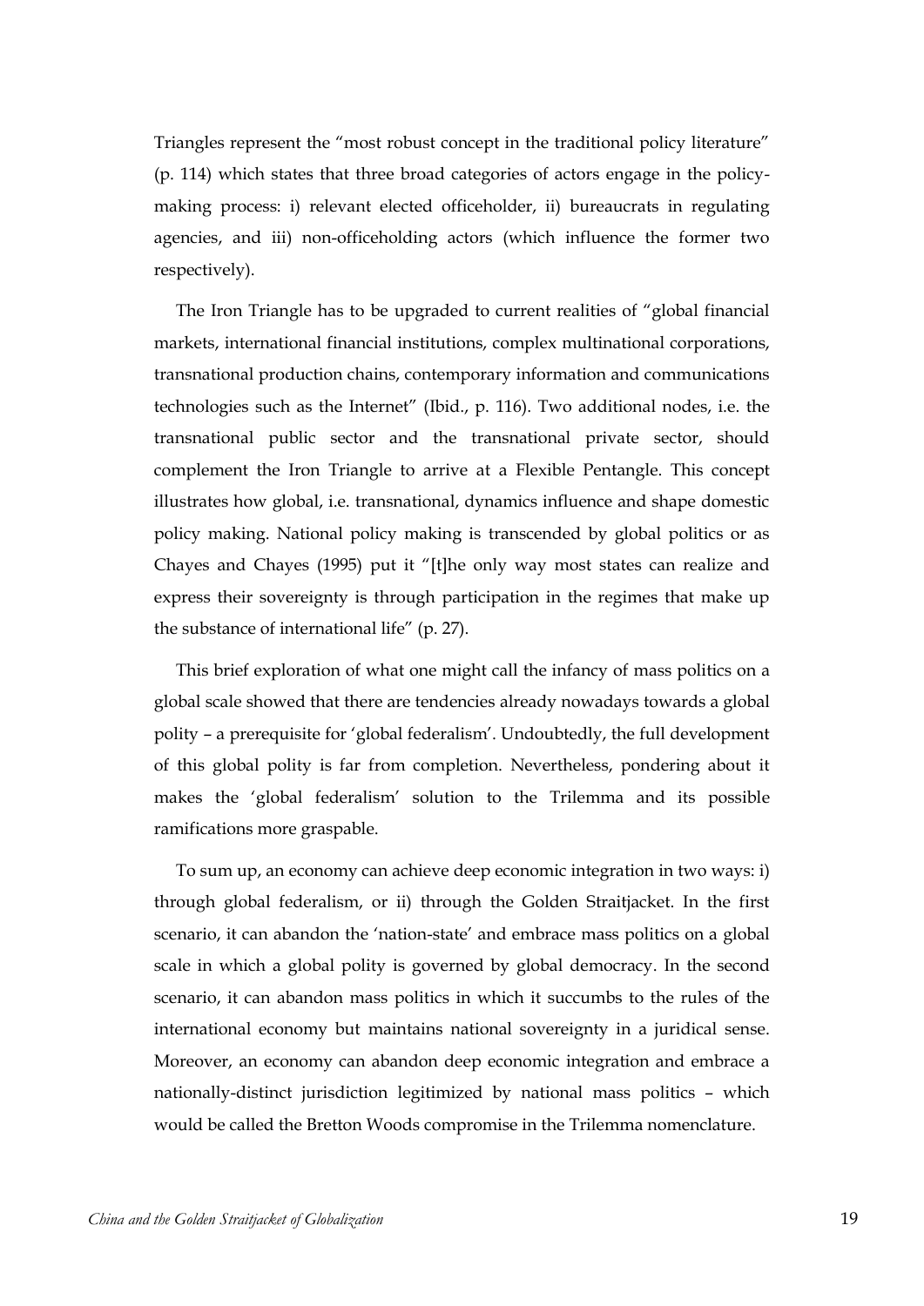Triangles represent the "most robust concept in the traditional policy literature" (p. 114) which states that three broad categories of actors engage in the policy-making process: i) relevant elected officeholder, ii) bureaucrats in regulating agencies, and iii) non-officeholding actors (which influence the former two respectively).

The Iron Triangle has to be upgraded to current realities of "global financial markets, international financial institutions, complex multinational corporations, transnational production chains, contemporary information and communications technologies such as the Internet" (Ibid., p. 116). Two additional nodes, i.e. the transnational public sector and the transnational private sector, should complement the Iron Triangle to arrive at a Flexible Pentangle. This concept illustrates how global, i.e. transnational, dynamics influence and shape domestic policy making. National policy making is transcended by global politics or as Chayes and Chayes (1995) put it "[t]he only way most states can realize and express their sovereignty is through participation in the regimes that make up the substance of international life" (p. 27).

This brief exploration of what one might call the infancy of mass politics on a global scale showed that there are tendencies already nowadays towards a global polity – a prerequisite for 'global federalism'. Undoubtedly, the full development of this global polity is far from completion. Nevertheless, pondering about it makes the 'global federalism' solution to the Trilemma and its possible ramifications more graspable.

To sum up, an economy can achieve deep economic integration in two ways: i) through global federalism, or ii) through the Golden Straitjacket. In the first scenario, it can abandon the 'nation-state' and embrace mass politics on a global scale in which a global polity is governed by global democracy. In the second scenario, it can abandon mass politics in which it succumbs to the rules of the international economy but maintains national sovereignty in a juridical sense. Moreover, an economy can abandon deep economic integration and embrace a nationally-distinct jurisdiction legitimized by national mass politics – which would be called the Bretton Woods compromise in the Trilemma nomenclature.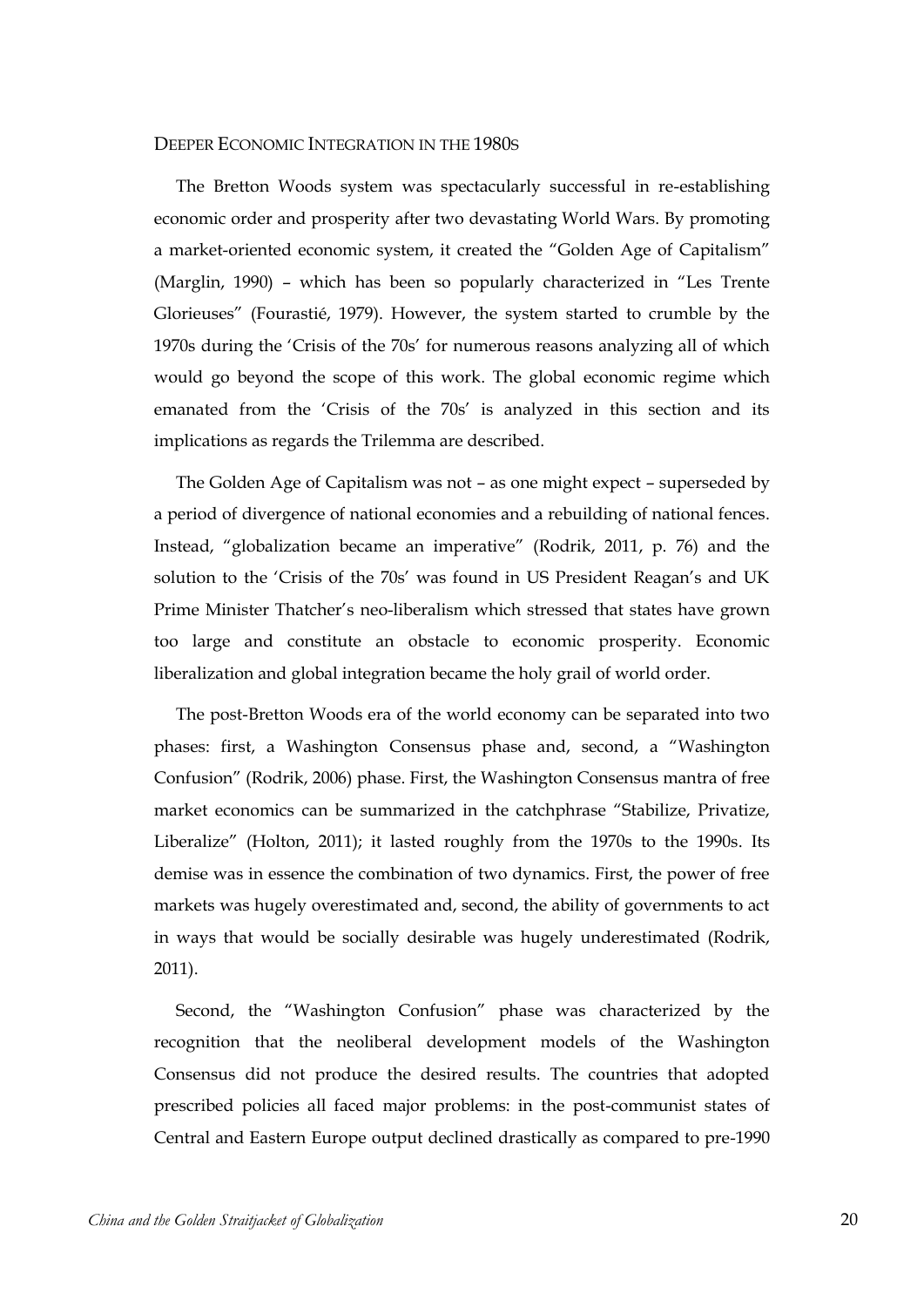## Deeper Economic Integration in the 1980s

The Bretton Woods system was spectacularly successful in re-establishing economic order and prosperity after two devastating World Wars. By promoting a market-oriented economic system, it created the "Golden Age of Capitalism" (Marglin, 1990) – which has been so popularly characterized in "Les Trente Glorieuses" (Fourastié, 1979). However, the system started to crumble by the 1970s during the 'Crisis of the 70s' for numerous reasons analyzing all of which would go beyond the scope of this work. The global economic regime which emanated from the 'Crisis of the 70s' is analyzed in this section and its implications as regards the Trilemma are described.

The Golden Age of Capitalism was not – as one might expect – superseded by a period of divergence of national economies and a rebuilding of national fences. Instead, "globalization became an imperative" (Rodrik, 2011, p. 76) and the solution to the 'Crisis of the 70s' was found in US President Reagan's and UK Prime Minister Thatcher's neo-liberalism which stressed that states have grown too large and constitute an obstacle to economic prosperity. Economic liberalization and global integration became the holy grail of world order.

The post-Bretton Woods era of the world economy can be separated into two phases: first, a Washington Consensus phase and, second, a "Washington Confusion" (Rodrik, 2006) phase. First, the Washington Consensus mantra of free market economics can be summarized in the catchphrase "Stabilize, Privatize, Liberalize" (Holton, 2011); it lasted roughly from the 1970s to the 1990s. Its demise was in essence the combination of two dynamics. First, the power of free markets was hugely overestimated and, second, the ability of governments to act in ways that would be socially desirable was hugely underestimated (Rodrik, 2011).

Second, the "Washington Confusion" phase was characterized by the recognition that the neoliberal development models of the Washington Consensus did not produce the desired results. The countries that adopted prescribed policies all faced major problems: in the post-communist states of Central and Eastern Europe output declined drastically as compared to pre-1990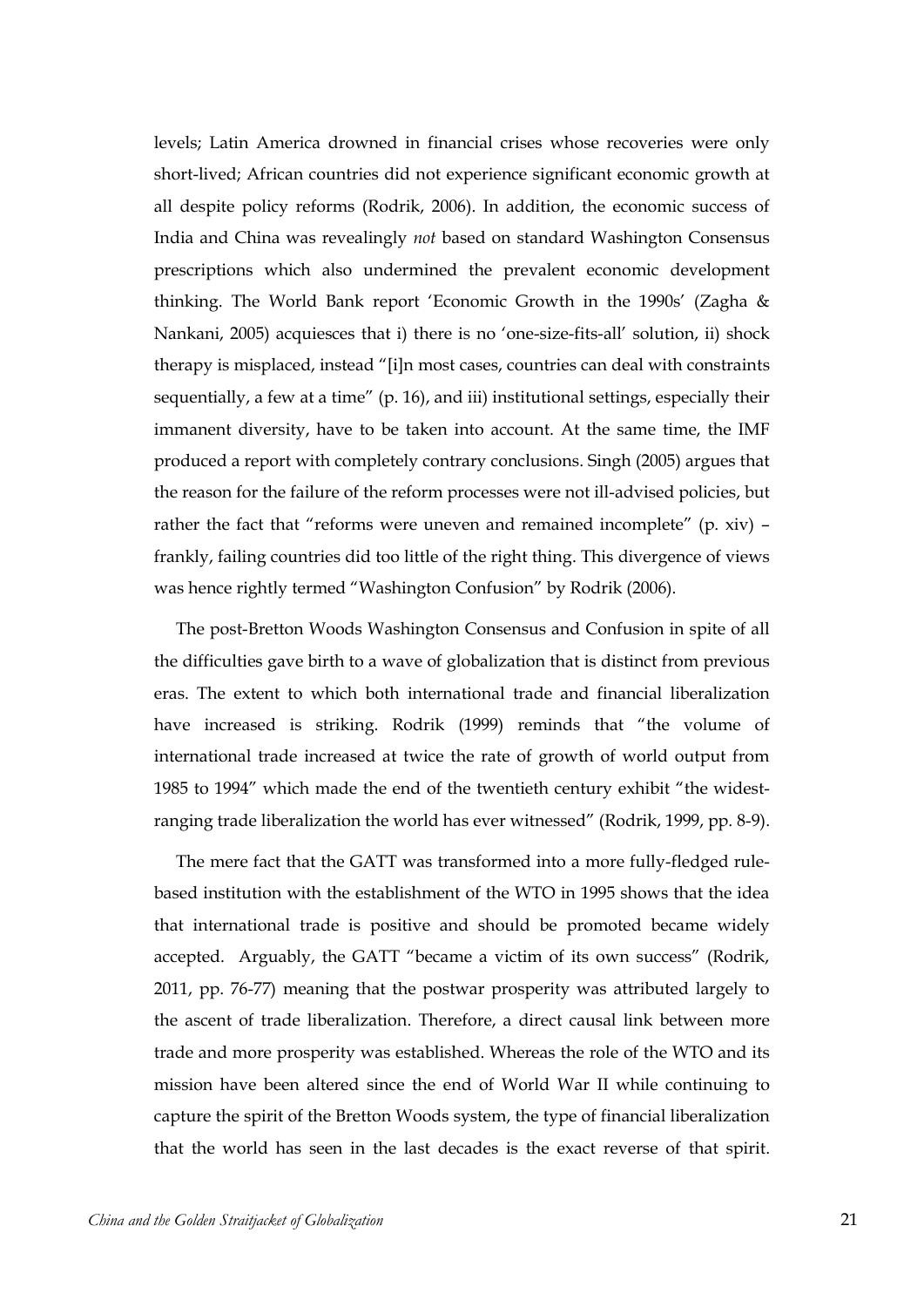levels; Latin America drowned in financial crises whose recoveries were only short-lived; African countries did not experience significant economic growth at all despite policy reforms (Rodrik, 2006). In addition, the economic success of India and China was revealingly *not* based on standard Washington Consensus prescriptions which also undermined the prevalent economic development thinking. The World Bank report 'Economic Growth in the 1990s' (Zagha & Nankani, 2005) acquiesces that i) there is no 'one-size-fits-all' solution, ii) shock therapy is misplaced, instead "[i]n most cases, countries can deal with constraints sequentially, a few at a time" (p. 16), and iii) institutional settings, especially their immanent diversity, have to be taken into account. At the same time, the IMF produced a report with completely contrary conclusions. Singh (2005) argues that the reason for the failure of the reform processes were not ill-advised policies, but rather the fact that "reforms were uneven and remained incomplete" (p. xiv) – frankly, failing countries did too little of the right thing. This divergence of views was hence rightly termed "Washington Confusion" by Rodrik (2006).

The post-Bretton Woods Washington Consensus and Confusion in spite of all the difficulties gave birth to a wave of globalization that is distinct from previous eras. The extent to which both international trade and financial liberalization have increased is striking. Rodrik (1999) reminds that "the volume of international trade increased at twice the rate of growth of world output from 1985 to 1994" which made the end of the twentieth century exhibit "the widest-ranging trade liberalization the world has ever witnessed" (Rodrik, 1999, pp. 8-9).

The mere fact that the GATT was transformed into a more fully-fledged rule-based institution with the establishment of the WTO in 1995 shows that the idea that international trade is positive and should be promoted became widely accepted. Arguably, the GATT "became a victim of its own success" (Rodrik, 2011, pp. 76-77) meaning that the postwar prosperity was attributed largely to the ascent of trade liberalization. Therefore, a direct causal link between more trade and more prosperity was established. Whereas the role of the WTO and its mission have been altered since the end of World War II while continuing to capture the spirit of the Bretton Woods system, the type of financial liberalization that the world has seen in the last decades is the exact reverse of that spirit.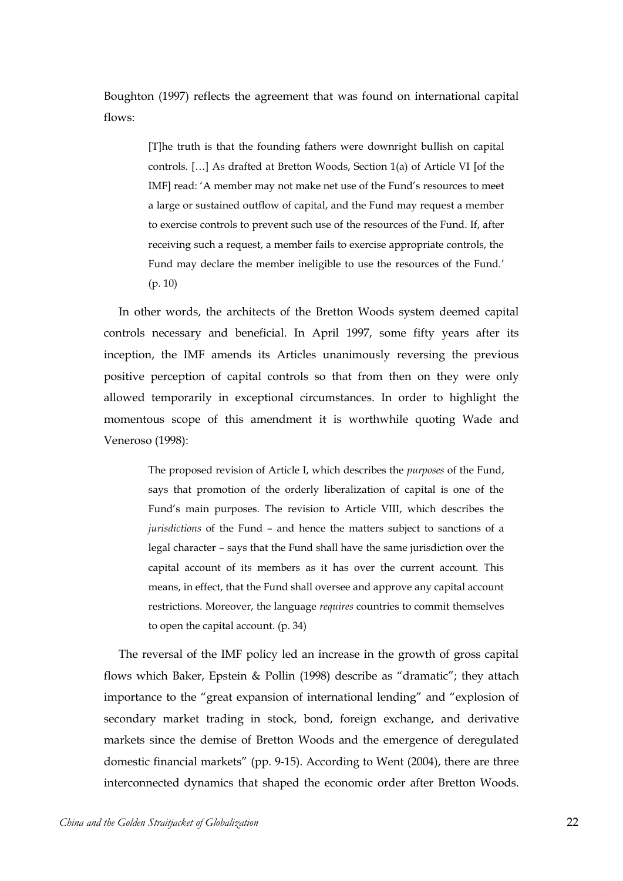Boughton (1997) reflects the agreement that was found on international capital flows:

> [T]he truth is that the founding fathers were downright bullish on capital controls. […] As drafted at Bretton Woods, Section 1(a) of Article VI [of the IMF] read: 'A member may not make net use of the Fund's resources to meet a large or sustained outflow of capital, and the Fund may request a member to exercise controls to prevent such use of the resources of the Fund. If, after receiving such a request, a member fails to exercise appropriate controls, the Fund may declare the member ineligible to use the resources of the Fund.' (p. 10)

In other words, the architects of the Bretton Woods system deemed capital controls necessary and beneficial. In April 1997, some fifty years after its inception, the IMF amends its Articles unanimously reversing the previous positive perception of capital controls so that from then on they were only allowed temporarily in exceptional circumstances. In order to highlight the momentous scope of this amendment it is worthwhile quoting Wade and Veneroso (1998):

> The proposed revision of Article I, which describes the *purposes* of the Fund, says that promotion of the orderly liberalization of capital is one of the Fund's main purposes. The revision to Article VIII, which describes the *jurisdictions* of the Fund – and hence the matters subject to sanctions of a legal character – says that the Fund shall have the same jurisdiction over the capital account of its members as it has over the current account. This means, in effect, that the Fund shall oversee and approve any capital account restrictions. Moreover, the language *requires* countries to commit themselves to open the capital account. (p. 34)

The reversal of the IMF policy led an increase in the growth of gross capital flows which Baker, Epstein & Pollin (1998) describe as "dramatic"; they attach importance to the "great expansion of international lending" and "explosion of secondary market trading in stock, bond, foreign exchange, and derivative markets since the demise of Bretton Woods and the emergence of deregulated domestic financial markets" (pp. 9-15). According to Went (2004), there are three interconnected dynamics that shaped the economic order after Bretton Woods.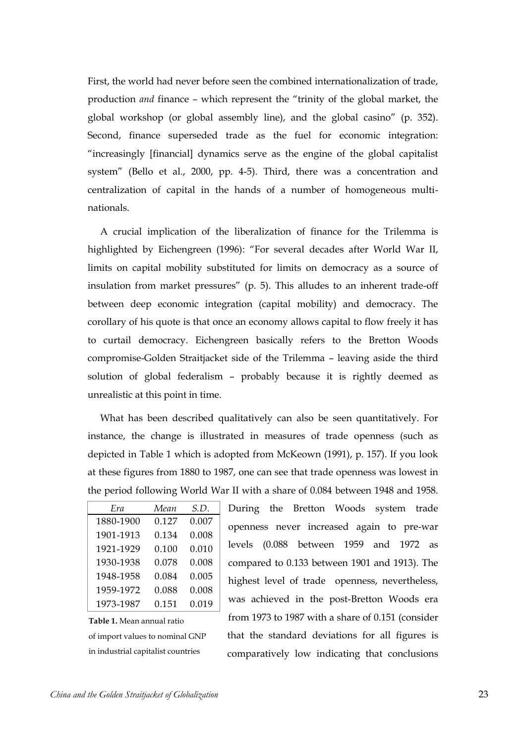First, the world had never before seen the combined internationalization of trade, production *and* finance – which represent the "trinity of the global market, the global workshop (or global assembly line), and the global casino" (p. 352). Second, finance superseded trade as the fuel for economic integration: "increasingly [financial] dynamics serve as the engine of the global capitalist system" (Bello et al., 2000, pp. 4-5). Third, there was a concentration and centralization of capital in the hands of a number of homogeneous multi-nationals.

A crucial implication of the liberalization of finance for the Trilemma is highlighted by Eichengreen (1996): "For several decades after World War II, limits on capital mobility substituted for limits on democracy as a source of insulation from market pressures" (p. 5). This alludes to an inherent trade-off between deep economic integration (capital mobility) and democracy. The corollary of his quote is that once an economy allows capital to flow freely it has to curtail democracy. Eichengreen basically refers to the Bretton Woods compromise-Golden Straitjacket side of the Trilemma – leaving aside the third solution of global federalism – probably because it is rightly deemed as unrealistic at this point in time.

What has been described qualitatively can also be seen quantitatively. For instance, the change is illustrated in measures of trade openness (such as depicted in Table 1 which is adopted from McKeown (1991), p. 157). If you look at these figures from 1880 to 1987, one can see that trade openness was lowest in the period following World War II with a share of 0.084 between 1948 and 1958.

| *Era* | *Mean* | *S.D.* |
|---|---|---|
| 1880-1900 | 0.127 | 0.007 |
| 1901-1913 | 0.134 | 0.008 |
| 1921-1929 | 0.100 | 0.010 |
| 1930-1938 | 0.078 | 0.008 |
| 1948-1958 | 0.084 | 0.005 |
| 1959-1972 | 0.088 | 0.008 |
| 1973-1987 | 0.151 | 0.019 |

**Table 1.** Mean annual ratio of import values to nominal GNP in industrial capitalist countries

During the Bretton Woods system trade openness never increased again to pre-war levels (0.088 between 1959 and 1972 as compared to 0.133 between 1901 and 1913). The highest level of trade openness, nevertheless, was achieved in the post-Bretton Woods era from 1973 to 1987 with a share of 0.151 (consider that the standard deviations for all figures is comparatively low indicating that conclusions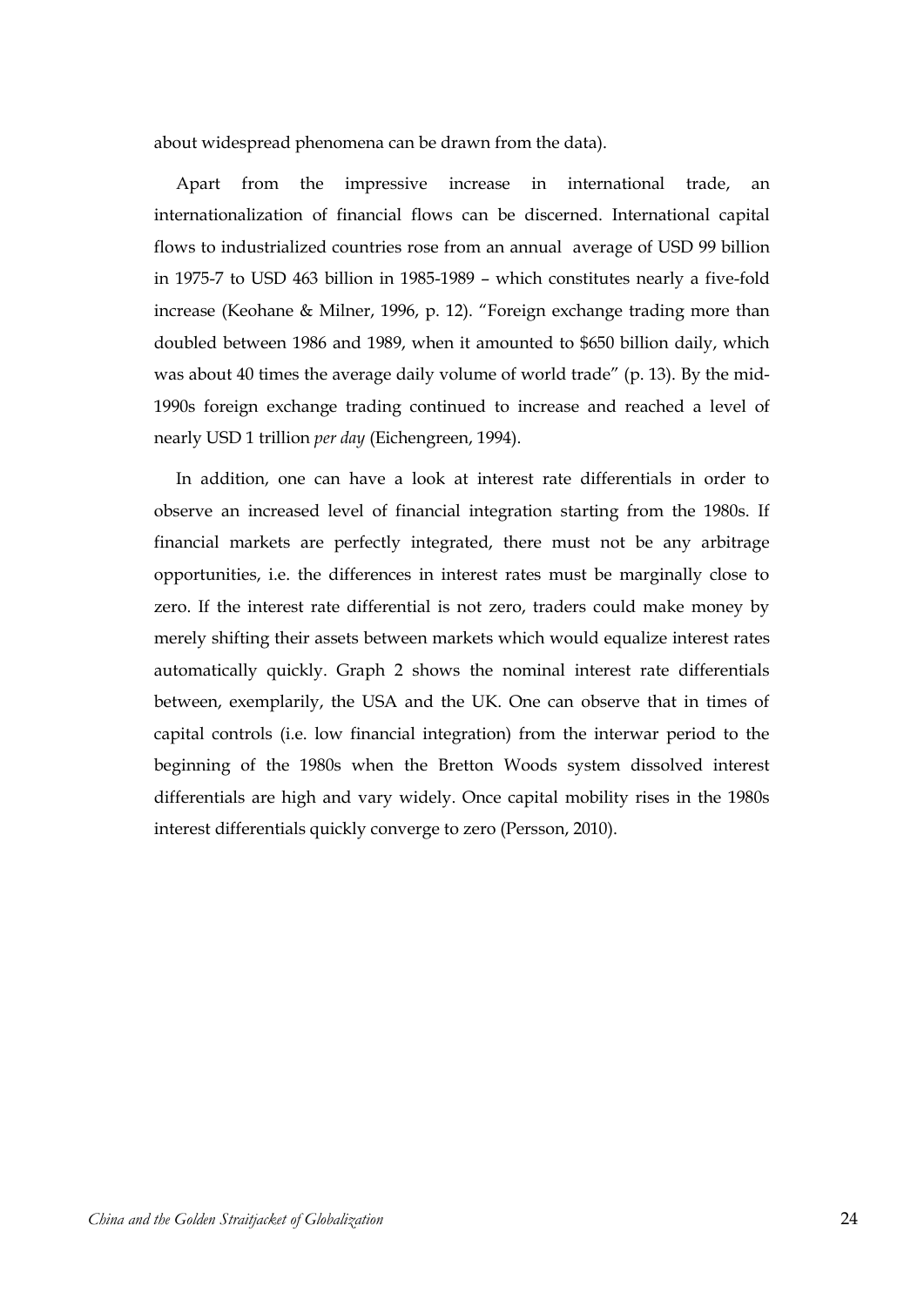about widespread phenomena can be drawn from the data).

Apart from the impressive increase in international trade, an internationalization of financial flows can be discerned. International capital flows to industrialized countries rose from an annual average of USD 99 billion in 1975-7 to USD 463 billion in 1985-1989 – which constitutes nearly a five-fold increase (Keohane & Milner, 1996, p. 12). "Foreign exchange trading more than doubled between 1986 and 1989, when it amounted to $650 billion daily, which was about 40 times the average daily volume of world trade" (p. 13). By the mid-1990s foreign exchange trading continued to increase and reached a level of nearly USD 1 trillion *per day* (Eichengreen, 1994).

In addition, one can have a look at interest rate differentials in order to observe an increased level of financial integration starting from the 1980s. If financial markets are perfectly integrated, there must not be any arbitrage opportunities, i.e. the differences in interest rates must be marginally close to zero. If the interest rate differential is not zero, traders could make money by merely shifting their assets between markets which would equalize interest rates automatically quickly. Graph 2 shows the nominal interest rate differentials between, exemplarily, the USA and the UK. One can observe that in times of capital controls (i.e. low financial integration) from the interwar period to the beginning of the 1980s when the Bretton Woods system dissolved interest differentials are high and vary widely. Once capital mobility rises in the 1980s interest differentials quickly converge to zero (Persson, 2010).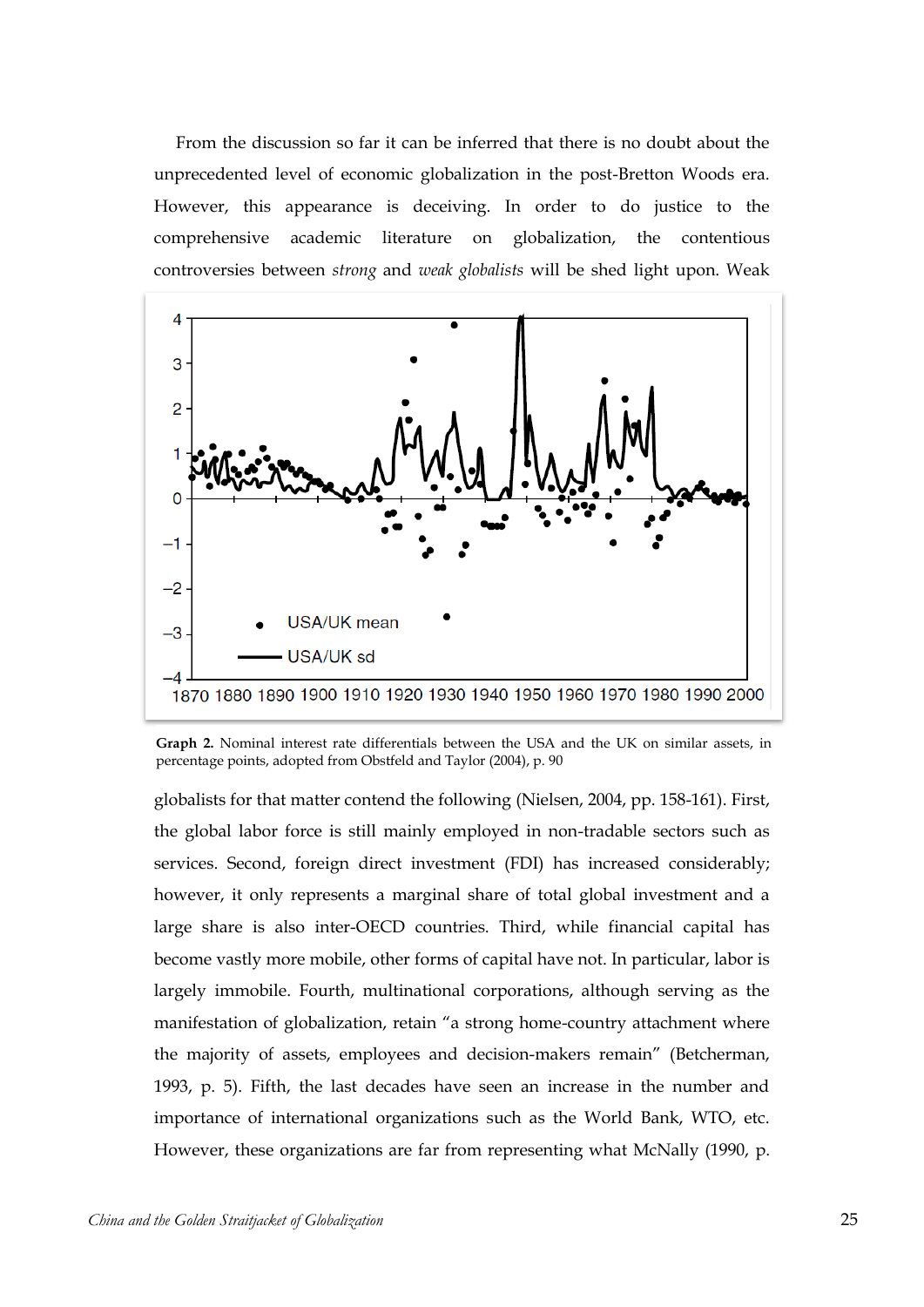From the discussion so far it can be inferred that there is no doubt about the unprecedented level of economic globalization in the post-Bretton Woods era. However, this appearance is deceiving. In order to do justice to the comprehensive academic literature on globalization, the contentious controversies between *strong* and *weak globalists* will be shed light upon. Weak globalists for that matter contend the following (Nielsen, 2004, pp. 158-161). First, the global labor force is still mainly employed in non-tradable sectors such as services. Second, foreign direct investment (FDI) has increased considerably; however, it only represents a marginal share of total global investment and a large share is also inter-OECD countries. Third, while financial capital has become vastly more mobile, other forms of capital have not. In particular, labor is largely immobile. Fourth, multinational corporations, although serving as the manifestation of globalization, retain "a strong home-country attachment where the majority of assets, employees and decision-makers remain" (Betcherman, 1993, p. 5). Fifth, the last decades have seen an increase in the number and importance of international organizations such as the World Bank, WTO, etc. However, these organizations are far from representing what McNally (1990, p.

**Graph 2.** Nominal interest rate differentials between the USA and the UK on similar assets, in percentage points, adopted from Obstfeld and Taylor (2004), p. 90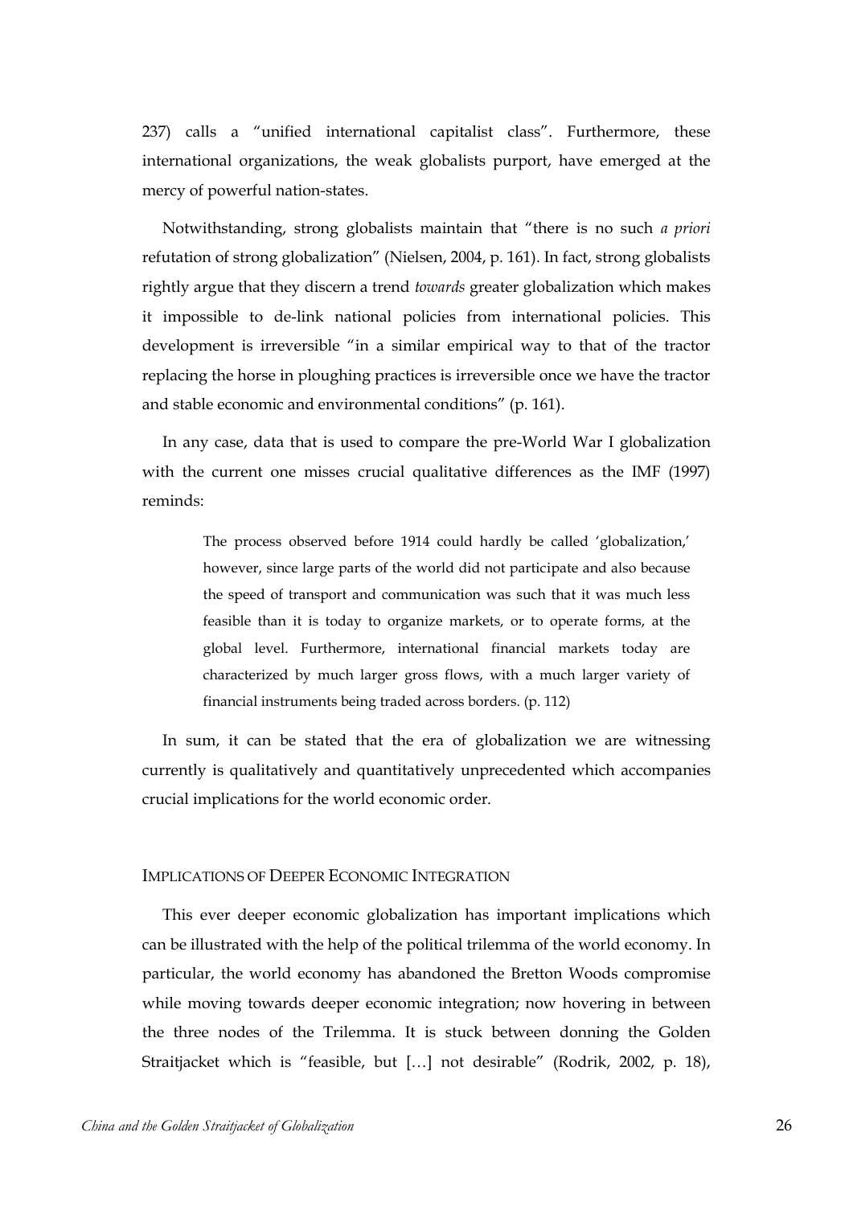237) calls a "unified international capitalist class". Furthermore, these international organizations, the weak globalists purport, have emerged at the mercy of powerful nation-states.

Notwithstanding, strong globalists maintain that "there is no such *a priori* refutation of strong globalization" (Nielsen, 2004, p. 161). In fact, strong globalists rightly argue that they discern a trend *towards* greater globalization which makes it impossible to de-link national policies from international policies. This development is irreversible "in a similar empirical way to that of the tractor replacing the horse in ploughing practices is irreversible once we have the tractor and stable economic and environmental conditions" (p. 161).

In any case, data that is used to compare the pre-World War I globalization with the current one misses crucial qualitative differences as the IMF (1997) reminds:

> The process observed before 1914 could hardly be called 'globalization,' however, since large parts of the world did not participate and also because the speed of transport and communication was such that it was much less feasible than it is today to organize markets, or to operate forms, at the global level. Furthermore, international financial markets today are characterized by much larger gross flows, with a much larger variety of financial instruments being traded across borders. (p. 112)

In sum, it can be stated that the era of globalization we are witnessing currently is qualitatively and quantitatively unprecedented which accompanies crucial implications for the world economic order.

## Implications of Deeper Economic Integration

This ever deeper economic globalization has important implications which can be illustrated with the help of the political trilemma of the world economy. In particular, the world economy has abandoned the Bretton Woods compromise while moving towards deeper economic integration; now hovering in between the three nodes of the Trilemma. It is stuck between donning the Golden Straitjacket which is "feasible, but […] not desirable" (Rodrik, 2002, p. 18),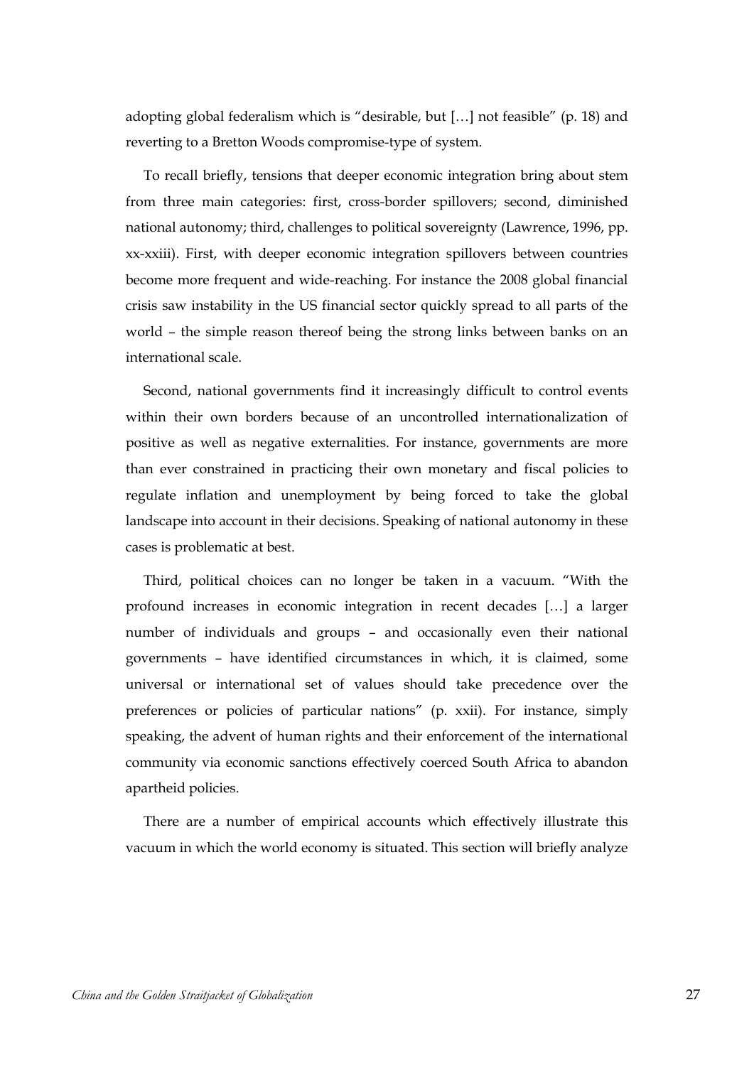adopting global federalism which is "desirable, but […] not feasible" (p. 18) and reverting to a Bretton Woods compromise-type of system.

To recall briefly, tensions that deeper economic integration bring about stem from three main categories: first, cross-border spillovers; second, diminished national autonomy; third, challenges to political sovereignty (Lawrence, 1996, pp. xx-xxiii). First, with deeper economic integration spillovers between countries become more frequent and wide-reaching. For instance the 2008 global financial crisis saw instability in the US financial sector quickly spread to all parts of the world – the simple reason thereof being the strong links between banks on an international scale.

Second, national governments find it increasingly difficult to control events within their own borders because of an uncontrolled internationalization of positive as well as negative externalities. For instance, governments are more than ever constrained in practicing their own monetary and fiscal policies to regulate inflation and unemployment by being forced to take the global landscape into account in their decisions. Speaking of national autonomy in these cases is problematic at best.

Third, political choices can no longer be taken in a vacuum. "With the profound increases in economic integration in recent decades […] a larger number of individuals and groups – and occasionally even their national governments – have identified circumstances in which, it is claimed, some universal or international set of values should take precedence over the preferences or policies of particular nations" (p. xxii). For instance, simply speaking, the advent of human rights and their enforcement of the international community via economic sanctions effectively coerced South Africa to abandon apartheid policies.

There are a number of empirical accounts which effectively illustrate this vacuum in which the world economy is situated. This section will briefly analyze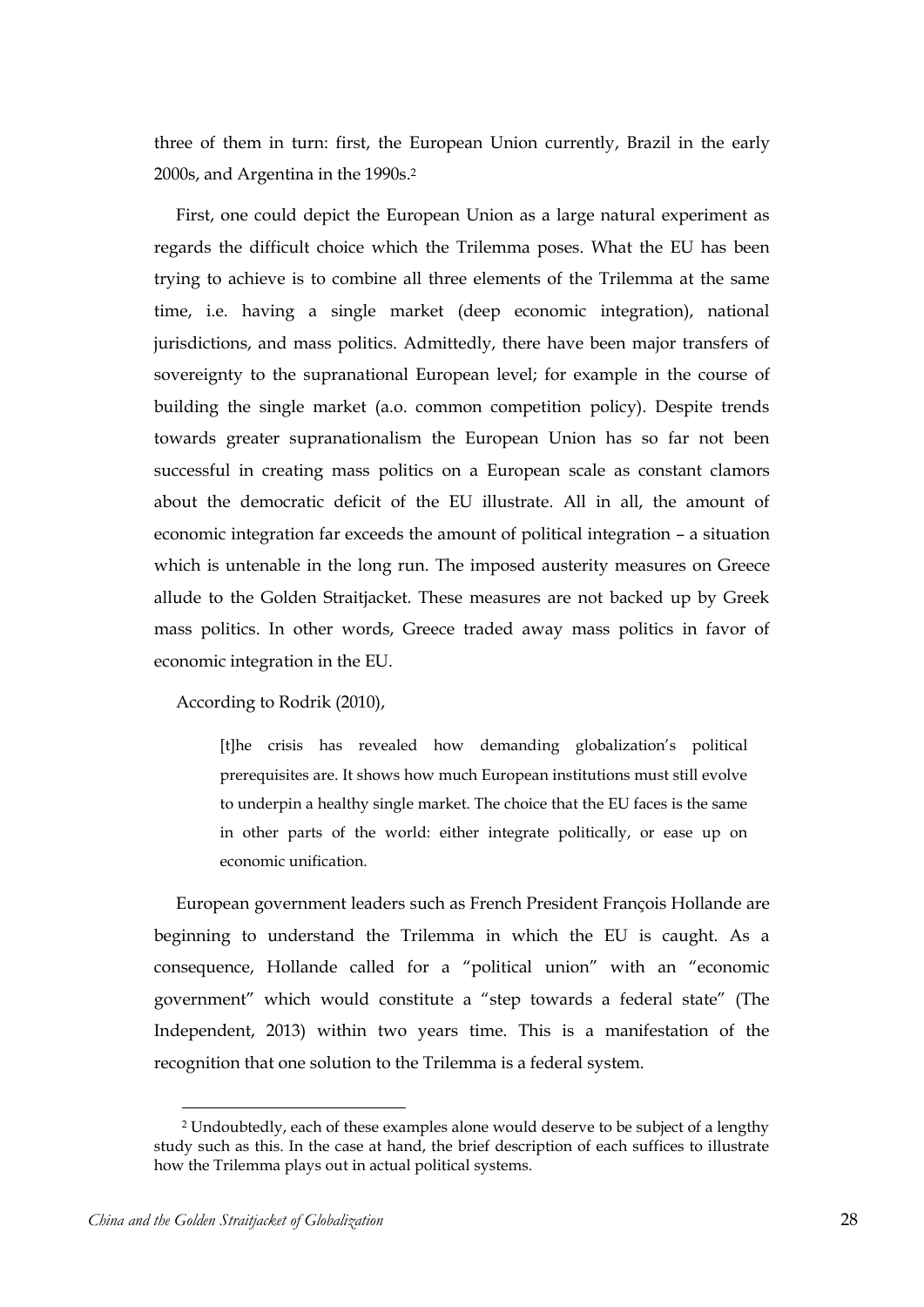three of them in turn: first, the European Union currently, Brazil in the early 2000s, and Argentina in the 1990s.[2]

First, one could depict the European Union as a large natural experiment as regards the difficult choice which the Trilemma poses. What the EU has been trying to achieve is to combine all three elements of the Trilemma at the same time, i.e. having a single market (deep economic integration), national jurisdictions, and mass politics. Admittedly, there have been major transfers of sovereignty to the supranational European level; for example in the course of building the single market (a.o. common competition policy). Despite trends towards greater supranationalism the European Union has so far not been successful in creating mass politics on a European scale as constant clamors about the democratic deficit of the EU illustrate. All in all, the amount of economic integration far exceeds the amount of political integration – a situation which is untenable in the long run. The imposed austerity measures on Greece allude to the Golden Straitjacket. These measures are not backed up by Greek mass politics. In other words, Greece traded away mass politics in favor of economic integration in the EU.

According to Rodrik (2010),

> [t]he crisis has revealed how demanding globalization's political prerequisites are. It shows how much European institutions must still evolve to underpin a healthy single market. The choice that the EU faces is the same in other parts of the world: either integrate politically, or ease up on economic unification.

European government leaders such as French President François Hollande are beginning to understand the Trilemma in which the EU is caught. As a consequence, Hollande called for a "political union" with an "economic government" which would constitute a "step towards a federal state" (The Independent, 2013) within two years time. This is a manifestation of the recognition that one solution to the Trilemma is a federal system.

[2] Undoubtedly, each of these examples alone would deserve to be subject of a lengthy study such as this. In the case at hand, the brief description of each suffices to illustrate how the Trilemma plays out in actual political systems.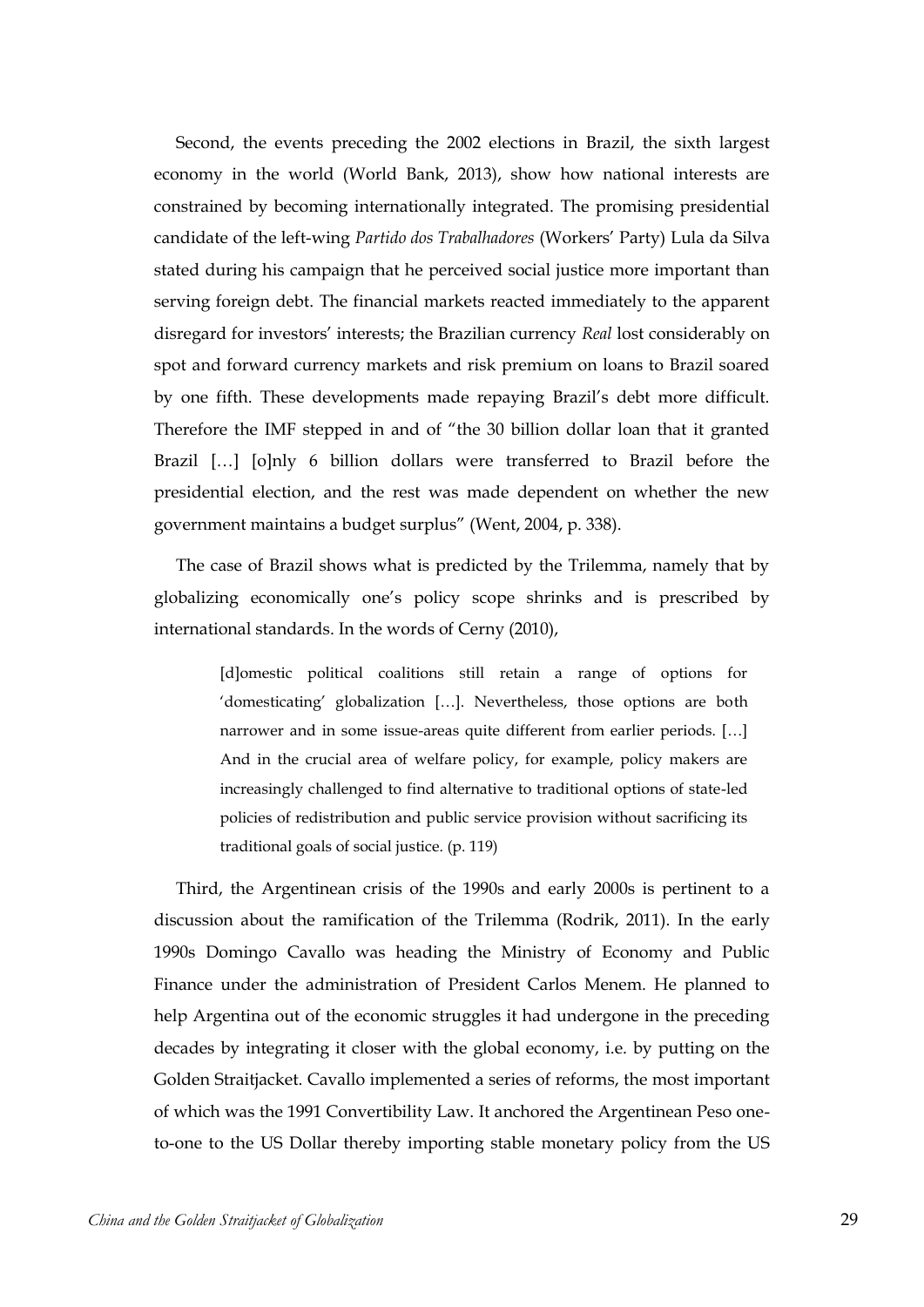Second, the events preceding the 2002 elections in Brazil, the sixth largest economy in the world (World Bank, 2013), show how national interests are constrained by becoming internationally integrated. The promising presidential candidate of the left-wing *Partido dos Trabalhadores* (Workers' Party) Lula da Silva stated during his campaign that he perceived social justice more important than serving foreign debt. The financial markets reacted immediately to the apparent disregard for investors' interests; the Brazilian currency *Real* lost considerably on spot and forward currency markets and risk premium on loans to Brazil soared by one fifth. These developments made repaying Brazil's debt more difficult. Therefore the IMF stepped in and of "the 30 billion dollar loan that it granted Brazil […] [o]nly 6 billion dollars were transferred to Brazil before the presidential election, and the rest was made dependent on whether the new government maintains a budget surplus" (Went, 2004, p. 338).

The case of Brazil shows what is predicted by the Trilemma, namely that by globalizing economically one's policy scope shrinks and is prescribed by international standards. In the words of Cerny (2010),

> [d]omestic political coalitions still retain a range of options for 'domesticating' globalization […]. Nevertheless, those options are both narrower and in some issue-areas quite different from earlier periods. […] And in the crucial area of welfare policy, for example, policy makers are increasingly challenged to find alternative to traditional options of state-led policies of redistribution and public service provision without sacrificing its traditional goals of social justice. (p. 119)

Third, the Argentinean crisis of the 1990s and early 2000s is pertinent to a discussion about the ramification of the Trilemma (Rodrik, 2011). In the early 1990s Domingo Cavallo was heading the Ministry of Economy and Public Finance under the administration of President Carlos Menem. He planned to help Argentina out of the economic struggles it had undergone in the preceding decades by integrating it closer with the global economy, i.e. by putting on the Golden Straitjacket. Cavallo implemented a series of reforms, the most important of which was the 1991 Convertibility Law. It anchored the Argentinean Peso one-to-one to the US Dollar thereby importing stable monetary policy from the US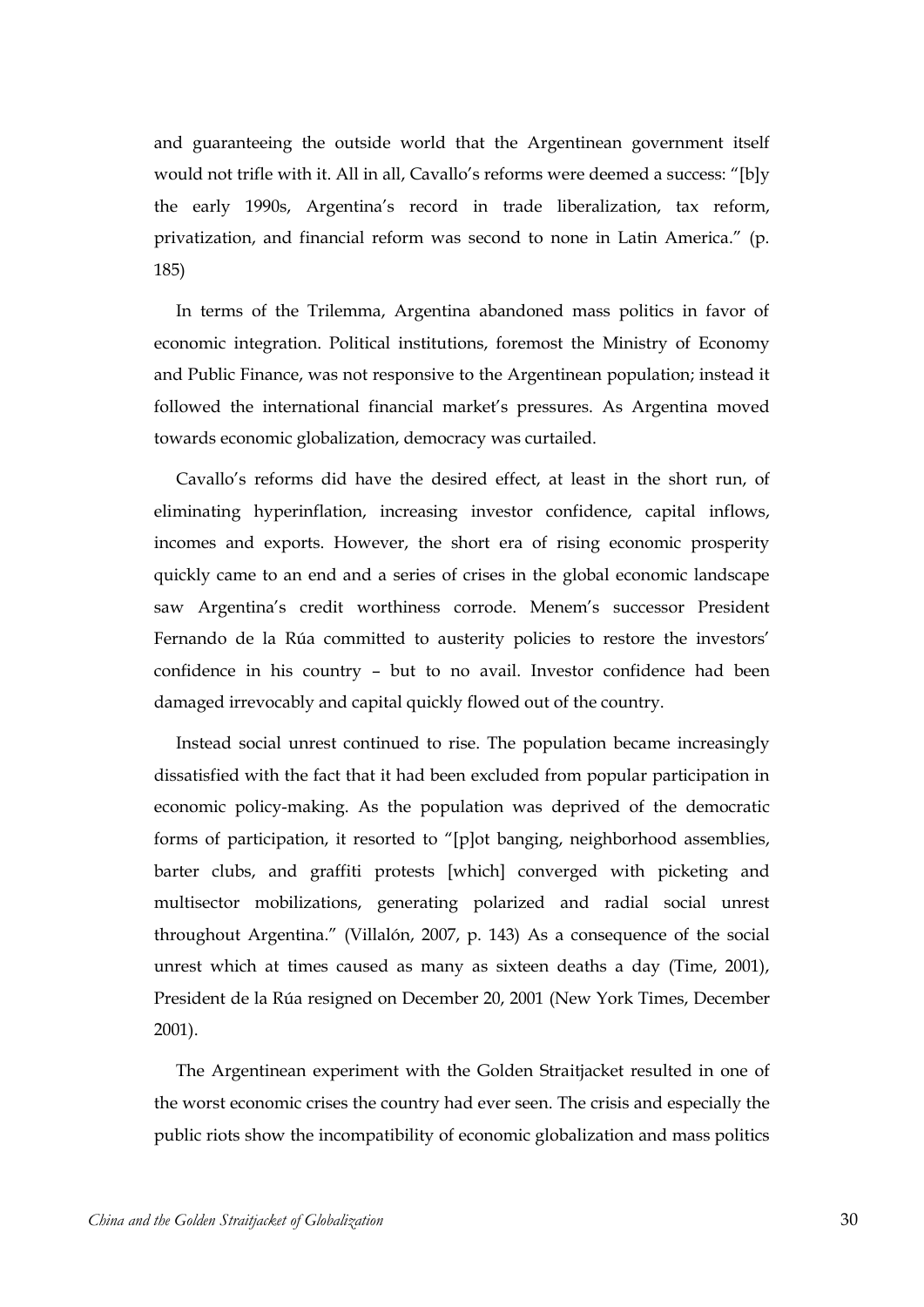and guaranteeing the outside world that the Argentinean government itself would not trifle with it. All in all, Cavallo's reforms were deemed a success: "[b]y the early 1990s, Argentina's record in trade liberalization, tax reform, privatization, and financial reform was second to none in Latin America." (p. 185)

In terms of the Trilemma, Argentina abandoned mass politics in favor of economic integration. Political institutions, foremost the Ministry of Economy and Public Finance, was not responsive to the Argentinean population; instead it followed the international financial market's pressures. As Argentina moved towards economic globalization, democracy was curtailed.

Cavallo's reforms did have the desired effect, at least in the short run, of eliminating hyperinflation, increasing investor confidence, capital inflows, incomes and exports. However, the short era of rising economic prosperity quickly came to an end and a series of crises in the global economic landscape saw Argentina's credit worthiness corrode. Menem's successor President Fernando de la Rúa committed to austerity policies to restore the investors' confidence in his country – but to no avail. Investor confidence had been damaged irrevocably and capital quickly flowed out of the country.

Instead social unrest continued to rise. The population became increasingly dissatisfied with the fact that it had been excluded from popular participation in economic policy-making. As the population was deprived of the democratic forms of participation, it resorted to "[p]ot banging, neighborhood assemblies, barter clubs, and graffiti protests [which] converged with picketing and multisector mobilizations, generating polarized and radial social unrest throughout Argentina." (Villalón, 2007, p. 143) As a consequence of the social unrest which at times caused as many as sixteen deaths a day (Time, 2001), President de la Rúa resigned on December 20, 2001 (New York Times, December 2001).

The Argentinean experiment with the Golden Straitjacket resulted in one of the worst economic crises the country had ever seen. The crisis and especially the public riots show the incompatibility of economic globalization and mass politics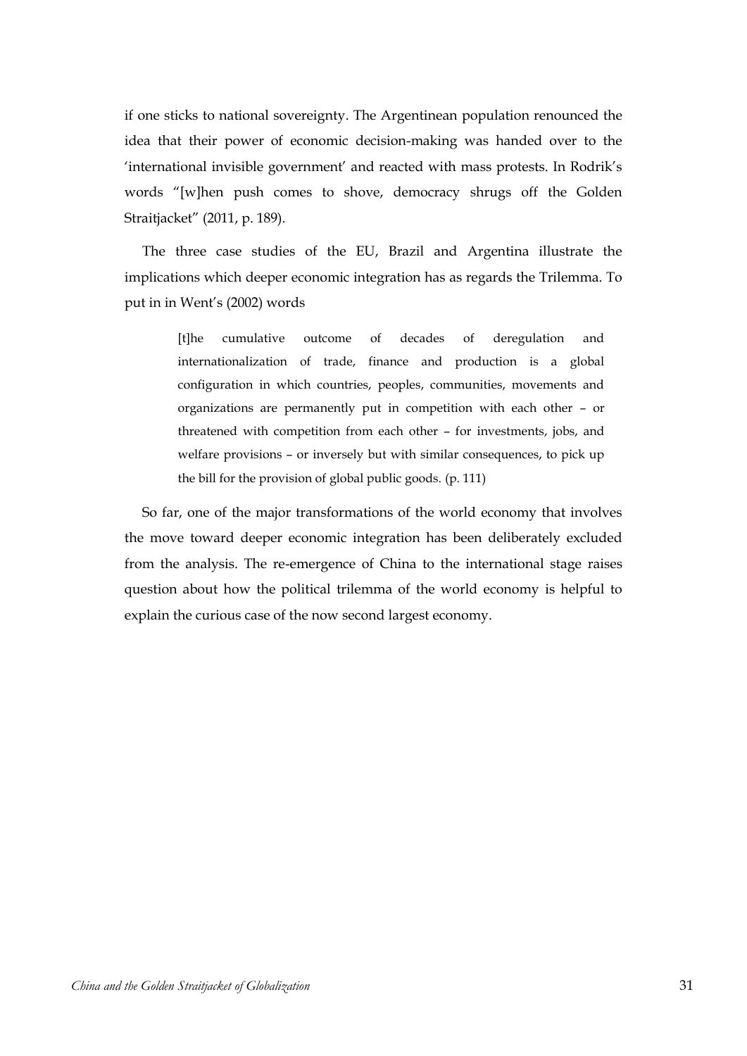if one sticks to national sovereignty. The Argentinean population renounced the idea that their power of economic decision-making was handed over to the 'international invisible government' and reacted with mass protests. In Rodrik's words "[w]hen push comes to shove, democracy shrugs off the Golden Straitjacket" (2011, p. 189).

The three case studies of the EU, Brazil and Argentina illustrate the implications which deeper economic integration has as regards the Trilemma. To put in in Went's (2002) words

> [t]he cumulative outcome of decades of deregulation and internationalization of trade, finance and production is a global configuration in which countries, peoples, communities, movements and organizations are permanently put in competition with each other – or threatened with competition from each other – for investments, jobs, and welfare provisions – or inversely but with similar consequences, to pick up the bill for the provision of global public goods. (p. 111)

So far, one of the major transformations of the world economy that involves the move toward deeper economic integration has been deliberately excluded from the analysis. The re-emergence of China to the international stage raises question about how the political trilemma of the world economy is helpful to explain the curious case of the now second largest economy.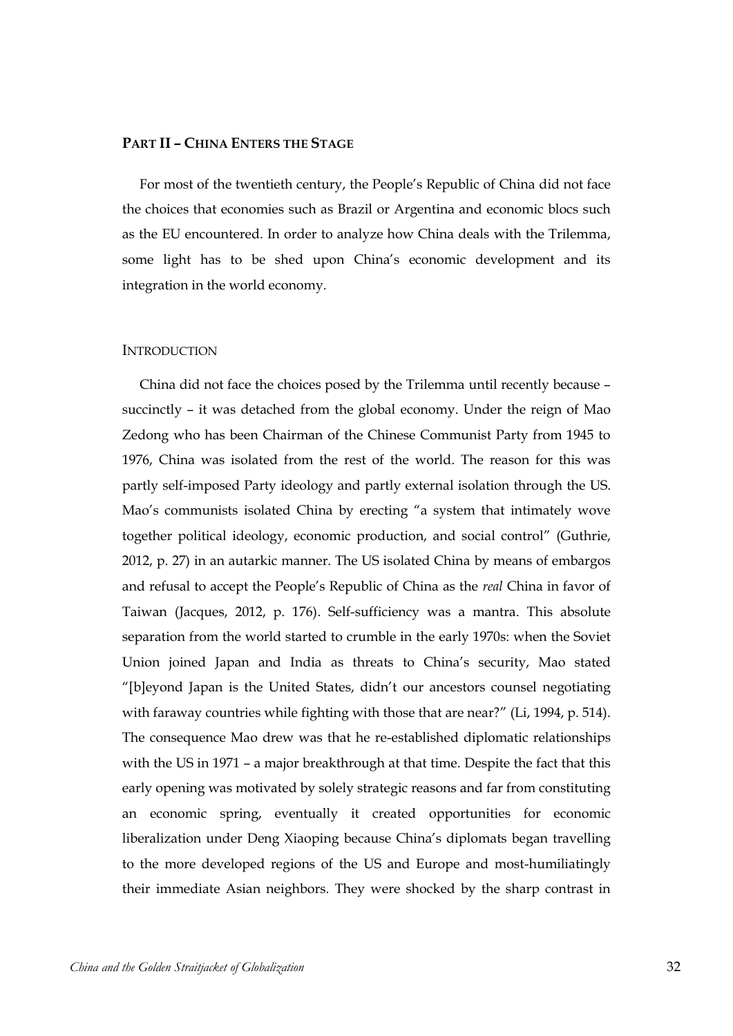## PART II – CHINA ENTERS THE STAGE

For most of the twentieth century, the People's Republic of China did not face the choices that economies such as Brazil or Argentina and economic blocs such as the EU encountered. In order to analyze how China deals with the Trilemma, some light has to be shed upon China's economic development and its integration in the world economy.

### INTRODUCTION

China did not face the choices posed by the Trilemma until recently because – succinctly – it was detached from the global economy. Under the reign of Mao Zedong who has been Chairman of the Chinese Communist Party from 1945 to 1976, China was isolated from the rest of the world. The reason for this was partly self-imposed Party ideology and partly external isolation through the US. Mao's communists isolated China by erecting "a system that intimately wove together political ideology, economic production, and social control" (Guthrie, 2012, p. 27) in an autarkic manner. The US isolated China by means of embargos and refusal to accept the People's Republic of China as the *real* China in favor of Taiwan (Jacques, 2012, p. 176). Self-sufficiency was a mantra. This absolute separation from the world started to crumble in the early 1970s: when the Soviet Union joined Japan and India as threats to China's security, Mao stated "[b]eyond Japan is the United States, didn't our ancestors counsel negotiating with faraway countries while fighting with those that are near?" (Li, 1994, p. 514). The consequence Mao drew was that he re-established diplomatic relationships with the US in 1971 – a major breakthrough at that time. Despite the fact that this early opening was motivated by solely strategic reasons and far from constituting an economic spring, eventually it created opportunities for economic liberalization under Deng Xiaoping because China's diplomats began travelling to the more developed regions of the US and Europe and most-humiliatingly their immediate Asian neighbors. They were shocked by the sharp contrast in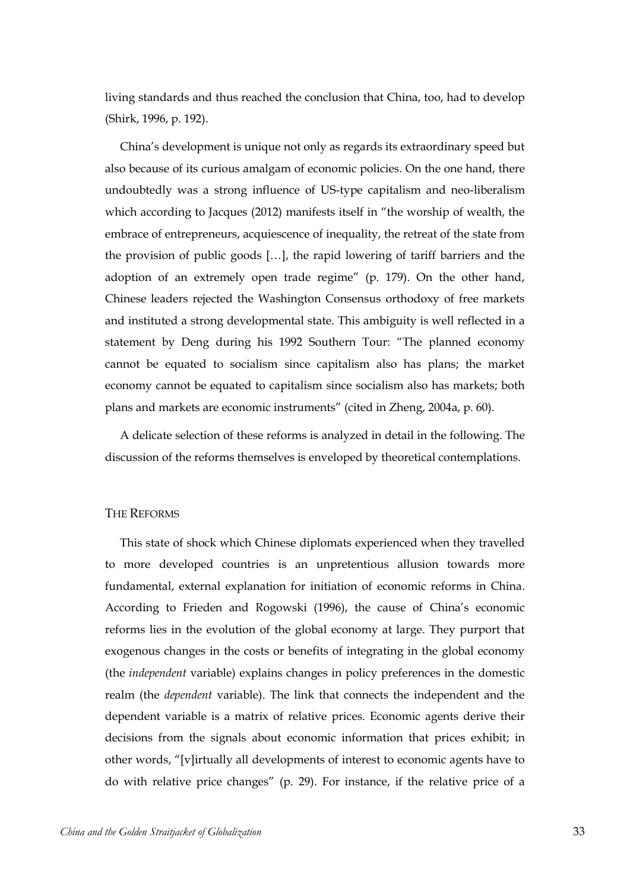living standards and thus reached the conclusion that China, too, had to develop (Shirk, 1996, p. 192).

China's development is unique not only as regards its extraordinary speed but also because of its curious amalgam of economic policies. On the one hand, there undoubtedly was a strong influence of US-type capitalism and neo-liberalism which according to Jacques (2012) manifests itself in "the worship of wealth, the embrace of entrepreneurs, acquiescence of inequality, the retreat of the state from the provision of public goods […], the rapid lowering of tariff barriers and the adoption of an extremely open trade regime" (p. 179). On the other hand, Chinese leaders rejected the Washington Consensus orthodoxy of free markets and instituted a strong developmental state. This ambiguity is well reflected in a statement by Deng during his 1992 Southern Tour: "The planned economy cannot be equated to socialism since capitalism also has plans; the market economy cannot be equated to capitalism since socialism also has markets; both plans and markets are economic instruments" (cited in Zheng, 2004a, p. 60).

A delicate selection of these reforms is analyzed in detail in the following. The discussion of the reforms themselves is enveloped by theoretical contemplations.

## The Reforms

This state of shock which Chinese diplomats experienced when they travelled to more developed countries is an unpretentious allusion towards more fundamental, external explanation for initiation of economic reforms in China. According to Frieden and Rogowski (1996), the cause of China's economic reforms lies in the evolution of the global economy at large. They purport that exogenous changes in the costs or benefits of integrating in the global economy (the *independent* variable) explains changes in policy preferences in the domestic realm (the *dependent* variable). The link that connects the independent and the dependent variable is a matrix of relative prices. Economic agents derive their decisions from the signals about economic information that prices exhibit; in other words, "[v]irtually all developments of interest to economic agents have to do with relative price changes" (p. 29). For instance, if the relative price of a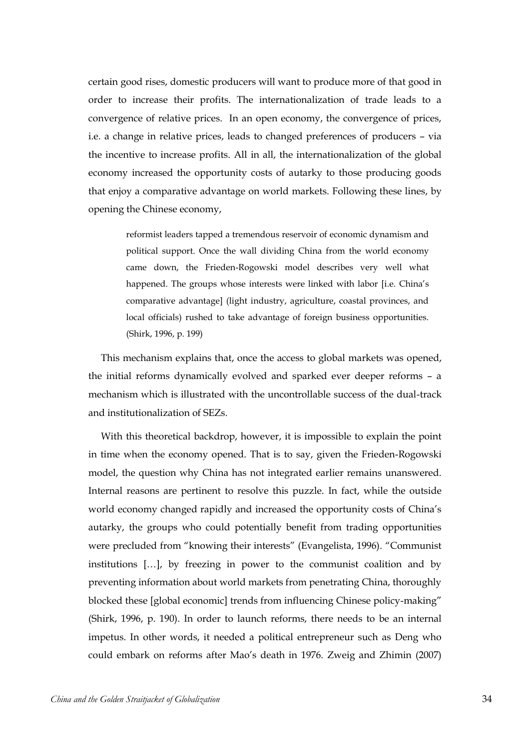certain good rises, domestic producers will want to produce more of that good in order to increase their profits. The internationalization of trade leads to a convergence of relative prices. In an open economy, the convergence of prices, i.e. a change in relative prices, leads to changed preferences of producers – via the incentive to increase profits. All in all, the internationalization of the global economy increased the opportunity costs of autarky to those producing goods that enjoy a comparative advantage on world markets. Following these lines, by opening the Chinese economy,

> reformist leaders tapped a tremendous reservoir of economic dynamism and political support. Once the wall dividing China from the world economy came down, the Frieden-Rogowski model describes very well what happened. The groups whose interests were linked with labor [i.e. China's comparative advantage] (light industry, agriculture, coastal provinces, and local officials) rushed to take advantage of foreign business opportunities. (Shirk, 1996, p. 199)

This mechanism explains that, once the access to global markets was opened, the initial reforms dynamically evolved and sparked ever deeper reforms – a mechanism which is illustrated with the uncontrollable success of the dual-track and institutionalization of SEZs.

With this theoretical backdrop, however, it is impossible to explain the point in time when the economy opened. That is to say, given the Frieden-Rogowski model, the question why China has not integrated earlier remains unanswered. Internal reasons are pertinent to resolve this puzzle. In fact, while the outside world economy changed rapidly and increased the opportunity costs of China's autarky, the groups who could potentially benefit from trading opportunities were precluded from "knowing their interests" (Evangelista, 1996). "Communist institutions […], by freezing in power to the communist coalition and by preventing information about world markets from penetrating China, thoroughly blocked these [global economic] trends from influencing Chinese policy-making" (Shirk, 1996, p. 190). In order to launch reforms, there needs to be an internal impetus. In other words, it needed a political entrepreneur such as Deng who could embark on reforms after Mao's death in 1976. Zweig and Zhimin (2007)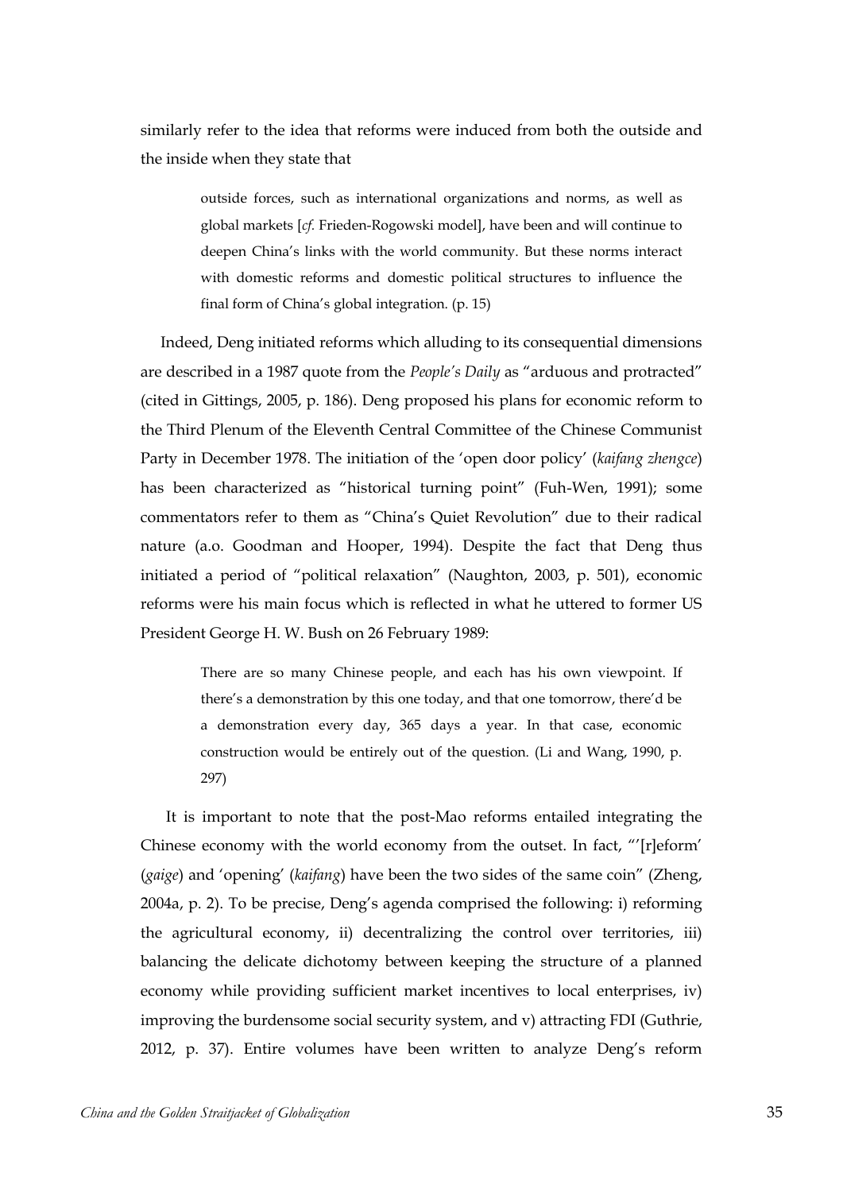similarly refer to the idea that reforms were induced from both the outside and the inside when they state that

> outside forces, such as international organizations and norms, as well as global markets [*cf.* Frieden-Rogowski model], have been and will continue to deepen China's links with the world community. But these norms interact with domestic reforms and domestic political structures to influence the final form of China's global integration. (p. 15)

Indeed, Deng initiated reforms which alluding to its consequential dimensions are described in a 1987 quote from the *People's Daily* as "arduous and protracted" (cited in Gittings, 2005, p. 186). Deng proposed his plans for economic reform to the Third Plenum of the Eleventh Central Committee of the Chinese Communist Party in December 1978. The initiation of the 'open door policy' (*kaifang zhengce*) has been characterized as "historical turning point" (Fuh-Wen, 1991); some commentators refer to them as "China's Quiet Revolution" due to their radical nature (a.o. Goodman and Hooper, 1994). Despite the fact that Deng thus initiated a period of "political relaxation" (Naughton, 2003, p. 501), economic reforms were his main focus which is reflected in what he uttered to former US President George H. W. Bush on 26 February 1989:

> There are so many Chinese people, and each has his own viewpoint. If there's a demonstration by this one today, and that one tomorrow, there'd be a demonstration every day, 365 days a year. In that case, economic construction would be entirely out of the question. (Li and Wang, 1990, p. 297)

It is important to note that the post-Mao reforms entailed integrating the Chinese economy with the world economy from the outset. In fact, "'[r]eform' (*gaige*) and 'opening' (*kaifang*) have been the two sides of the same coin" (Zheng, 2004a, p. 2). To be precise, Deng's agenda comprised the following: i) reforming the agricultural economy, ii) decentralizing the control over territories, iii) balancing the delicate dichotomy between keeping the structure of a planned economy while providing sufficient market incentives to local enterprises, iv) improving the burdensome social security system, and v) attracting FDI (Guthrie, 2012, p. 37). Entire volumes have been written to analyze Deng's reform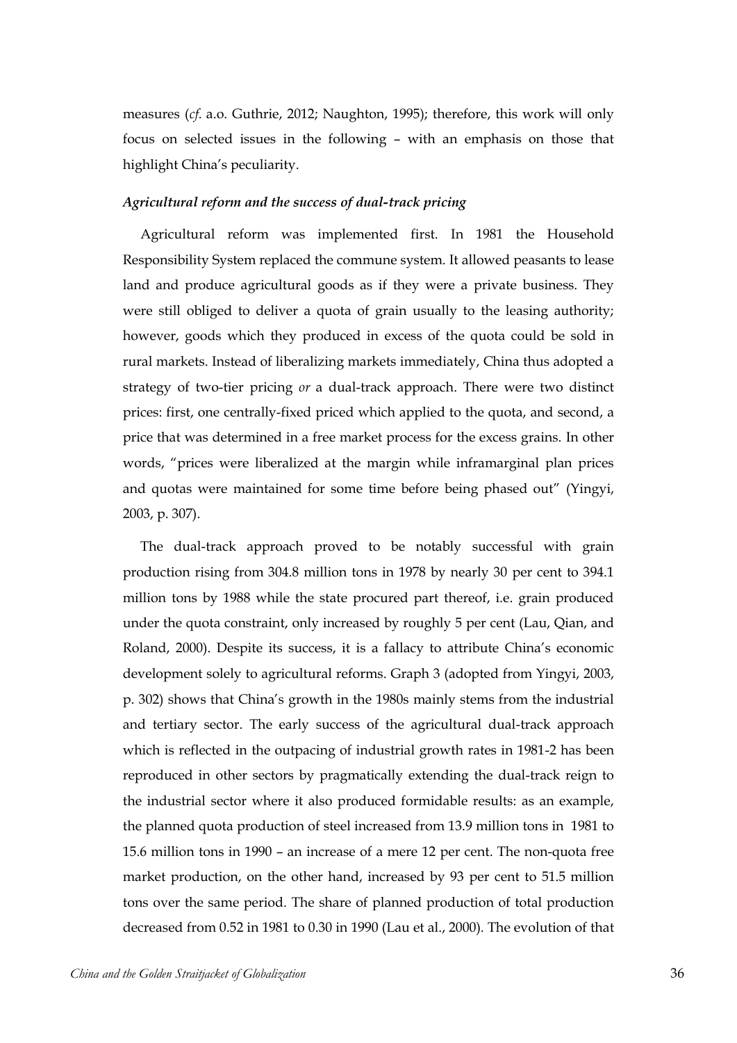measures (*cf.* a.o. Guthrie, 2012; Naughton, 1995); therefore, this work will only focus on selected issues in the following – with an emphasis on those that highlight China's peculiarity.

### *Agricultural reform and the success of dual-track pricing*

Agricultural reform was implemented first. In 1981 the Household Responsibility System replaced the commune system. It allowed peasants to lease land and produce agricultural goods as if they were a private business. They were still obliged to deliver a quota of grain usually to the leasing authority; however, goods which they produced in excess of the quota could be sold in rural markets. Instead of liberalizing markets immediately, China thus adopted a strategy of two-tier pricing *or* a dual-track approach. There were two distinct prices: first, one centrally-fixed priced which applied to the quota, and second, a price that was determined in a free market process for the excess grains. In other words, "prices were liberalized at the margin while inframarginal plan prices and quotas were maintained for some time before being phased out" (Yingyi, 2003, p. 307).

The dual-track approach proved to be notably successful with grain production rising from 304.8 million tons in 1978 by nearly 30 per cent to 394.1 million tons by 1988 while the state procured part thereof, i.e. grain produced under the quota constraint, only increased by roughly 5 per cent (Lau, Qian, and Roland, 2000). Despite its success, it is a fallacy to attribute China's economic development solely to agricultural reforms. Graph 3 (adopted from Yingyi, 2003, p. 302) shows that China's growth in the 1980s mainly stems from the industrial and tertiary sector. The early success of the agricultural dual-track approach which is reflected in the outpacing of industrial growth rates in 1981-2 has been reproduced in other sectors by pragmatically extending the dual-track reign to the industrial sector where it also produced formidable results: as an example, the planned quota production of steel increased from 13.9 million tons in 1981 to 15.6 million tons in 1990 – an increase of a mere 12 per cent. The non-quota free market production, on the other hand, increased by 93 per cent to 51.5 million tons over the same period. The share of planned production of total production decreased from 0.52 in 1981 to 0.30 in 1990 (Lau et al., 2000). The evolution of that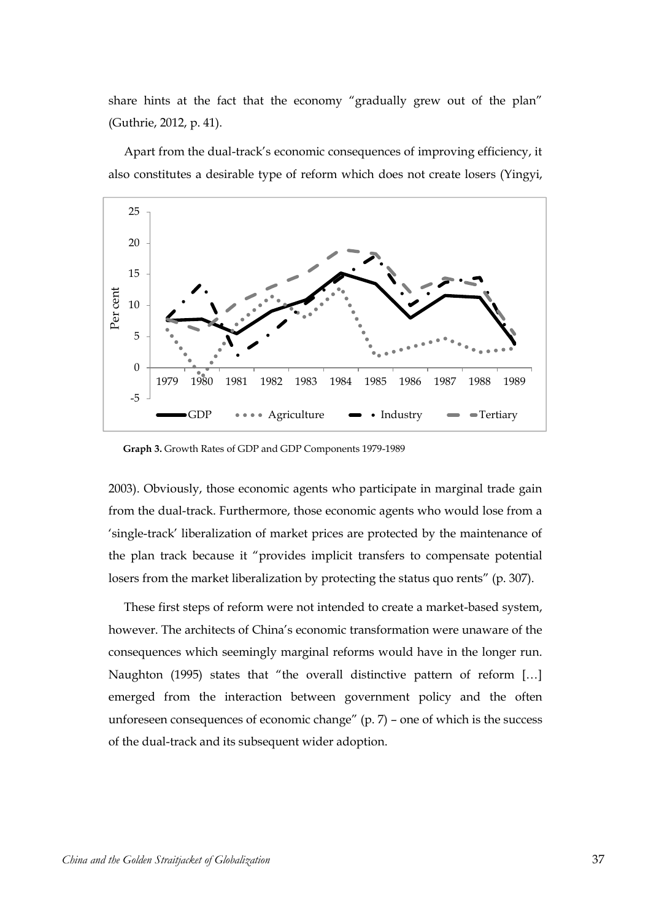share hints at the fact that the economy "gradually grew out of the plan" (Guthrie, 2012, p. 41).

Apart from the dual-track's economic consequences of improving efficiency, it also constitutes a desirable type of reform which does not create losers (Yingyi, 2003). Obviously, those economic agents who participate in marginal trade gain from the dual-track. Furthermore, those economic agents who would lose from a 'single-track' liberalization of market prices are protected by the maintenance of the plan track because it "provides implicit transfers to compensate potential losers from the market liberalization by protecting the status quo rents" (p. 307).

**Graph 3.** Growth Rates of GDP and GDP Components 1979-1989

These first steps of reform were not intended to create a market-based system, however. The architects of China's economic transformation were unaware of the consequences which seemingly marginal reforms would have in the longer run. Naughton (1995) states that "the overall distinctive pattern of reform [...] emerged from the interaction between government policy and the often unforeseen consequences of economic change" (p. 7) – one of which is the success of the dual-track and its subsequent wider adoption.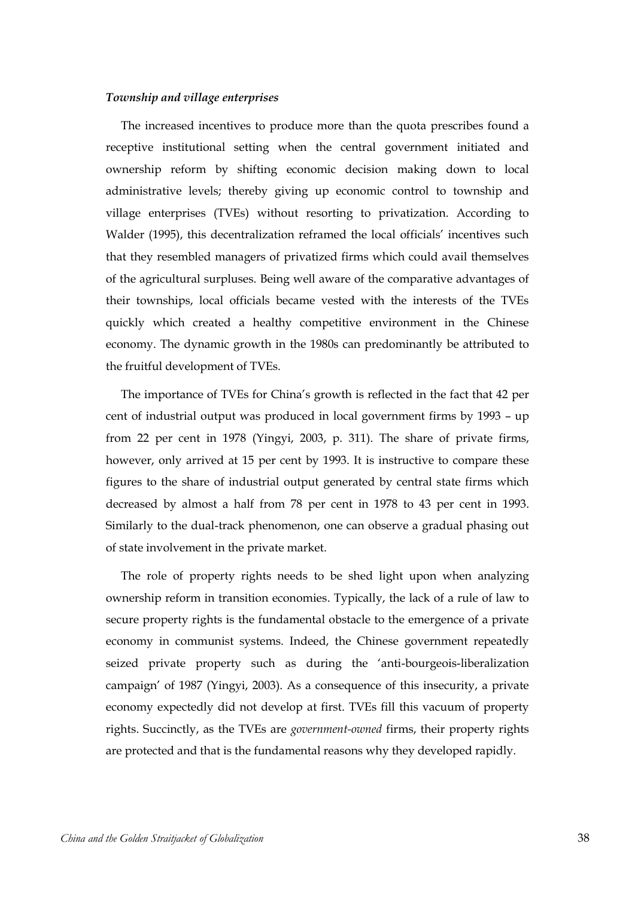***Township and village enterprises***

The increased incentives to produce more than the quota prescribes found a receptive institutional setting when the central government initiated and ownership reform by shifting economic decision making down to local administrative levels; thereby giving up economic control to township and village enterprises (TVEs) without resorting to privatization. According to Walder (1995), this decentralization reframed the local officials' incentives such that they resembled managers of privatized firms which could avail themselves of the agricultural surpluses. Being well aware of the comparative advantages of their townships, local officials became vested with the interests of the TVEs quickly which created a healthy competitive environment in the Chinese economy. The dynamic growth in the 1980s can predominantly be attributed to the fruitful development of TVEs.

The importance of TVEs for China's growth is reflected in the fact that 42 per cent of industrial output was produced in local government firms by 1993 – up from 22 per cent in 1978 (Yingyi, 2003, p. 311). The share of private firms, however, only arrived at 15 per cent by 1993. It is instructive to compare these figures to the share of industrial output generated by central state firms which decreased by almost a half from 78 per cent in 1978 to 43 per cent in 1993. Similarly to the dual-track phenomenon, one can observe a gradual phasing out of state involvement in the private market.

The role of property rights needs to be shed light upon when analyzing ownership reform in transition economies. Typically, the lack of a rule of law to secure property rights is the fundamental obstacle to the emergence of a private economy in communist systems. Indeed, the Chinese government repeatedly seized private property such as during the 'anti-bourgeois-liberalization campaign' of 1987 (Yingyi, 2003). As a consequence of this insecurity, a private economy expectedly did not develop at first. TVEs fill this vacuum of property rights. Succinctly, as the TVEs are *government-owned* firms, their property rights are protected and that is the fundamental reasons why they developed rapidly.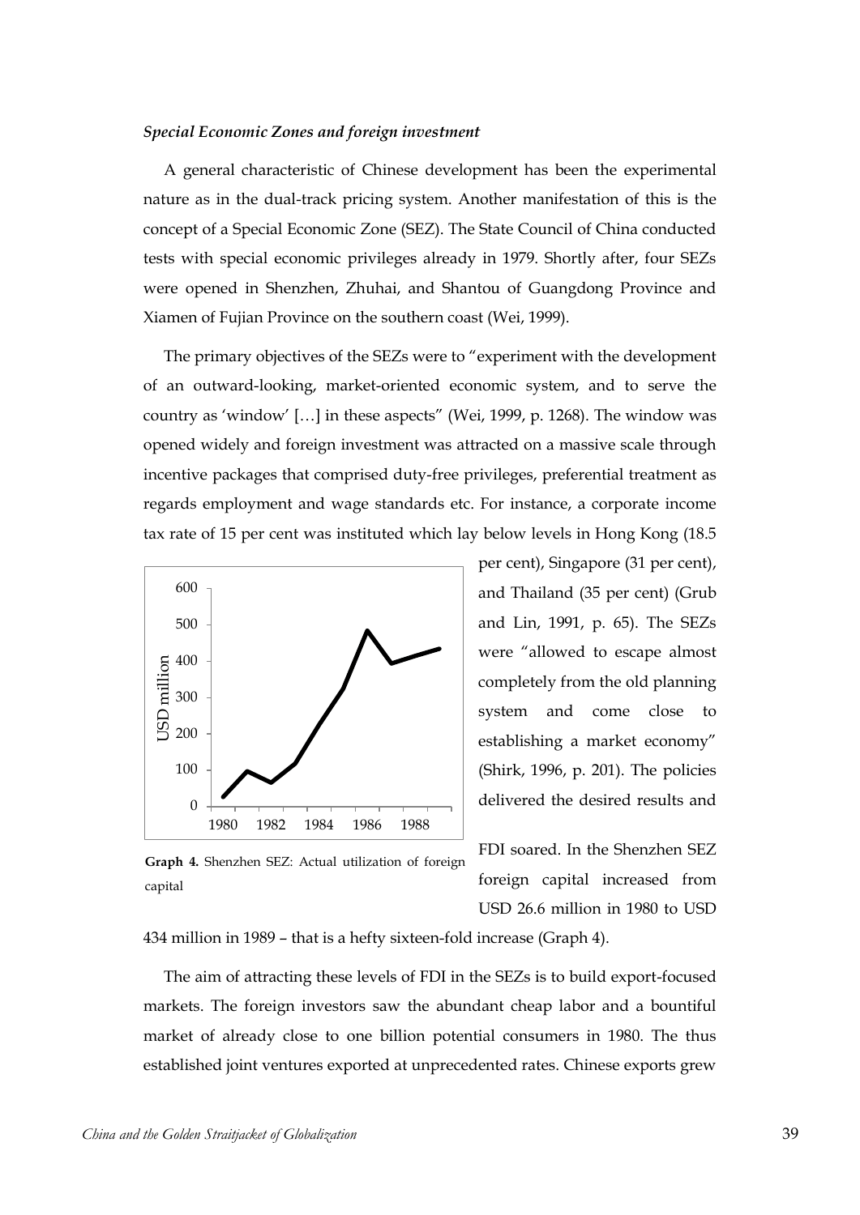*Special Economic Zones and foreign investment*

A general characteristic of Chinese development has been the experimental nature as in the dual-track pricing system. Another manifestation of this is the concept of a Special Economic Zone (SEZ). The State Council of China conducted tests with special economic privileges already in 1979. Shortly after, four SEZs were opened in Shenzhen, Zhuhai, and Shantou of Guangdong Province and Xiamen of Fujian Province on the southern coast (Wei, 1999).

The primary objectives of the SEZs were to "experiment with the development of an outward-looking, market-oriented economic system, and to serve the country as 'window' […] in these aspects" (Wei, 1999, p. 1268). The window was opened widely and foreign investment was attracted on a massive scale through incentive packages that comprised duty-free privileges, preferential treatment as regards employment and wage standards etc. For instance, a corporate income tax rate of 15 per cent was instituted which lay below levels in Hong Kong (18.5 per cent), Singapore (31 per cent), and Thailand (35 per cent) (Grub and Lin, 1991, p. 65). The SEZs were "allowed to escape almost completely from the old planning system and come close to establishing a market economy" (Shirk, 1996, p. 201). The policies delivered the desired results and FDI soared. In the Shenzhen SEZ foreign capital increased from USD 26.6 million in 1980 to USD 434 million in 1989 – that is a hefty sixteen-fold increase (Graph 4).

**Graph 4.** Shenzhen SEZ: Actual utilization of foreign capital

The aim of attracting these levels of FDI in the SEZs is to build export-focused markets. The foreign investors saw the abundant cheap labor and a bountiful market of already close to one billion potential consumers in 1980. The thus established joint ventures exported at unprecedented rates. Chinese exports grew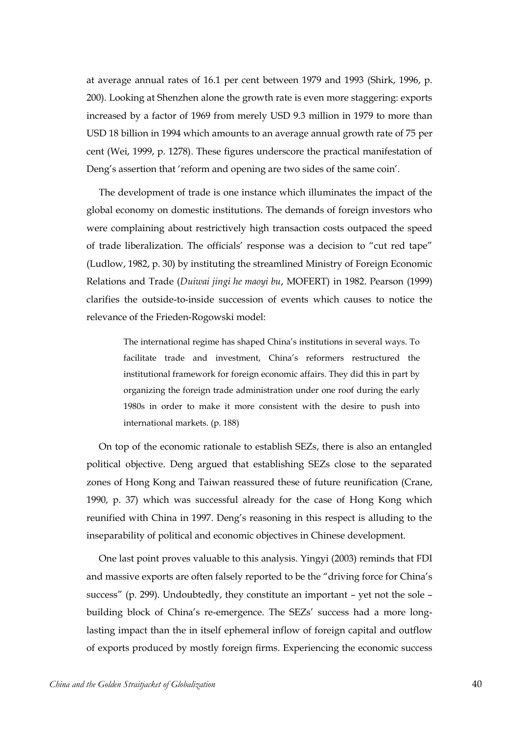at average annual rates of 16.1 per cent between 1979 and 1993 (Shirk, 1996, p. 200). Looking at Shenzhen alone the growth rate is even more staggering: exports increased by a factor of 1969 from merely USD 9.3 million in 1979 to more than USD 18 billion in 1994 which amounts to an average annual growth rate of 75 per cent (Wei, 1999, p. 1278). These figures underscore the practical manifestation of Deng's assertion that 'reform and opening are two sides of the same coin'.

The development of trade is one instance which illuminates the impact of the global economy on domestic institutions. The demands of foreign investors who were complaining about restrictively high transaction costs outpaced the speed of trade liberalization. The officials' response was a decision to "cut red tape" (Ludlow, 1982, p. 30) by instituting the streamlined Ministry of Foreign Economic Relations and Trade (*Duiwai jingi he maoyi bu*, MOFERT) in 1982. Pearson (1999) clarifies the outside-to-inside succession of events which causes to notice the relevance of the Frieden-Rogowski model:

> The international regime has shaped China's institutions in several ways. To facilitate trade and investment, China's reformers restructured the institutional framework for foreign economic affairs. They did this in part by organizing the foreign trade administration under one roof during the early 1980s in order to make it more consistent with the desire to push into international markets. (p. 188)

On top of the economic rationale to establish SEZs, there is also an entangled political objective. Deng argued that establishing SEZs close to the separated zones of Hong Kong and Taiwan reassured these of future reunification (Crane, 1990, p. 37) which was successful already for the case of Hong Kong which reunified with China in 1997. Deng's reasoning in this respect is alluding to the inseparability of political and economic objectives in Chinese development.

One last point proves valuable to this analysis. Yingyi (2003) reminds that FDI and massive exports are often falsely reported to be the "driving force for China's success" (p. 299). Undoubtedly, they constitute an important – yet not the sole – building block of China's re-emergence. The SEZs' success had a more long-lasting impact than the in itself ephemeral inflow of foreign capital and outflow of exports produced by mostly foreign firms. Experiencing the economic success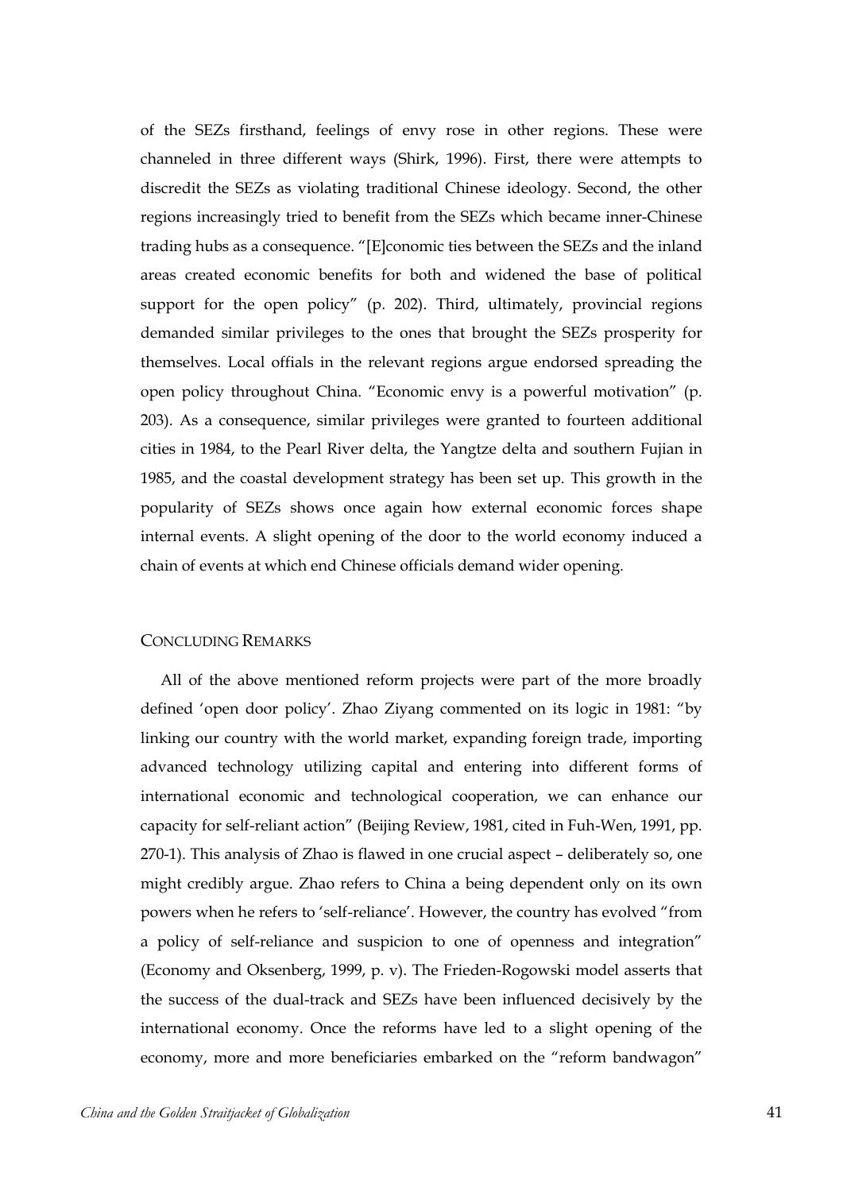of the SEZs firsthand, feelings of envy rose in other regions. These were channeled in three different ways (Shirk, 1996). First, there were attempts to discredit the SEZs as violating traditional Chinese ideology. Second, the other regions increasingly tried to benefit from the SEZs which became inner-Chinese trading hubs as a consequence. "[E]conomic ties between the SEZs and the inland areas created economic benefits for both and widened the base of political support for the open policy" (p. 202). Third, ultimately, provincial regions demanded similar privileges to the ones that brought the SEZs prosperity for themselves. Local offials in the relevant regions argue endorsed spreading the open policy throughout China. "Economic envy is a powerful motivation" (p. 203). As a consequence, similar privileges were granted to fourteen additional cities in 1984, to the Pearl River delta, the Yangtze delta and southern Fujian in 1985, and the coastal development strategy has been set up. This growth in the popularity of SEZs shows once again how external economic forces shape internal events. A slight opening of the door to the world economy induced a chain of events at which end Chinese officials demand wider opening.

## Concluding Remarks

All of the above mentioned reform projects were part of the more broadly defined 'open door policy'. Zhao Ziyang commented on its logic in 1981: "by linking our country with the world market, expanding foreign trade, importing advanced technology utilizing capital and entering into different forms of international economic and technological cooperation, we can enhance our capacity for self-reliant action" (Beijing Review, 1981, cited in Fuh-Wen, 1991, pp. 270-1). This analysis of Zhao is flawed in one crucial aspect – deliberately so, one might credibly argue. Zhao refers to China a being dependent only on its own powers when he refers to 'self-reliance'. However, the country has evolved "from a policy of self-reliance and suspicion to one of openness and integration" (Economy and Oksenberg, 1999, p. v). The Frieden-Rogowski model asserts that the success of the dual-track and SEZs have been influenced decisively by the international economy. Once the reforms have led to a slight opening of the economy, more and more beneficiaries embarked on the "reform bandwagon"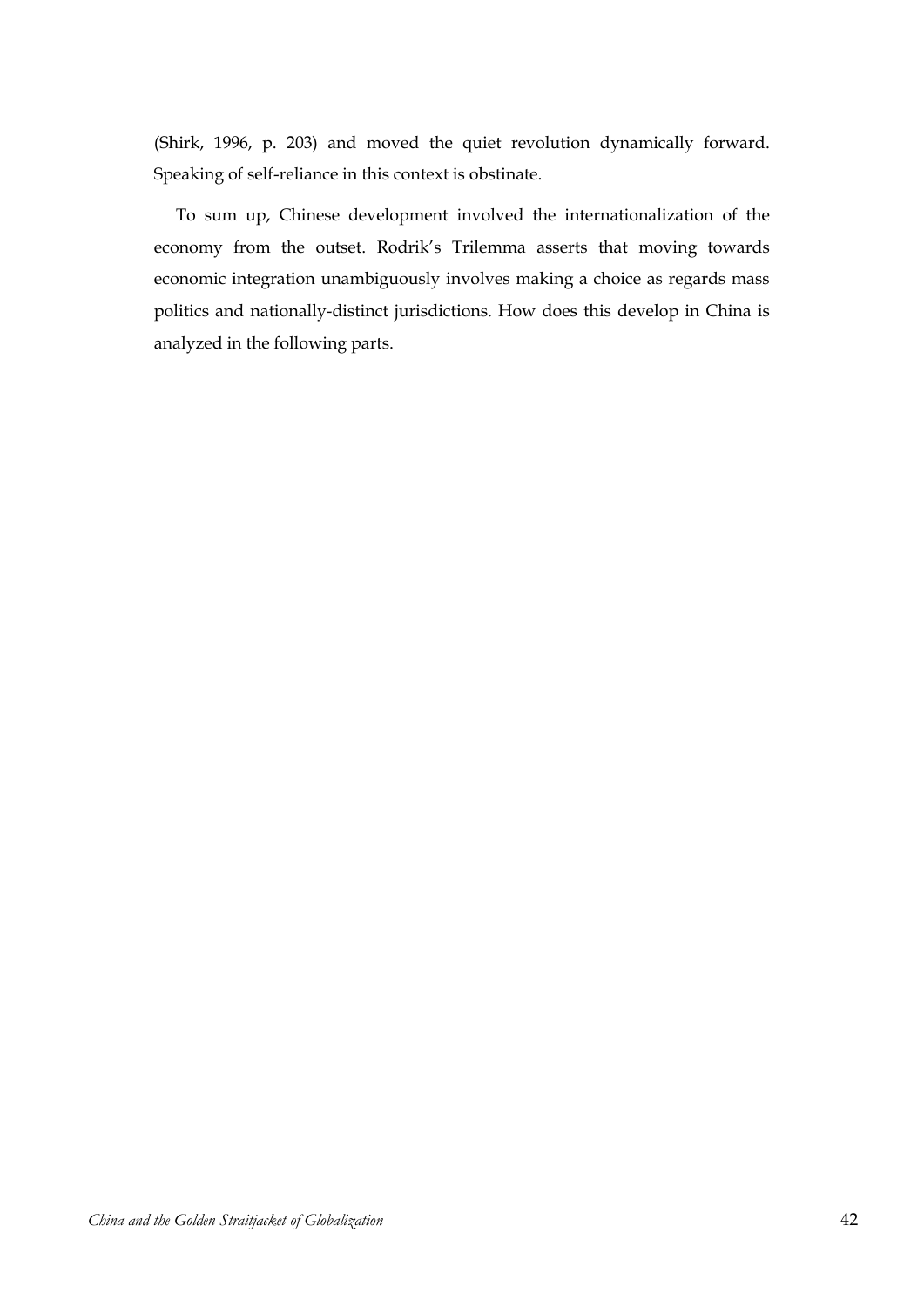(Shirk, 1996, p. 203) and moved the quiet revolution dynamically forward. Speaking of self-reliance in this context is obstinate.

To sum up, Chinese development involved the internationalization of the economy from the outset. Rodrik's Trilemma asserts that moving towards economic integration unambiguously involves making a choice as regards mass politics and nationally-distinct jurisdictions. How does this develop in China is analyzed in the following parts.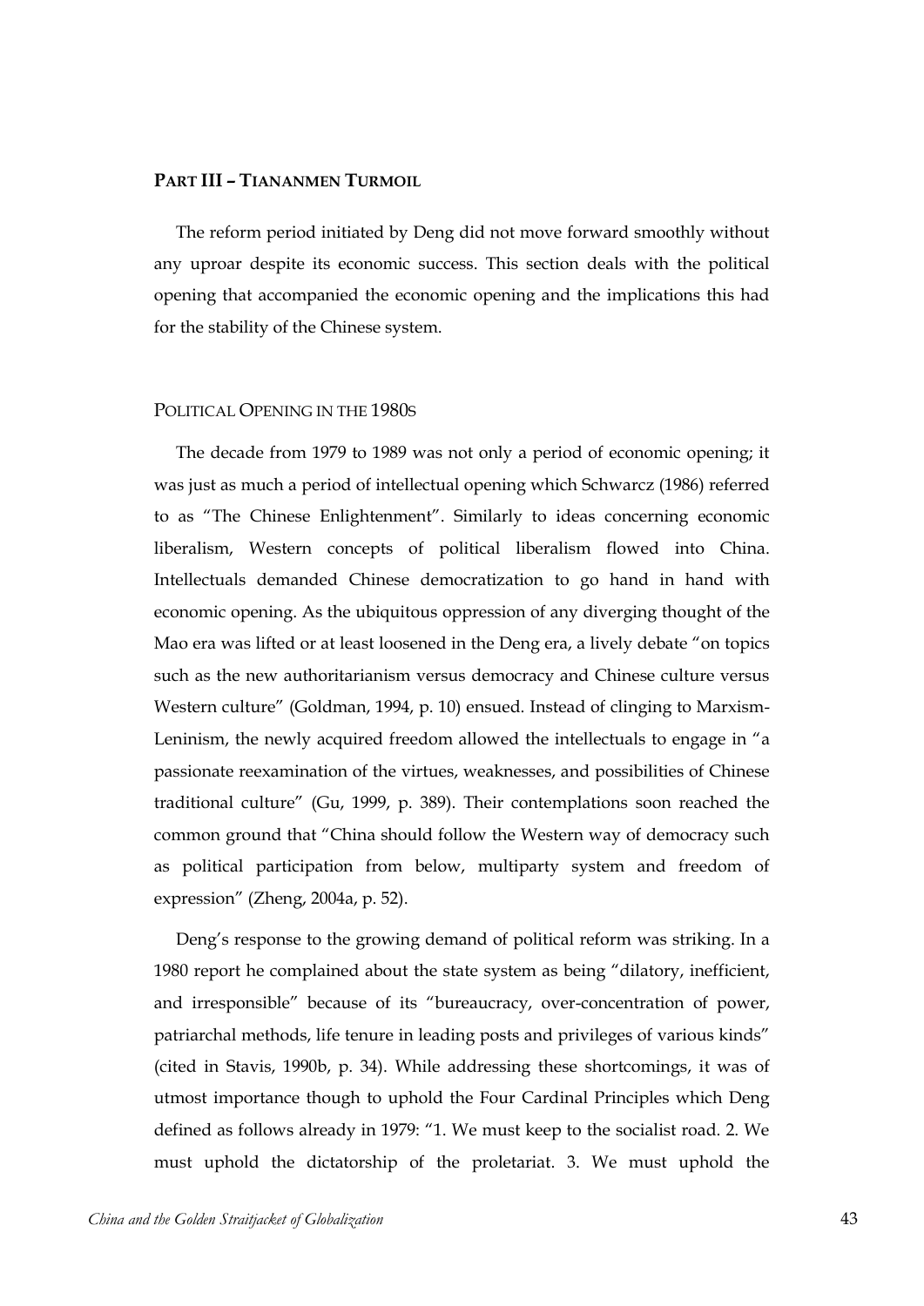## PART III – TIANANMEN TURMOIL

The reform period initiated by Deng did not move forward smoothly without any uproar despite its economic success. This section deals with the political opening that accompanied the economic opening and the implications this had for the stability of the Chinese system.

### POLITICAL OPENING IN THE 1980S

The decade from 1979 to 1989 was not only a period of economic opening; it was just as much a period of intellectual opening which Schwarcz (1986) referred to as "The Chinese Enlightenment". Similarly to ideas concerning economic liberalism, Western concepts of political liberalism flowed into China. Intellectuals demanded Chinese democratization to go hand in hand with economic opening. As the ubiquitous oppression of any diverging thought of the Mao era was lifted or at least loosened in the Deng era, a lively debate "on topics such as the new authoritarianism versus democracy and Chinese culture versus Western culture" (Goldman, 1994, p. 10) ensued. Instead of clinging to Marxism-Leninism, the newly acquired freedom allowed the intellectuals to engage in "a passionate reexamination of the virtues, weaknesses, and possibilities of Chinese traditional culture" (Gu, 1999, p. 389). Their contemplations soon reached the common ground that "China should follow the Western way of democracy such as political participation from below, multiparty system and freedom of expression" (Zheng, 2004a, p. 52).

Deng's response to the growing demand of political reform was striking. In a 1980 report he complained about the state system as being "dilatory, inefficient, and irresponsible" because of its "bureaucracy, over-concentration of power, patriarchal methods, life tenure in leading posts and privileges of various kinds" (cited in Stavis, 1990b, p. 34). While addressing these shortcomings, it was of utmost importance though to uphold the Four Cardinal Principles which Deng defined as follows already in 1979: "1. We must keep to the socialist road. 2. We must uphold the dictatorship of the proletariat. 3. We must uphold the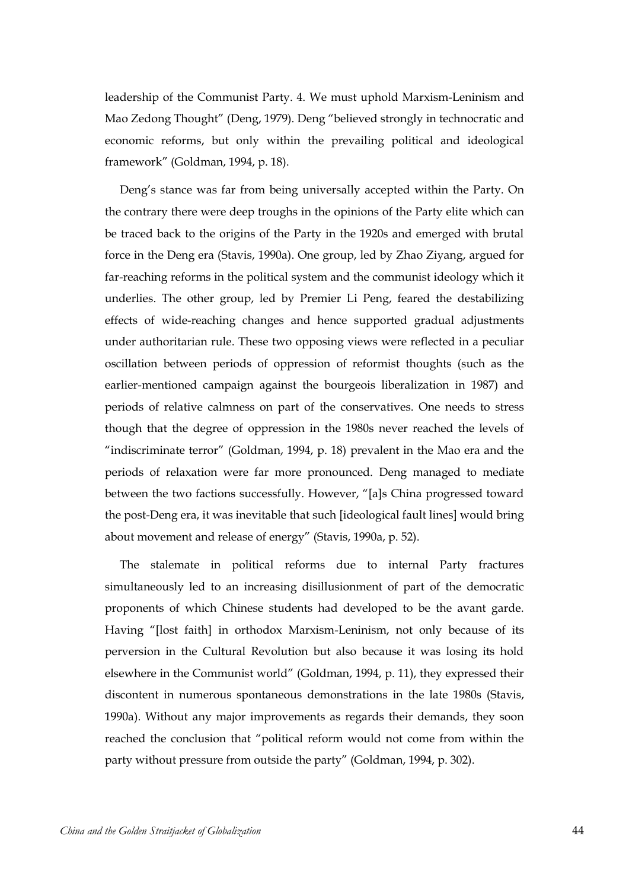leadership of the Communist Party. 4. We must uphold Marxism-Leninism and Mao Zedong Thought" (Deng, 1979). Deng "believed strongly in technocratic and economic reforms, but only within the prevailing political and ideological framework" (Goldman, 1994, p. 18).

Deng's stance was far from being universally accepted within the Party. On the contrary there were deep troughs in the opinions of the Party elite which can be traced back to the origins of the Party in the 1920s and emerged with brutal force in the Deng era (Stavis, 1990a). One group, led by Zhao Ziyang, argued for far-reaching reforms in the political system and the communist ideology which it underlies. The other group, led by Premier Li Peng, feared the destabilizing effects of wide-reaching changes and hence supported gradual adjustments under authoritarian rule. These two opposing views were reflected in a peculiar oscillation between periods of oppression of reformist thoughts (such as the earlier-mentioned campaign against the bourgeois liberalization in 1987) and periods of relative calmness on part of the conservatives. One needs to stress though that the degree of oppression in the 1980s never reached the levels of "indiscriminate terror" (Goldman, 1994, p. 18) prevalent in the Mao era and the periods of relaxation were far more pronounced. Deng managed to mediate between the two factions successfully. However, "[a]s China progressed toward the post-Deng era, it was inevitable that such [ideological fault lines] would bring about movement and release of energy" (Stavis, 1990a, p. 52).

The stalemate in political reforms due to internal Party fractures simultaneously led to an increasing disillusionment of part of the democratic proponents of which Chinese students had developed to be the avant garde. Having "[lost faith] in orthodox Marxism-Leninism, not only because of its perversion in the Cultural Revolution but also because it was losing its hold elsewhere in the Communist world" (Goldman, 1994, p. 11), they expressed their discontent in numerous spontaneous demonstrations in the late 1980s (Stavis, 1990a). Without any major improvements as regards their demands, they soon reached the conclusion that "political reform would not come from within the party without pressure from outside the party" (Goldman, 1994, p. 302).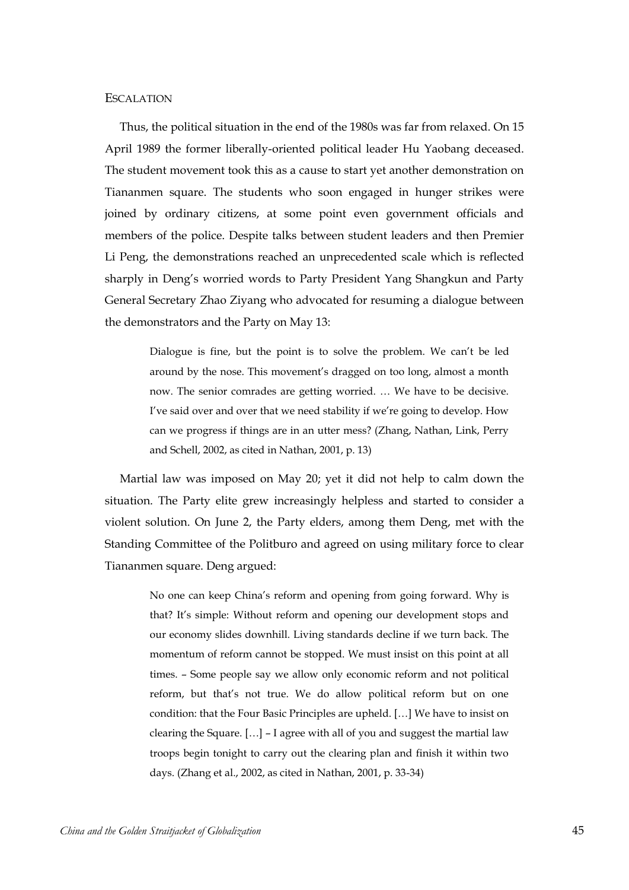## Escalation

Thus, the political situation in the end of the 1980s was far from relaxed. On 15 April 1989 the former liberally-oriented political leader Hu Yaobang deceased. The student movement took this as a cause to start yet another demonstration on Tiananmen square. The students who soon engaged in hunger strikes were joined by ordinary citizens, at some point even government officials and members of the police. Despite talks between student leaders and then Premier Li Peng, the demonstrations reached an unprecedented scale which is reflected sharply in Deng's worried words to Party President Yang Shangkun and Party General Secretary Zhao Ziyang who advocated for resuming a dialogue between the demonstrators and the Party on May 13:

> Dialogue is fine, but the point is to solve the problem. We can't be led around by the nose. This movement's dragged on too long, almost a month now. The senior comrades are getting worried. … We have to be decisive. I've said over and over that we need stability if we're going to develop. How can we progress if things are in an utter mess? (Zhang, Nathan, Link, Perry and Schell, 2002, as cited in Nathan, 2001, p. 13)

Martial law was imposed on May 20; yet it did not help to calm down the situation. The Party elite grew increasingly helpless and started to consider a violent solution. On June 2, the Party elders, among them Deng, met with the Standing Committee of the Politburo and agreed on using military force to clear Tiananmen square. Deng argued:

> No one can keep China's reform and opening from going forward. Why is that? It's simple: Without reform and opening our development stops and our economy slides downhill. Living standards decline if we turn back. The momentum of reform cannot be stopped. We must insist on this point at all times. – Some people say we allow only economic reform and not political reform, but that's not true. We do allow political reform but on one condition: that the Four Basic Principles are upheld. […] We have to insist on clearing the Square. […] – I agree with all of you and suggest the martial law troops begin tonight to carry out the clearing plan and finish it within two days. (Zhang et al., 2002, as cited in Nathan, 2001, p. 33-34)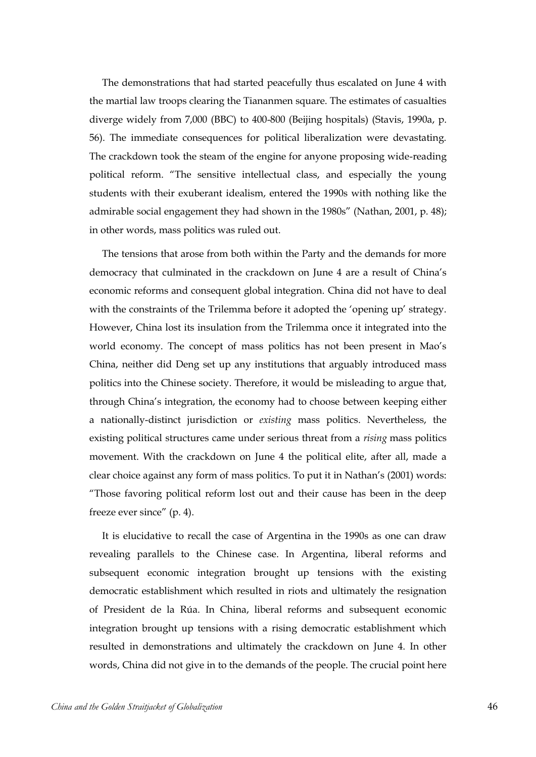The demonstrations that had started peacefully thus escalated on June 4 with the martial law troops clearing the Tiananmen square. The estimates of casualties diverge widely from 7,000 (BBC) to 400-800 (Beijing hospitals) (Stavis, 1990a, p. 56). The immediate consequences for political liberalization were devastating. The crackdown took the steam of the engine for anyone proposing wide-reading political reform. "The sensitive intellectual class, and especially the young students with their exuberant idealism, entered the 1990s with nothing like the admirable social engagement they had shown in the 1980s" (Nathan, 2001, p. 48); in other words, mass politics was ruled out.

The tensions that arose from both within the Party and the demands for more democracy that culminated in the crackdown on June 4 are a result of China's economic reforms and consequent global integration. China did not have to deal with the constraints of the Trilemma before it adopted the 'opening up' strategy. However, China lost its insulation from the Trilemma once it integrated into the world economy. The concept of mass politics has not been present in Mao's China, neither did Deng set up any institutions that arguably introduced mass politics into the Chinese society. Therefore, it would be misleading to argue that, through China's integration, the economy had to choose between keeping either a nationally-distinct jurisdiction or *existing* mass politics. Nevertheless, the existing political structures came under serious threat from a *rising* mass politics movement. With the crackdown on June 4 the political elite, after all, made a clear choice against any form of mass politics. To put it in Nathan's (2001) words: "Those favoring political reform lost out and their cause has been in the deep freeze ever since" (p. 4).

It is elucidative to recall the case of Argentina in the 1990s as one can draw revealing parallels to the Chinese case. In Argentina, liberal reforms and subsequent economic integration brought up tensions with the existing democratic establishment which resulted in riots and ultimately the resignation of President de la Rúa. In China, liberal reforms and subsequent economic integration brought up tensions with a rising democratic establishment which resulted in demonstrations and ultimately the crackdown on June 4. In other words, China did not give in to the demands of the people. The crucial point here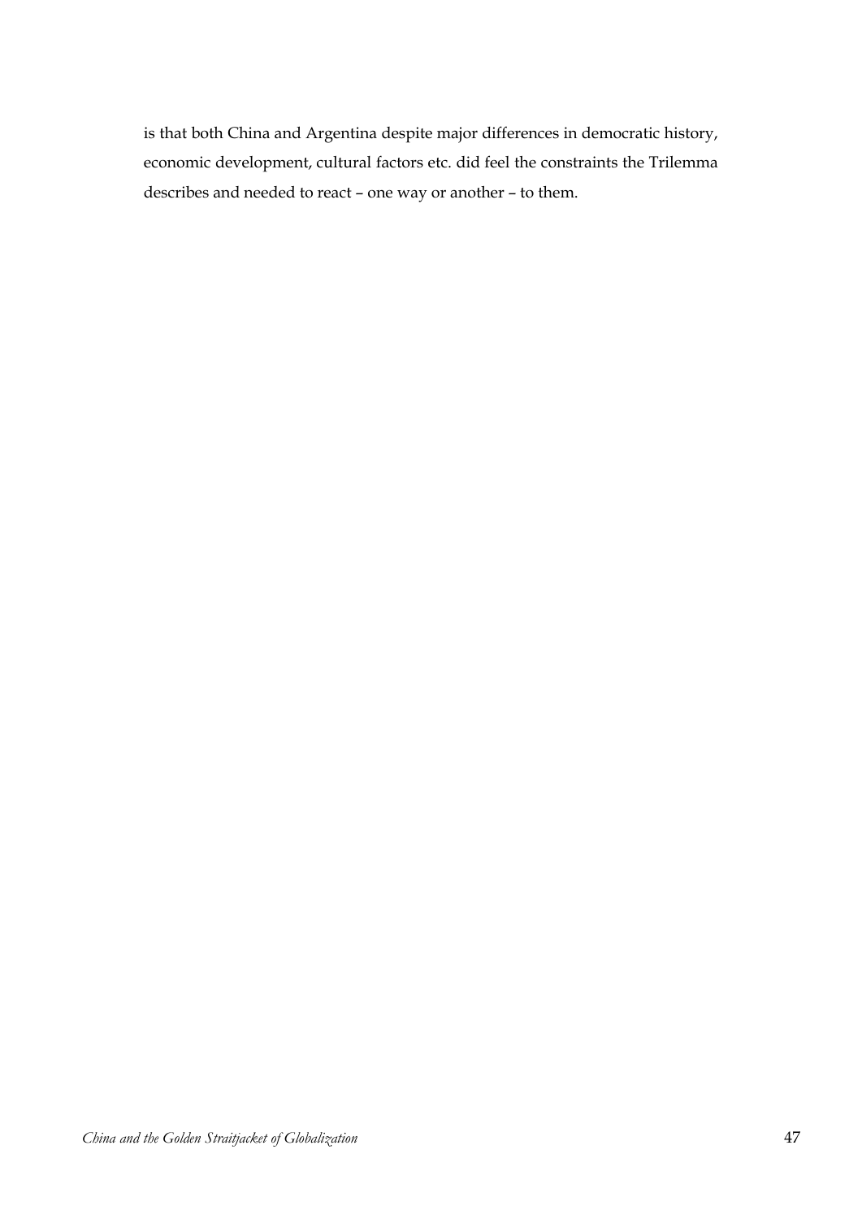is that both China and Argentina despite major differences in democratic history, economic development, cultural factors etc. did feel the constraints the Trilemma describes and needed to react – one way or another – to them.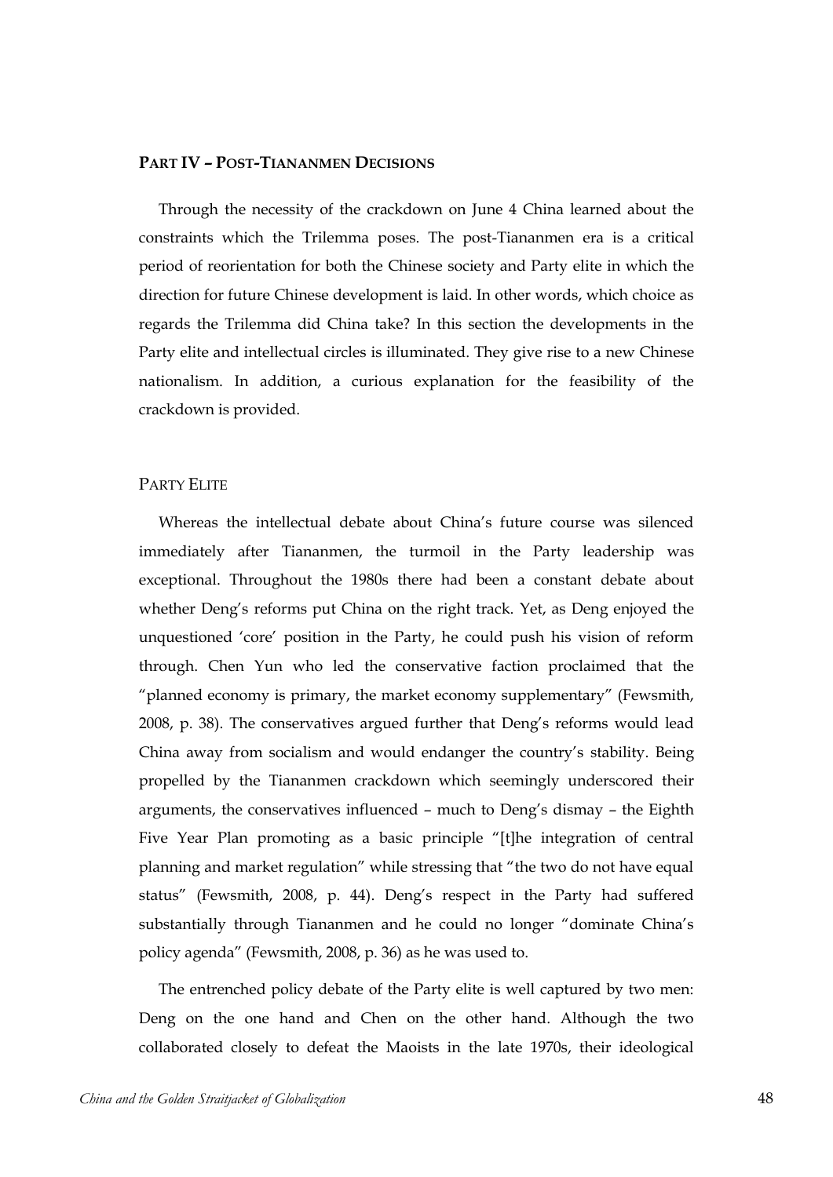## PART IV – POST-TIANANMEN DECISIONS

Through the necessity of the crackdown on June 4 China learned about the constraints which the Trilemma poses. The post-Tiananmen era is a critical period of reorientation for both the Chinese society and Party elite in which the direction for future Chinese development is laid. In other words, which choice as regards the Trilemma did China take? In this section the developments in the Party elite and intellectual circles is illuminated. They give rise to a new Chinese nationalism. In addition, a curious explanation for the feasibility of the crackdown is provided.

### PARTY ELITE

Whereas the intellectual debate about China's future course was silenced immediately after Tiananmen, the turmoil in the Party leadership was exceptional. Throughout the 1980s there had been a constant debate about whether Deng's reforms put China on the right track. Yet, as Deng enjoyed the unquestioned 'core' position in the Party, he could push his vision of reform through. Chen Yun who led the conservative faction proclaimed that the "planned economy is primary, the market economy supplementary" (Fewsmith, 2008, p. 38). The conservatives argued further that Deng's reforms would lead China away from socialism and would endanger the country's stability. Being propelled by the Tiananmen crackdown which seemingly underscored their arguments, the conservatives influenced – much to Deng's dismay – the Eighth Five Year Plan promoting as a basic principle "[t]he integration of central planning and market regulation" while stressing that "the two do not have equal status" (Fewsmith, 2008, p. 44). Deng's respect in the Party had suffered substantially through Tiananmen and he could no longer "dominate China's policy agenda" (Fewsmith, 2008, p. 36) as he was used to.

The entrenched policy debate of the Party elite is well captured by two men: Deng on the one hand and Chen on the other hand. Although the two collaborated closely to defeat the Maoists in the late 1970s, their ideological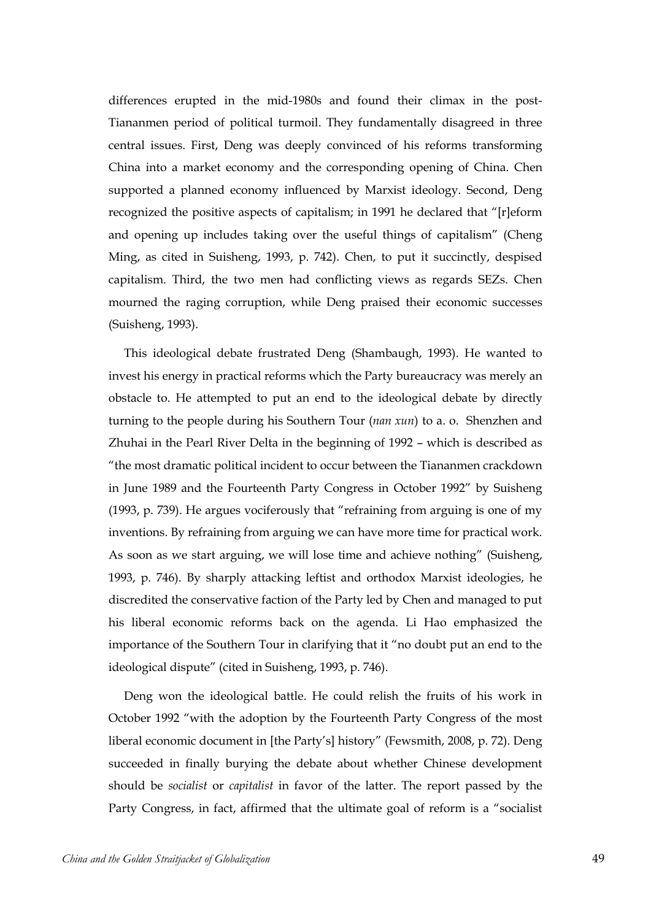differences erupted in the mid-1980s and found their climax in the post-Tiananmen period of political turmoil. They fundamentally disagreed in three central issues. First, Deng was deeply convinced of his reforms transforming China into a market economy and the corresponding opening of China. Chen supported a planned economy influenced by Marxist ideology. Second, Deng recognized the positive aspects of capitalism; in 1991 he declared that "[r]eform and opening up includes taking over the useful things of capitalism" (Cheng Ming, as cited in Suisheng, 1993, p. 742). Chen, to put it succinctly, despised capitalism. Third, the two men had conflicting views as regards SEZs. Chen mourned the raging corruption, while Deng praised their economic successes (Suisheng, 1993).

This ideological debate frustrated Deng (Shambaugh, 1993). He wanted to invest his energy in practical reforms which the Party bureaucracy was merely an obstacle to. He attempted to put an end to the ideological debate by directly turning to the people during his Southern Tour (*nan xun*) to a. o. Shenzhen and Zhuhai in the Pearl River Delta in the beginning of 1992 – which is described as "the most dramatic political incident to occur between the Tiananmen crackdown in June 1989 and the Fourteenth Party Congress in October 1992" by Suisheng (1993, p. 739). He argues vociferously that "refraining from arguing is one of my inventions. By refraining from arguing we can have more time for practical work. As soon as we start arguing, we will lose time and achieve nothing" (Suisheng, 1993, p. 746). By sharply attacking leftist and orthodox Marxist ideologies, he discredited the conservative faction of the Party led by Chen and managed to put his liberal economic reforms back on the agenda. Li Hao emphasized the importance of the Southern Tour in clarifying that it "no doubt put an end to the ideological dispute" (cited in Suisheng, 1993, p. 746).

Deng won the ideological battle. He could relish the fruits of his work in October 1992 "with the adoption by the Fourteenth Party Congress of the most liberal economic document in [the Party's] history" (Fewsmith, 2008, p. 72). Deng succeeded in finally burying the debate about whether Chinese development should be *socialist* or *capitalist* in favor of the latter. The report passed by the Party Congress, in fact, affirmed that the ultimate goal of reform is a "socialist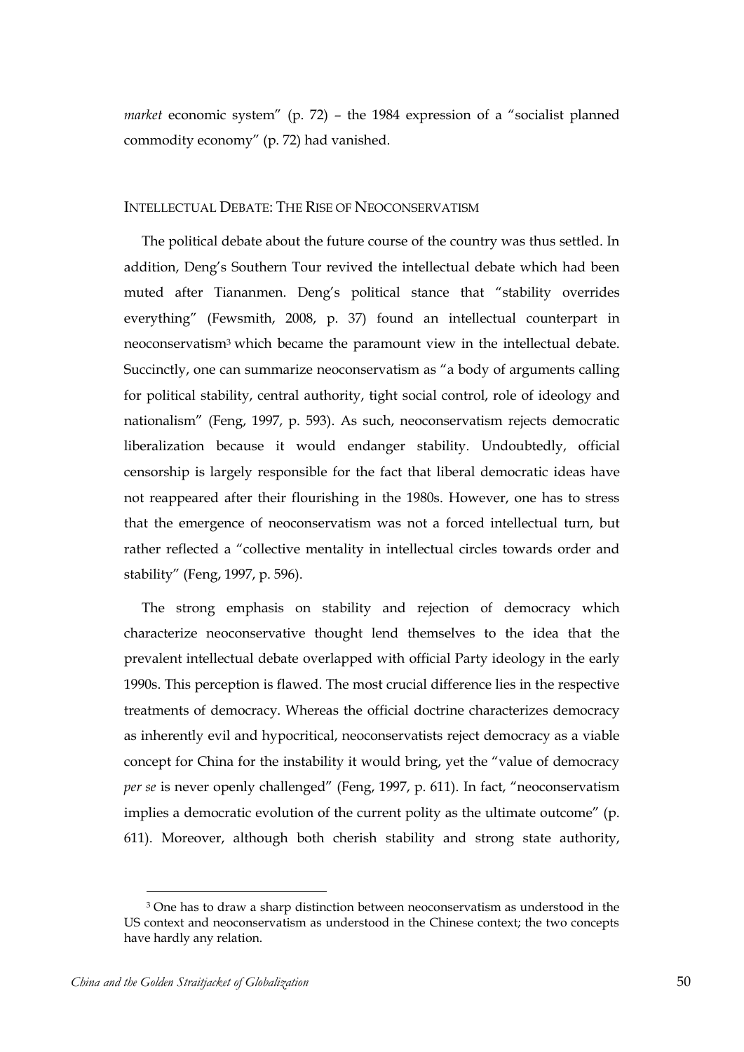*market* economic system" (p. 72) – the 1984 expression of a "socialist planned commodity economy" (p. 72) had vanished.

## Intellectual Debate: The Rise of Neoconservatism

The political debate about the future course of the country was thus settled. In addition, Deng's Southern Tour revived the intellectual debate which had been muted after Tiananmen. Deng's political stance that "stability overrides everything" (Fewsmith, 2008, p. 37) found an intellectual counterpart in neoconservatism[3] which became the paramount view in the intellectual debate. Succinctly, one can summarize neoconservatism as "a body of arguments calling for political stability, central authority, tight social control, role of ideology and nationalism" (Feng, 1997, p. 593). As such, neoconservatism rejects democratic liberalization because it would endanger stability. Undoubtedly, official censorship is largely responsible for the fact that liberal democratic ideas have not reappeared after their flourishing in the 1980s. However, one has to stress that the emergence of neoconservatism was not a forced intellectual turn, but rather reflected a "collective mentality in intellectual circles towards order and stability" (Feng, 1997, p. 596).

The strong emphasis on stability and rejection of democracy which characterize neoconservative thought lend themselves to the idea that the prevalent intellectual debate overlapped with official Party ideology in the early 1990s. This perception is flawed. The most crucial difference lies in the respective treatments of democracy. Whereas the official doctrine characterizes democracy as inherently evil and hypocritical, neoconservatists reject democracy as a viable concept for China for the instability it would bring, yet the "value of democracy *per se* is never openly challenged" (Feng, 1997, p. 611). In fact, "neoconservatism implies a democratic evolution of the current polity as the ultimate outcome" (p. 611). Moreover, although both cherish stability and strong state authority,

[3] One has to draw a sharp distinction between neoconservatism as understood in the US context and neoconservatism as understood in the Chinese context; the two concepts have hardly any relation.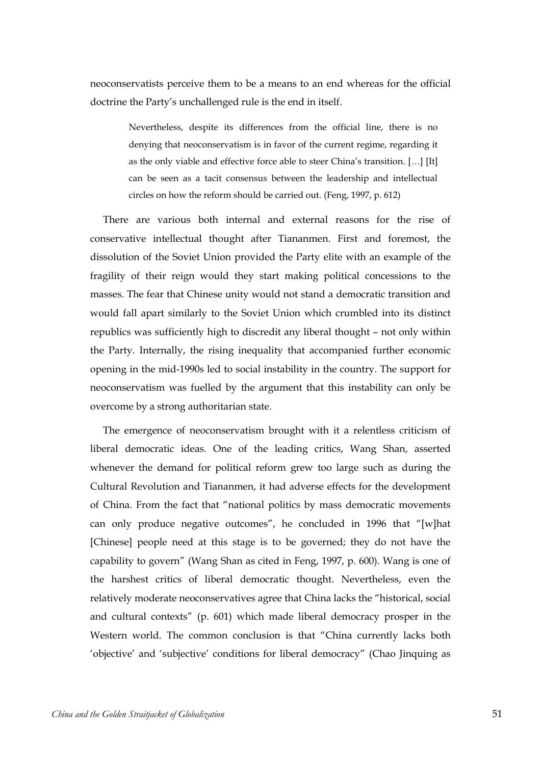neoconservatists perceive them to be a means to an end whereas for the official doctrine the Party's unchallenged rule is the end in itself.

> Nevertheless, despite its differences from the official line, there is no denying that neoconservatism is in favor of the current regime, regarding it as the only viable and effective force able to steer China's transition. […] [It] can be seen as a tacit consensus between the leadership and intellectual circles on how the reform should be carried out. (Feng, 1997, p. 612)

There are various both internal and external reasons for the rise of conservative intellectual thought after Tiananmen. First and foremost, the dissolution of the Soviet Union provided the Party elite with an example of the fragility of their reign would they start making political concessions to the masses. The fear that Chinese unity would not stand a democratic transition and would fall apart similarly to the Soviet Union which crumbled into its distinct republics was sufficiently high to discredit any liberal thought – not only within the Party. Internally, the rising inequality that accompanied further economic opening in the mid-1990s led to social instability in the country. The support for neoconservatism was fuelled by the argument that this instability can only be overcome by a strong authoritarian state.

The emergence of neoconservatism brought with it a relentless criticism of liberal democratic ideas. One of the leading critics, Wang Shan, asserted whenever the demand for political reform grew too large such as during the Cultural Revolution and Tiananmen, it had adverse effects for the development of China. From the fact that "national politics by mass democratic movements can only produce negative outcomes", he concluded in 1996 that "[w]hat [Chinese] people need at this stage is to be governed; they do not have the capability to govern" (Wang Shan as cited in Feng, 1997, p. 600). Wang is one of the harshest critics of liberal democratic thought. Nevertheless, even the relatively moderate neoconservatives agree that China lacks the "historical, social and cultural contexts" (p. 601) which made liberal democracy prosper in the Western world. The common conclusion is that "China currently lacks both 'objective' and 'subjective' conditions for liberal democracy" (Chao Jinquing as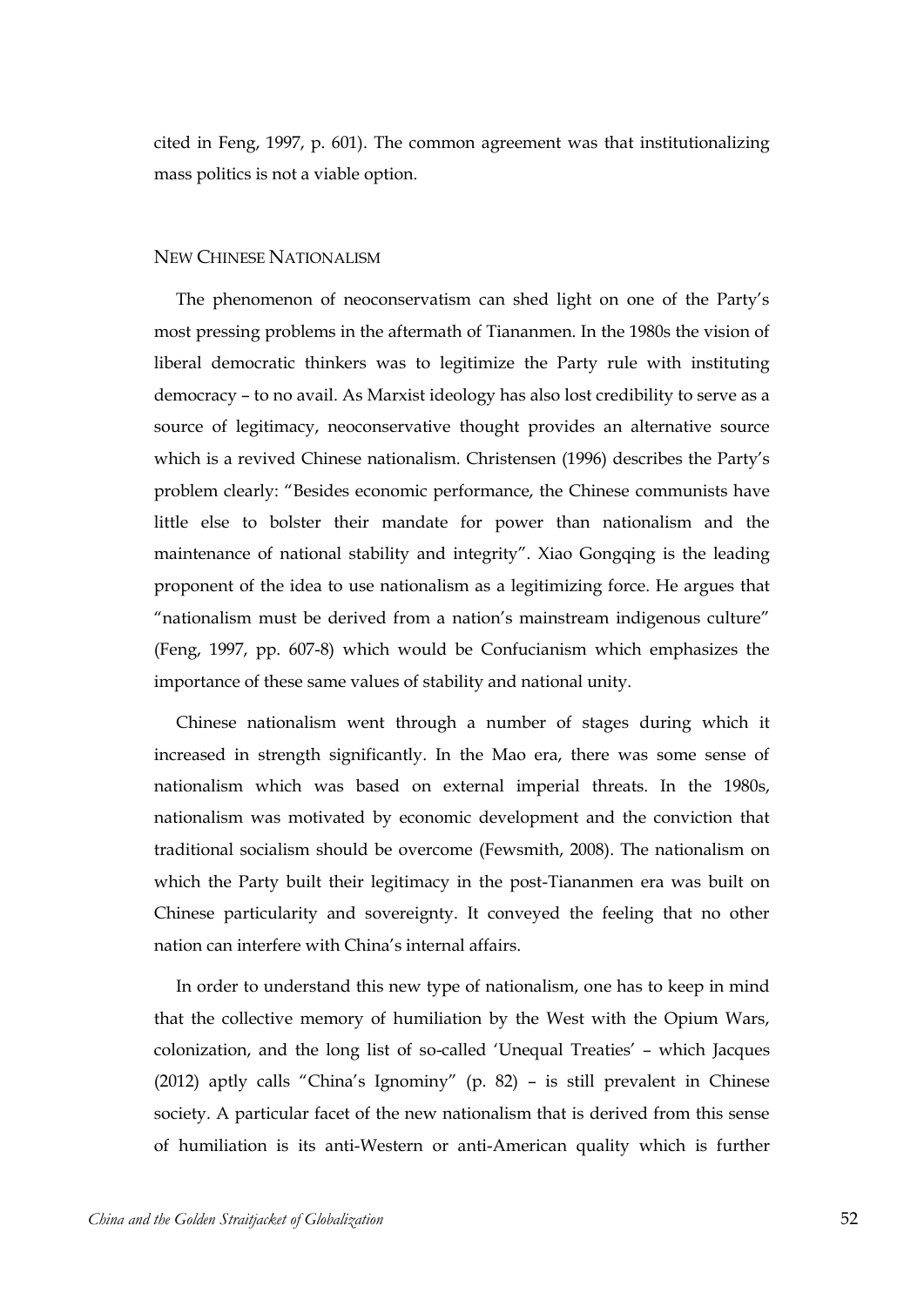cited in Feng, 1997, p. 601). The common agreement was that institutionalizing mass politics is not a viable option.

## New Chinese Nationalism

The phenomenon of neoconservatism can shed light on one of the Party's most pressing problems in the aftermath of Tiananmen. In the 1980s the vision of liberal democratic thinkers was to legitimize the Party rule with instituting democracy – to no avail. As Marxist ideology has also lost credibility to serve as a source of legitimacy, neoconservative thought provides an alternative source which is a revived Chinese nationalism. Christensen (1996) describes the Party's problem clearly: "Besides economic performance, the Chinese communists have little else to bolster their mandate for power than nationalism and the maintenance of national stability and integrity". Xiao Gongqing is the leading proponent of the idea to use nationalism as a legitimizing force. He argues that "nationalism must be derived from a nation's mainstream indigenous culture" (Feng, 1997, pp. 607-8) which would be Confucianism which emphasizes the importance of these same values of stability and national unity.

Chinese nationalism went through a number of stages during which it increased in strength significantly. In the Mao era, there was some sense of nationalism which was based on external imperial threats. In the 1980s, nationalism was motivated by economic development and the conviction that traditional socialism should be overcome (Fewsmith, 2008). The nationalism on which the Party built their legitimacy in the post-Tiananmen era was built on Chinese particularity and sovereignty. It conveyed the feeling that no other nation can interfere with China's internal affairs.

In order to understand this new type of nationalism, one has to keep in mind that the collective memory of humiliation by the West with the Opium Wars, colonization, and the long list of so-called 'Unequal Treaties' – which Jacques (2012) aptly calls "China's Ignominy" (p. 82) – is still prevalent in Chinese society. A particular facet of the new nationalism that is derived from this sense of humiliation is its anti-Western or anti-American quality which is further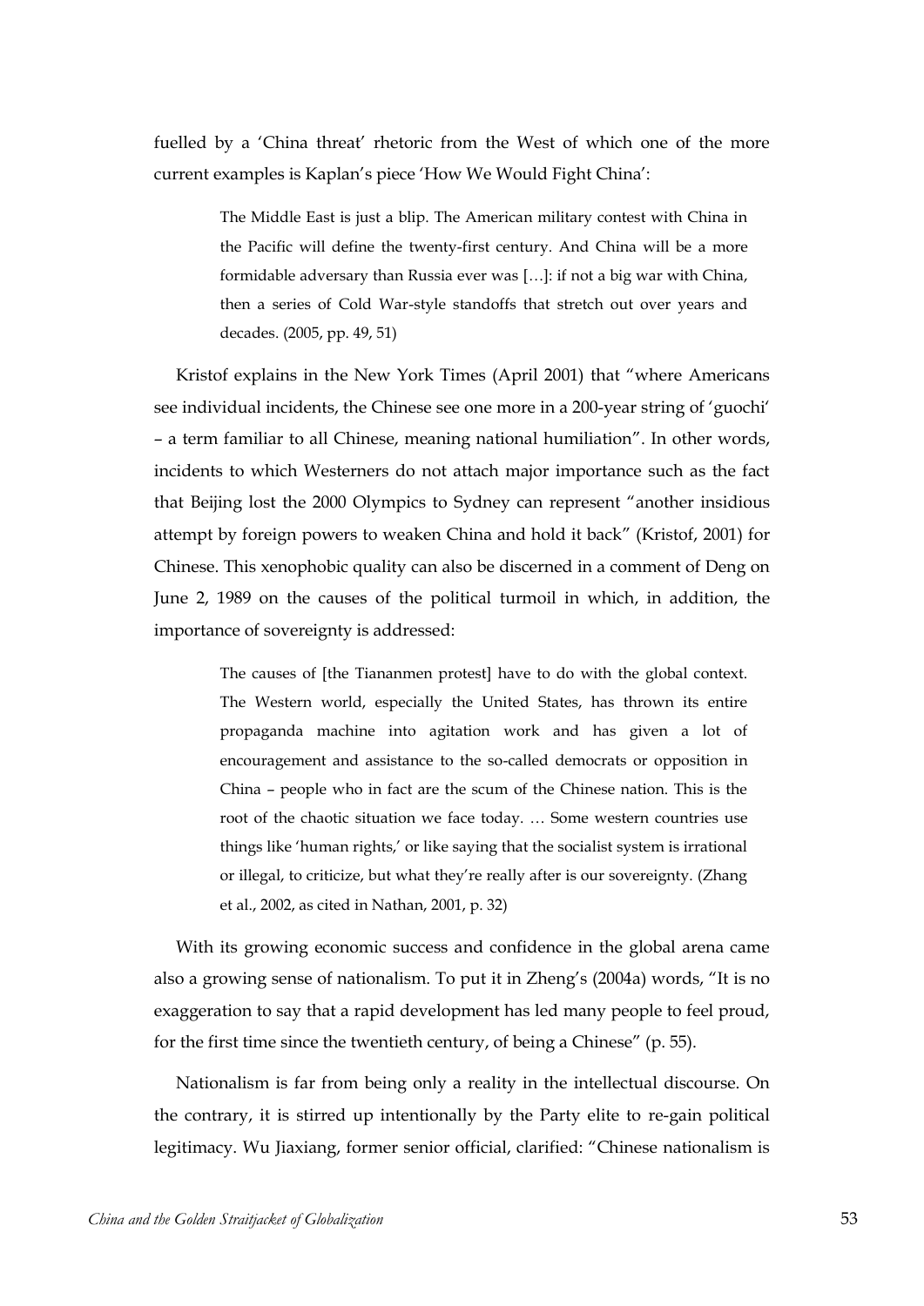fuelled by a 'China threat' rhetoric from the West of which one of the more current examples is Kaplan's piece 'How We Would Fight China':

> The Middle East is just a blip. The American military contest with China in the Pacific will define the twenty-first century. And China will be a more formidable adversary than Russia ever was […]: if not a big war with China, then a series of Cold War-style standoffs that stretch out over years and decades. (2005, pp. 49, 51)

Kristof explains in the New York Times (April 2001) that "where Americans see individual incidents, the Chinese see one more in a 200-year string of 'guochi' – a term familiar to all Chinese, meaning national humiliation". In other words, incidents to which Westerners do not attach major importance such as the fact that Beijing lost the 2000 Olympics to Sydney can represent "another insidious attempt by foreign powers to weaken China and hold it back" (Kristof, 2001) for Chinese. This xenophobic quality can also be discerned in a comment of Deng on June 2, 1989 on the causes of the political turmoil in which, in addition, the importance of sovereignty is addressed:

> The causes of [the Tiananmen protest] have to do with the global context. The Western world, especially the United States, has thrown its entire propaganda machine into agitation work and has given a lot of encouragement and assistance to the so-called democrats or opposition in China – people who in fact are the scum of the Chinese nation. This is the root of the chaotic situation we face today. … Some western countries use things like 'human rights,' or like saying that the socialist system is irrational or illegal, to criticize, but what they're really after is our sovereignty. (Zhang et al., 2002, as cited in Nathan, 2001, p. 32)

With its growing economic success and confidence in the global arena came also a growing sense of nationalism. To put it in Zheng's (2004a) words, "It is no exaggeration to say that a rapid development has led many people to feel proud, for the first time since the twentieth century, of being a Chinese" (p. 55).

Nationalism is far from being only a reality in the intellectual discourse. On the contrary, it is stirred up intentionally by the Party elite to re-gain political legitimacy. Wu Jiaxiang, former senior official, clarified: "Chinese nationalism is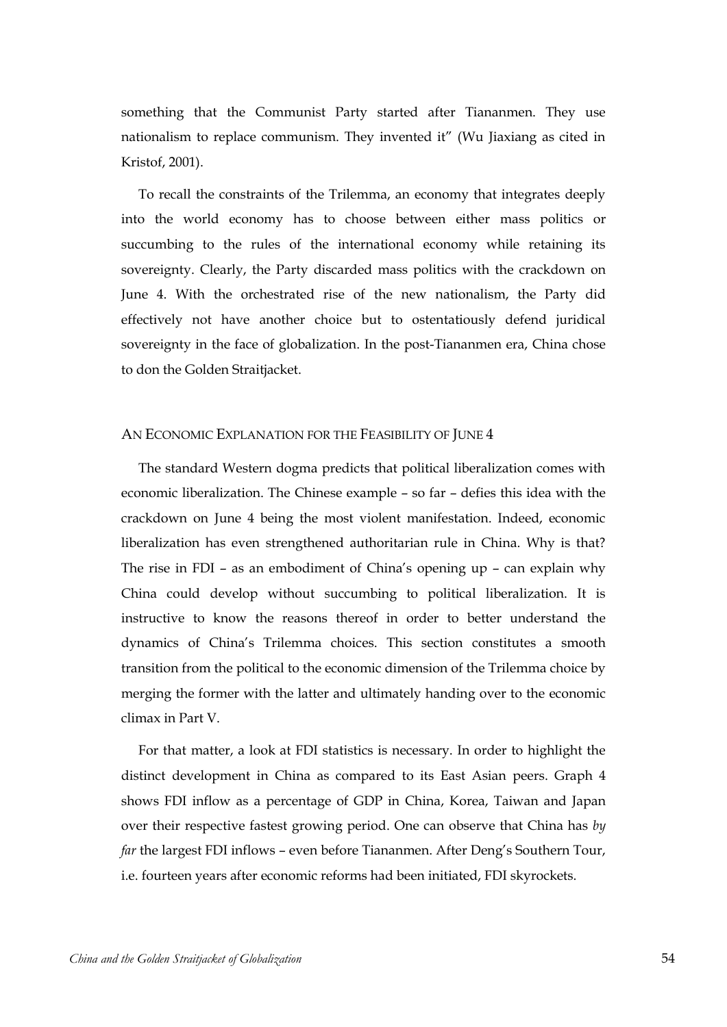something that the Communist Party started after Tiananmen. They use nationalism to replace communism. They invented it" (Wu Jiaxiang as cited in Kristof, 2001).

To recall the constraints of the Trilemma, an economy that integrates deeply into the world economy has to choose between either mass politics or succumbing to the rules of the international economy while retaining its sovereignty. Clearly, the Party discarded mass politics with the crackdown on June 4. With the orchestrated rise of the new nationalism, the Party did effectively not have another choice but to ostentatiously defend juridical sovereignty in the face of globalization. In the post-Tiananmen era, China chose to don the Golden Straitjacket.

## AN ECONOMIC EXPLANATION FOR THE FEASIBILITY OF JUNE 4

The standard Western dogma predicts that political liberalization comes with economic liberalization. The Chinese example – so far – defies this idea with the crackdown on June 4 being the most violent manifestation. Indeed, economic liberalization has even strengthened authoritarian rule in China. Why is that? The rise in FDI – as an embodiment of China's opening up – can explain why China could develop without succumbing to political liberalization. It is instructive to know the reasons thereof in order to better understand the dynamics of China's Trilemma choices. This section constitutes a smooth transition from the political to the economic dimension of the Trilemma choice by merging the former with the latter and ultimately handing over to the economic climax in Part V.

For that matter, a look at FDI statistics is necessary. In order to highlight the distinct development in China as compared to its East Asian peers. Graph 4 shows FDI inflow as a percentage of GDP in China, Korea, Taiwan and Japan over their respective fastest growing period. One can observe that China has *by far* the largest FDI inflows – even before Tiananmen. After Deng's Southern Tour, i.e. fourteen years after economic reforms had been initiated, FDI skyrockets.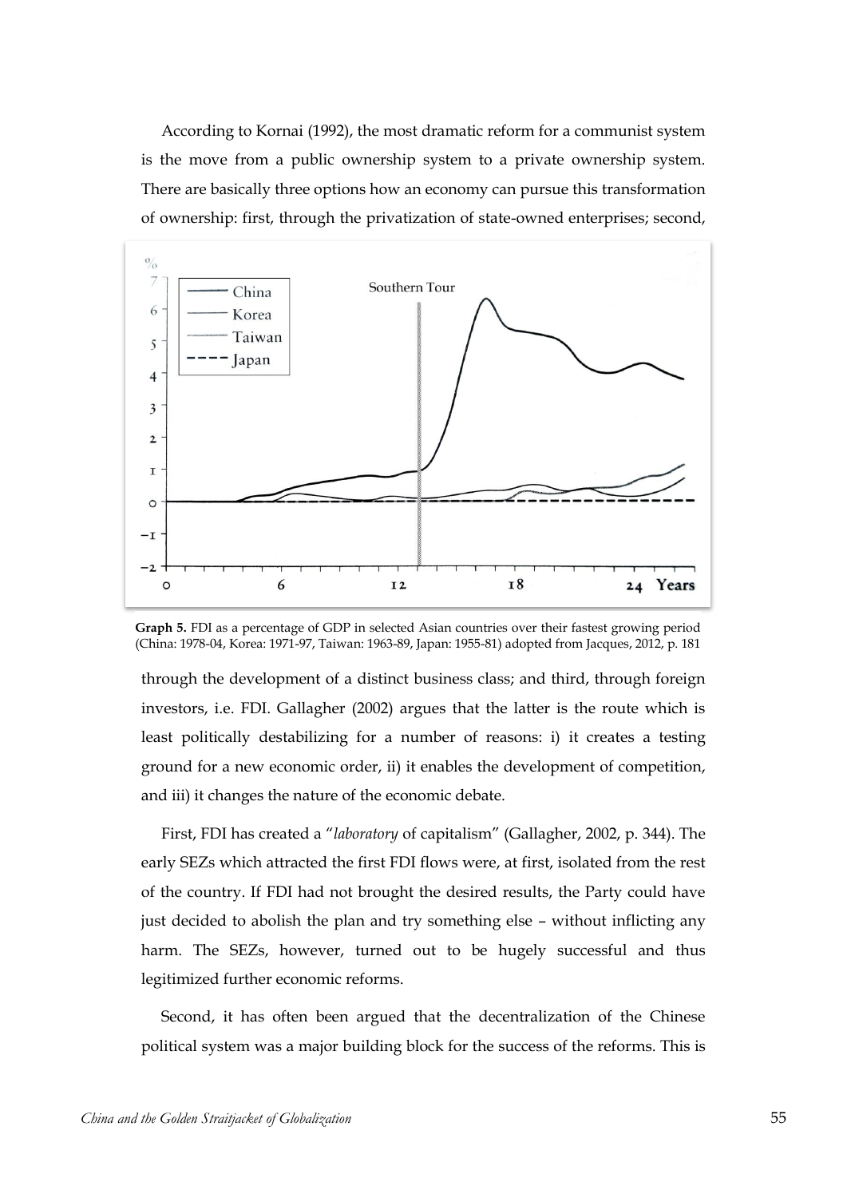According to Kornai (1992), the most dramatic reform for a communist system is the move from a public ownership system to a private ownership system. There are basically three options how an economy can pursue this transformation of ownership: first, through the privatization of state-owned enterprises; second, through the development of a distinct business class; and third, through foreign investors, i.e. FDI. Gallagher (2002) argues that the latter is the route which is least politically destabilizing for a number of reasons: i) it creates a testing ground for a new economic order, ii) it enables the development of competition, and iii) it changes the nature of the economic debate.

**Graph 5.** FDI as a percentage of GDP in selected Asian countries over their fastest growing period (China: 1978-04, Korea: 1971-97, Taiwan: 1963-89, Japan: 1955-81) adopted from Jacques, 2012, p. 181

First, FDI has created a "*laboratory* of capitalism" (Gallagher, 2002, p. 344). The early SEZs which attracted the first FDI flows were, at first, isolated from the rest of the country. If FDI had not brought the desired results, the Party could have just decided to abolish the plan and try something else – without inflicting any harm. The SEZs, however, turned out to be hugely successful and thus legitimized further economic reforms.

Second, it has often been argued that the decentralization of the Chinese political system was a major building block for the success of the reforms. This is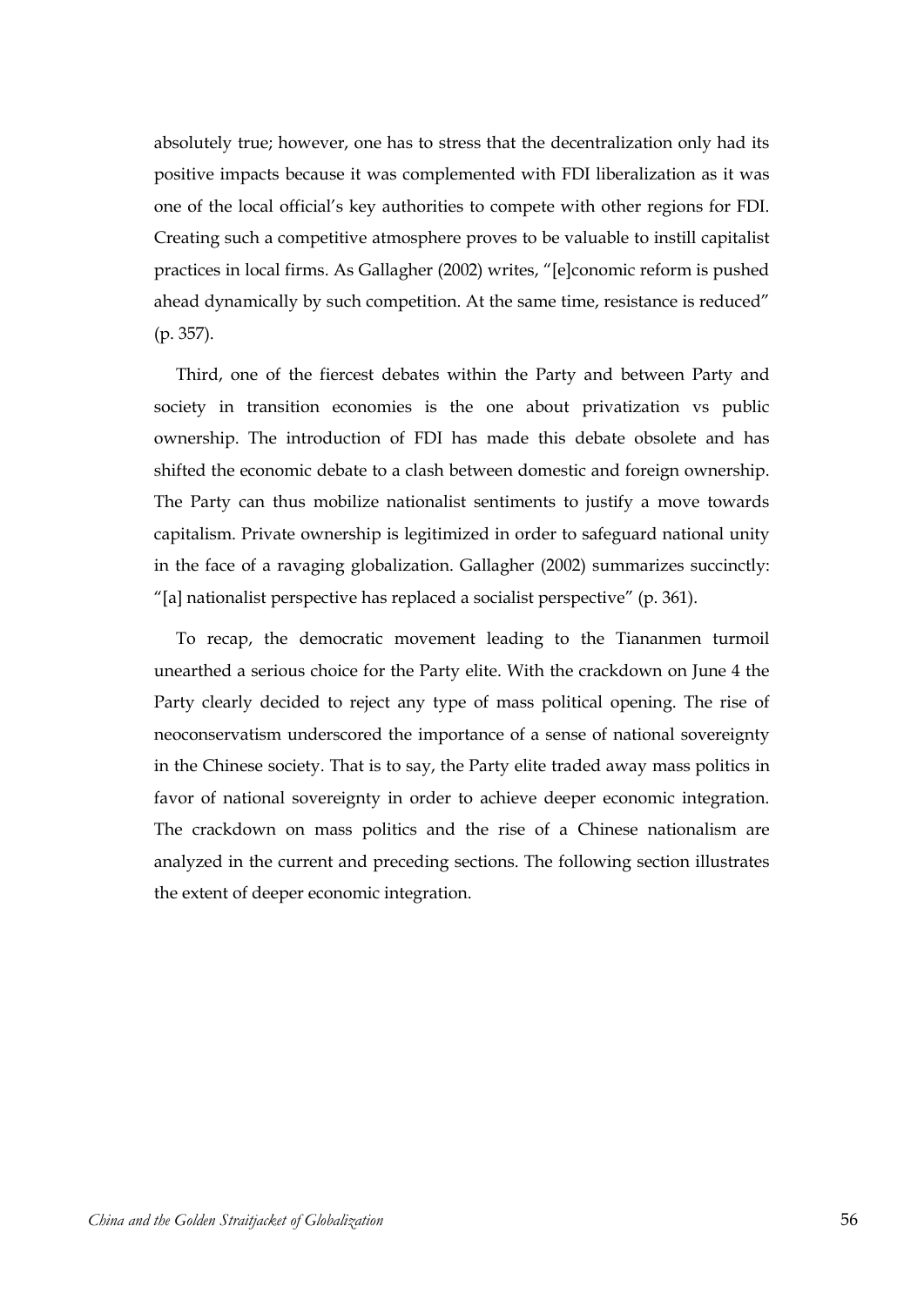absolutely true; however, one has to stress that the decentralization only had its positive impacts because it was complemented with FDI liberalization as it was one of the local official's key authorities to compete with other regions for FDI. Creating such a competitive atmosphere proves to be valuable to instill capitalist practices in local firms. As Gallagher (2002) writes, "[e]conomic reform is pushed ahead dynamically by such competition. At the same time, resistance is reduced" (p. 357).

Third, one of the fiercest debates within the Party and between Party and society in transition economies is the one about privatization vs public ownership. The introduction of FDI has made this debate obsolete and has shifted the economic debate to a clash between domestic and foreign ownership. The Party can thus mobilize nationalist sentiments to justify a move towards capitalism. Private ownership is legitimized in order to safeguard national unity in the face of a ravaging globalization. Gallagher (2002) summarizes succinctly: "[a] nationalist perspective has replaced a socialist perspective" (p. 361).

To recap, the democratic movement leading to the Tiananmen turmoil unearthed a serious choice for the Party elite. With the crackdown on June 4 the Party clearly decided to reject any type of mass political opening. The rise of neoconservatism underscored the importance of a sense of national sovereignty in the Chinese society. That is to say, the Party elite traded away mass politics in favor of national sovereignty in order to achieve deeper economic integration. The crackdown on mass politics and the rise of a Chinese nationalism are analyzed in the current and preceding sections. The following section illustrates the extent of deeper economic integration.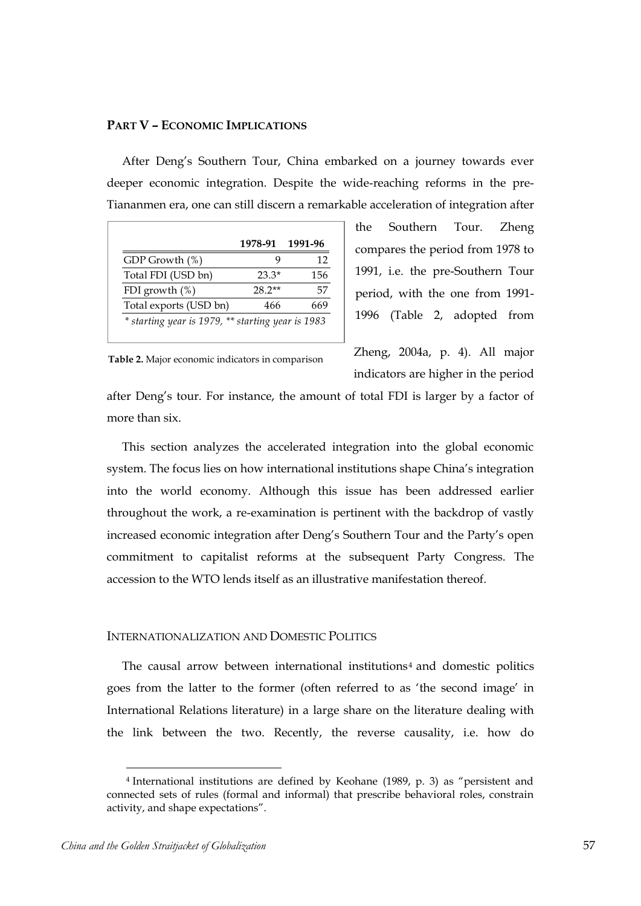## PART V – ECONOMIC IMPLICATIONS

After Deng's Southern Tour, China embarked on a journey towards ever deeper economic integration. Despite the wide-reaching reforms in the pre-Tiananmen era, one can still discern a remarkable acceleration of integration after the Southern Tour. Zheng compares the period from 1978 to 1991, i.e. the pre-Southern Tour period, with the one from 1991-1996 (Table 2, adopted from Zheng, 2004a, p. 4). All major indicators are higher in the period after Deng's tour. For instance, the amount of total FDI is larger by a factor of more than six.

| | 1978-91 | 1991-96 |
|---|---|---|
| GDP Growth (%) | 9 | 12 |
| Total FDI (USD bn) | 23.3* | 156 |
| FDI growth (%) | 28.2** | 57 |
| Total exports (USD bn) | 466 | 669 |

*\* starting year is 1979, \*\* starting year is 1983*

**Table 2.** Major economic indicators in comparison

This section analyzes the accelerated integration into the global economic system. The focus lies on how international institutions shape China's integration into the world economy. Although this issue has been addressed earlier throughout the work, a re-examination is pertinent with the backdrop of vastly increased economic integration after Deng's Southern Tour and the Party's open commitment to capitalist reforms at the subsequent Party Congress. The accession to the WTO lends itself as an illustrative manifestation thereof.

### INTERNATIONALIZATION AND DOMESTIC POLITICS

The causal arrow between international institutions[4] and domestic politics goes from the latter to the former (often referred to as 'the second image' in International Relations literature) in a large share on the literature dealing with the link between the two. Recently, the reverse causality, i.e. how do

[4] International institutions are defined by Keohane (1989, p. 3) as "persistent and connected sets of rules (formal and informal) that prescribe behavioral roles, constrain activity, and shape expectations".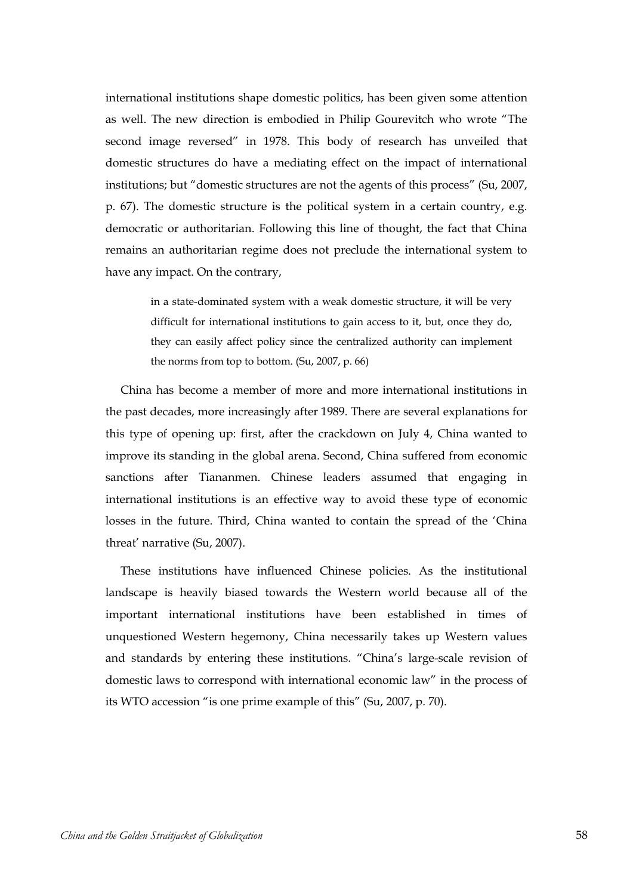international institutions shape domestic politics, has been given some attention as well. The new direction is embodied in Philip Gourevitch who wrote "The second image reversed" in 1978. This body of research has unveiled that domestic structures do have a mediating effect on the impact of international institutions; but "domestic structures are not the agents of this process" (Su, 2007, p. 67). The domestic structure is the political system in a certain country, e.g. democratic or authoritarian. Following this line of thought, the fact that China remains an authoritarian regime does not preclude the international system to have any impact. On the contrary,

> in a state-dominated system with a weak domestic structure, it will be very difficult for international institutions to gain access to it, but, once they do, they can easily affect policy since the centralized authority can implement the norms from top to bottom. (Su, 2007, p. 66)

China has become a member of more and more international institutions in the past decades, more increasingly after 1989. There are several explanations for this type of opening up: first, after the crackdown on July 4, China wanted to improve its standing in the global arena. Second, China suffered from economic sanctions after Tiananmen. Chinese leaders assumed that engaging in international institutions is an effective way to avoid these type of economic losses in the future. Third, China wanted to contain the spread of the 'China threat' narrative (Su, 2007).

These institutions have influenced Chinese policies. As the institutional landscape is heavily biased towards the Western world because all of the important international institutions have been established in times of unquestioned Western hegemony, China necessarily takes up Western values and standards by entering these institutions. "China's large-scale revision of domestic laws to correspond with international economic law" in the process of its WTO accession "is one prime example of this" (Su, 2007, p. 70).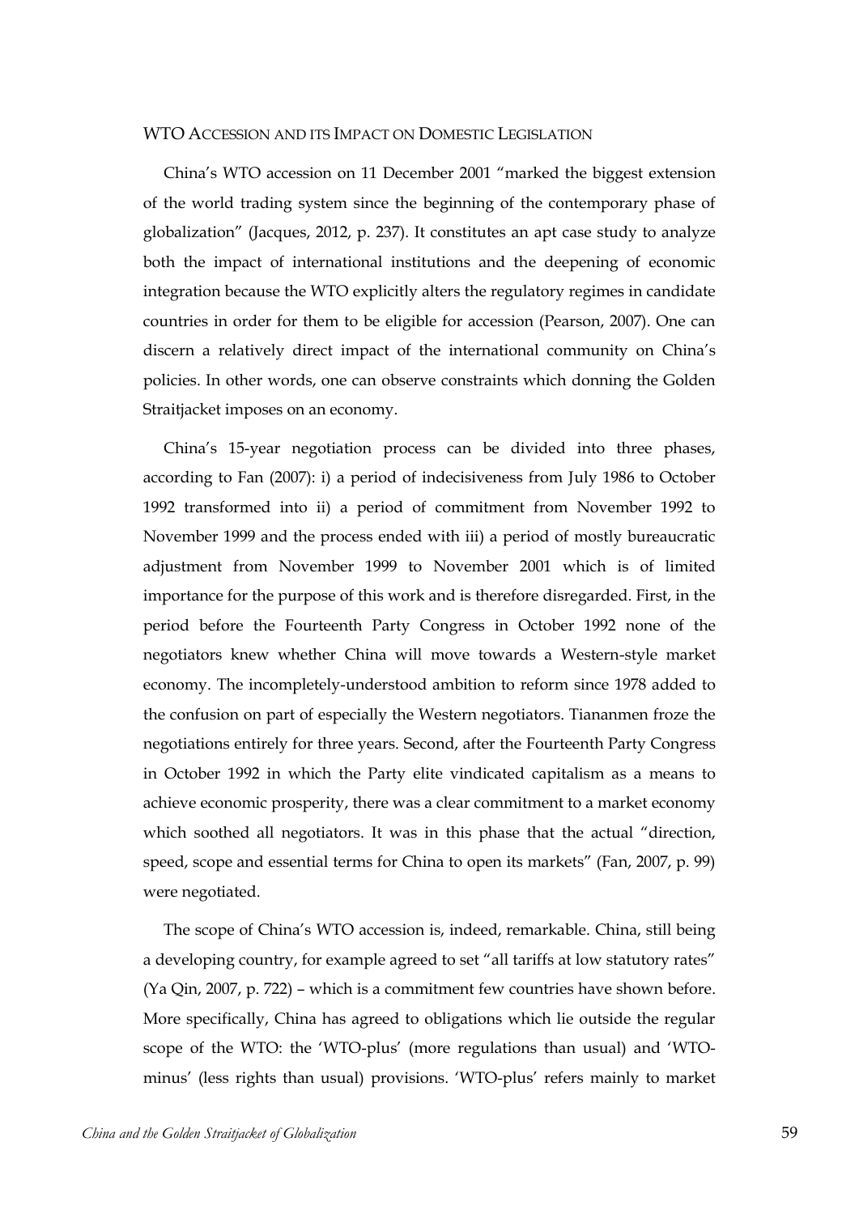## WTO Accession and its Impact on Domestic Legislation

China's WTO accession on 11 December 2001 "marked the biggest extension of the world trading system since the beginning of the contemporary phase of globalization" (Jacques, 2012, p. 237). It constitutes an apt case study to analyze both the impact of international institutions and the deepening of economic integration because the WTO explicitly alters the regulatory regimes in candidate countries in order for them to be eligible for accession (Pearson, 2007). One can discern a relatively direct impact of the international community on China's policies. In other words, one can observe constraints which donning the Golden Straitjacket imposes on an economy.

China's 15-year negotiation process can be divided into three phases, according to Fan (2007): i) a period of indecisiveness from July 1986 to October 1992 transformed into ii) a period of commitment from November 1992 to November 1999 and the process ended with iii) a period of mostly bureaucratic adjustment from November 1999 to November 2001 which is of limited importance for the purpose of this work and is therefore disregarded. First, in the period before the Fourteenth Party Congress in October 1992 none of the negotiators knew whether China will move towards a Western-style market economy. The incompletely-understood ambition to reform since 1978 added to the confusion on part of especially the Western negotiators. Tiananmen froze the negotiations entirely for three years. Second, after the Fourteenth Party Congress in October 1992 in which the Party elite vindicated capitalism as a means to achieve economic prosperity, there was a clear commitment to a market economy which soothed all negotiators. It was in this phase that the actual "direction, speed, scope and essential terms for China to open its markets" (Fan, 2007, p. 99) were negotiated.

The scope of China's WTO accession is, indeed, remarkable. China, still being a developing country, for example agreed to set "all tariffs at low statutory rates" (Ya Qin, 2007, p. 722) – which is a commitment few countries have shown before. More specifically, China has agreed to obligations which lie outside the regular scope of the WTO: the 'WTO-plus' (more regulations than usual) and 'WTO-minus' (less rights than usual) provisions. 'WTO-plus' refers mainly to market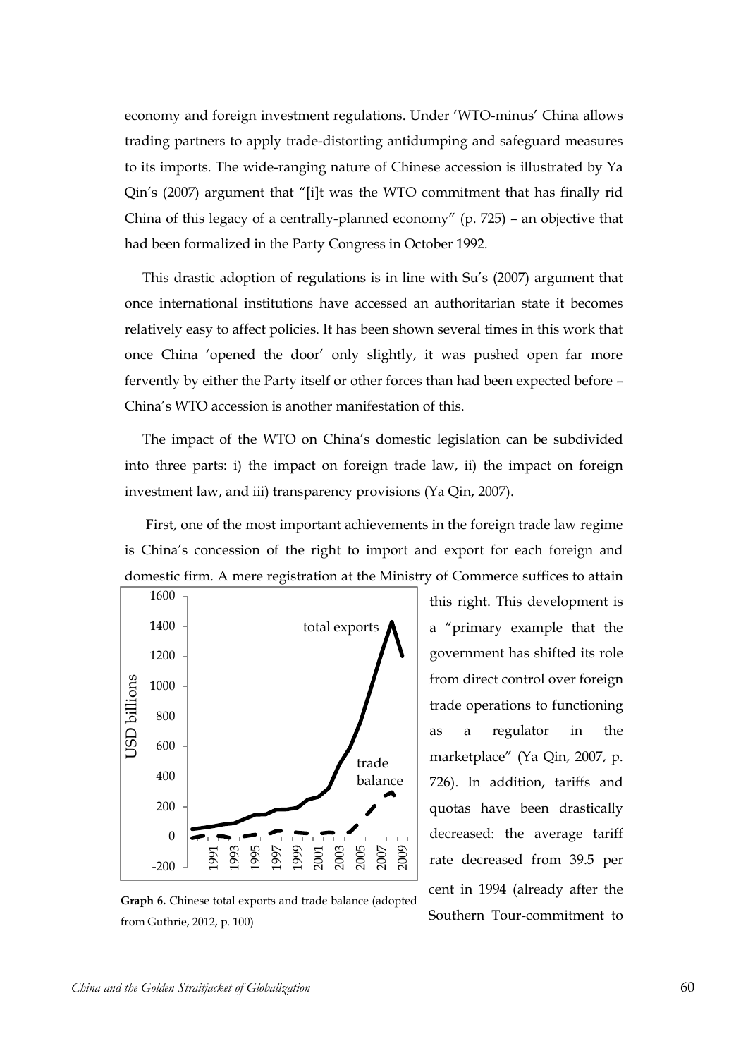economy and foreign investment regulations. Under 'WTO-minus' China allows trading partners to apply trade-distorting antidumping and safeguard measures to its imports. The wide-ranging nature of Chinese accession is illustrated by Ya Qin's (2007) argument that "[i]t was the WTO commitment that has finally rid China of this legacy of a centrally-planned economy" (p. 725) – an objective that had been formalized in the Party Congress in October 1992.

This drastic adoption of regulations is in line with Su's (2007) argument that once international institutions have accessed an authoritarian state it becomes relatively easy to affect policies. It has been shown several times in this work that once China 'opened the door' only slightly, it was pushed open far more fervently by either the Party itself or other forces than had been expected before – China's WTO accession is another manifestation of this.

The impact of the WTO on China's domestic legislation can be subdivided into three parts: i) the impact on foreign trade law, ii) the impact on foreign investment law, and iii) transparency provisions (Ya Qin, 2007).

First, one of the most important achievements in the foreign trade law regime is China's concession of the right to import and export for each foreign and domestic firm. A mere registration at the Ministry of Commerce suffices to attain this right. This development is a "primary example that the government has shifted its role from direct control over foreign trade operations to functioning as a regulator in the marketplace" (Ya Qin, 2007, p. 726). In addition, tariffs and quotas have been drastically decreased: the average tariff rate decreased from 39.5 per cent in 1994 (already after the Southern Tour-commitment to

**Graph 6.** Chinese total exports and trade balance (adopted from Guthrie, 2012, p. 100)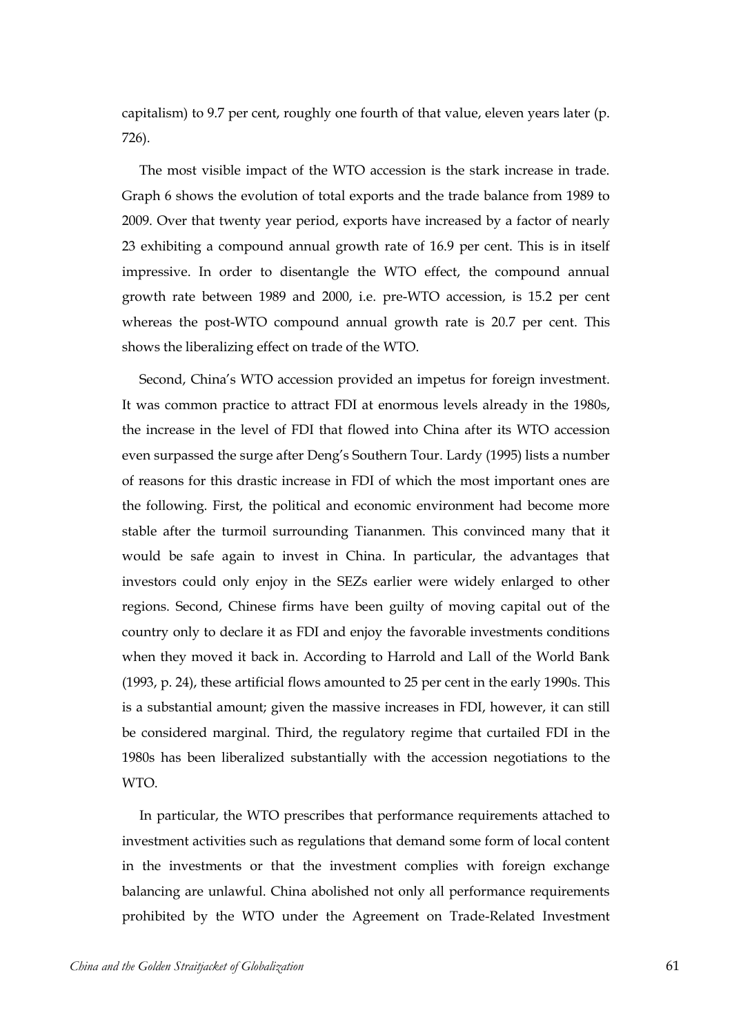capitalism) to 9.7 per cent, roughly one fourth of that value, eleven years later (p. 726).

The most visible impact of the WTO accession is the stark increase in trade. Graph 6 shows the evolution of total exports and the trade balance from 1989 to 2009. Over that twenty year period, exports have increased by a factor of nearly 23 exhibiting a compound annual growth rate of 16.9 per cent. This is in itself impressive. In order to disentangle the WTO effect, the compound annual growth rate between 1989 and 2000, i.e. pre-WTO accession, is 15.2 per cent whereas the post-WTO compound annual growth rate is 20.7 per cent. This shows the liberalizing effect on trade of the WTO.

Second, China's WTO accession provided an impetus for foreign investment. It was common practice to attract FDI at enormous levels already in the 1980s, the increase in the level of FDI that flowed into China after its WTO accession even surpassed the surge after Deng's Southern Tour. Lardy (1995) lists a number of reasons for this drastic increase in FDI of which the most important ones are the following. First, the political and economic environment had become more stable after the turmoil surrounding Tiananmen. This convinced many that it would be safe again to invest in China. In particular, the advantages that investors could only enjoy in the SEZs earlier were widely enlarged to other regions. Second, Chinese firms have been guilty of moving capital out of the country only to declare it as FDI and enjoy the favorable investments conditions when they moved it back in. According to Harrold and Lall of the World Bank (1993, p. 24), these artificial flows amounted to 25 per cent in the early 1990s. This is a substantial amount; given the massive increases in FDI, however, it can still be considered marginal. Third, the regulatory regime that curtailed FDI in the 1980s has been liberalized substantially with the accession negotiations to the WTO.

In particular, the WTO prescribes that performance requirements attached to investment activities such as regulations that demand some form of local content in the investments or that the investment complies with foreign exchange balancing are unlawful. China abolished not only all performance requirements prohibited by the WTO under the Agreement on Trade-Related Investment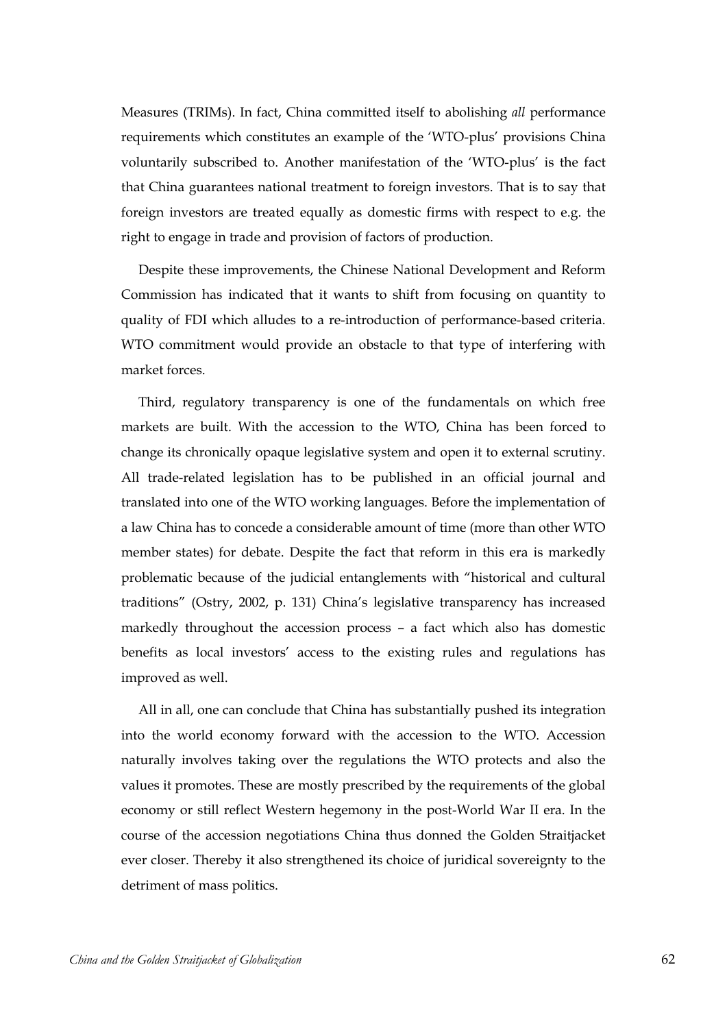Measures (TRIMs). In fact, China committed itself to abolishing *all* performance requirements which constitutes an example of the 'WTO-plus' provisions China voluntarily subscribed to. Another manifestation of the 'WTO-plus' is the fact that China guarantees national treatment to foreign investors. That is to say that foreign investors are treated equally as domestic firms with respect to e.g. the right to engage in trade and provision of factors of production.

Despite these improvements, the Chinese National Development and Reform Commission has indicated that it wants to shift from focusing on quantity to quality of FDI which alludes to a re-introduction of performance-based criteria. WTO commitment would provide an obstacle to that type of interfering with market forces.

Third, regulatory transparency is one of the fundamentals on which free markets are built. With the accession to the WTO, China has been forced to change its chronically opaque legislative system and open it to external scrutiny. All trade-related legislation has to be published in an official journal and translated into one of the WTO working languages. Before the implementation of a law China has to concede a considerable amount of time (more than other WTO member states) for debate. Despite the fact that reform in this era is markedly problematic because of the judicial entanglements with "historical and cultural traditions" (Ostry, 2002, p. 131) China's legislative transparency has increased markedly throughout the accession process – a fact which also has domestic benefits as local investors' access to the existing rules and regulations has improved as well.

All in all, one can conclude that China has substantially pushed its integration into the world economy forward with the accession to the WTO. Accession naturally involves taking over the regulations the WTO protects and also the values it promotes. These are mostly prescribed by the requirements of the global economy or still reflect Western hegemony in the post-World War II era. In the course of the accession negotiations China thus donned the Golden Straitjacket ever closer. Thereby it also strengthened its choice of juridical sovereignty to the detriment of mass politics.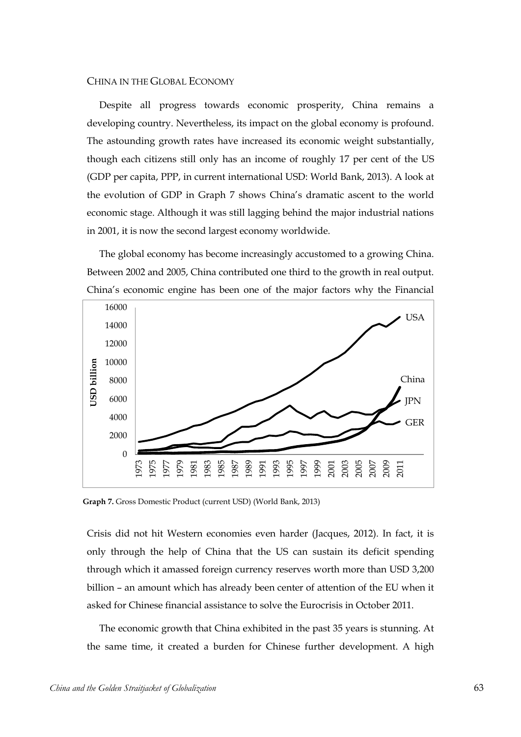## CHINA IN THE GLOBAL ECONOMY

Despite all progress towards economic prosperity, China remains a developing country. Nevertheless, its impact on the global economy is profound. The astounding growth rates have increased its economic weight substantially, though each citizens still only has an income of roughly 17 per cent of the US (GDP per capita, PPP, in current international USD: World Bank, 2013). A look at the evolution of GDP in Graph 7 shows China's dramatic ascent to the world economic stage. Although it was still lagging behind the major industrial nations in 2001, it is now the second largest economy worldwide.

The global economy has become increasingly accustomed to a growing China. Between 2002 and 2005, China contributed one third to the growth in real output. China's economic engine has been one of the major factors why the Financial Crisis did not hit Western economies even harder (Jacques, 2012). In fact, it is only through the help of China that the US can sustain its deficit spending through which it amassed foreign currency reserves worth more than USD 3,200 billion – an amount which has already been center of attention of the EU when it asked for Chinese financial assistance to solve the Eurocrisis in October 2011.

**Graph 7.** Gross Domestic Product (current USD) (World Bank, 2013)

The economic growth that China exhibited in the past 35 years is stunning. At the same time, it created a burden for Chinese further development. A high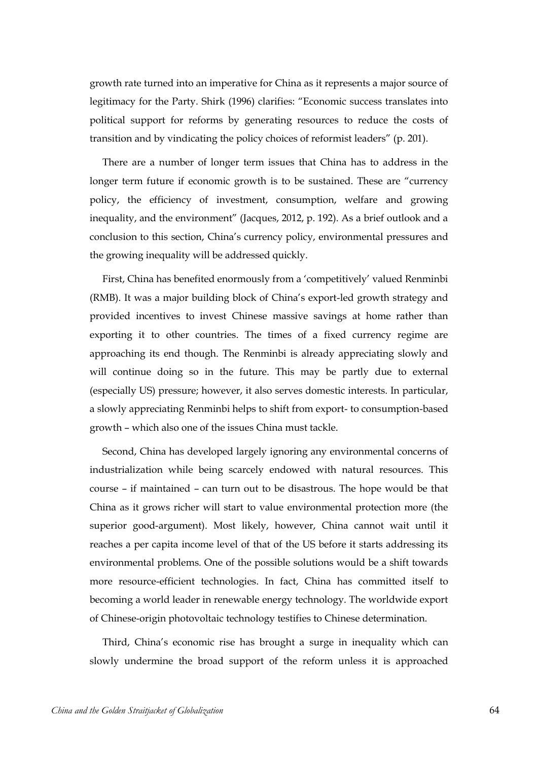growth rate turned into an imperative for China as it represents a major source of legitimacy for the Party. Shirk (1996) clarifies: "Economic success translates into political support for reforms by generating resources to reduce the costs of transition and by vindicating the policy choices of reformist leaders" (p. 201).

There are a number of longer term issues that China has to address in the longer term future if economic growth is to be sustained. These are "currency policy, the efficiency of investment, consumption, welfare and growing inequality, and the environment" (Jacques, 2012, p. 192). As a brief outlook and a conclusion to this section, China's currency policy, environmental pressures and the growing inequality will be addressed quickly.

First, China has benefited enormously from a 'competitively' valued Renminbi (RMB). It was a major building block of China's export-led growth strategy and provided incentives to invest Chinese massive savings at home rather than exporting it to other countries. The times of a fixed currency regime are approaching its end though. The Renminbi is already appreciating slowly and will continue doing so in the future. This may be partly due to external (especially US) pressure; however, it also serves domestic interests. In particular, a slowly appreciating Renminbi helps to shift from export- to consumption-based growth – which also one of the issues China must tackle.

Second, China has developed largely ignoring any environmental concerns of industrialization while being scarcely endowed with natural resources. This course – if maintained – can turn out to be disastrous. The hope would be that China as it grows richer will start to value environmental protection more (the superior good-argument). Most likely, however, China cannot wait until it reaches a per capita income level of that of the US before it starts addressing its environmental problems. One of the possible solutions would be a shift towards more resource-efficient technologies. In fact, China has committed itself to becoming a world leader in renewable energy technology. The worldwide export of Chinese-origin photovoltaic technology testifies to Chinese determination.

Third, China's economic rise has brought a surge in inequality which can slowly undermine the broad support of the reform unless it is approached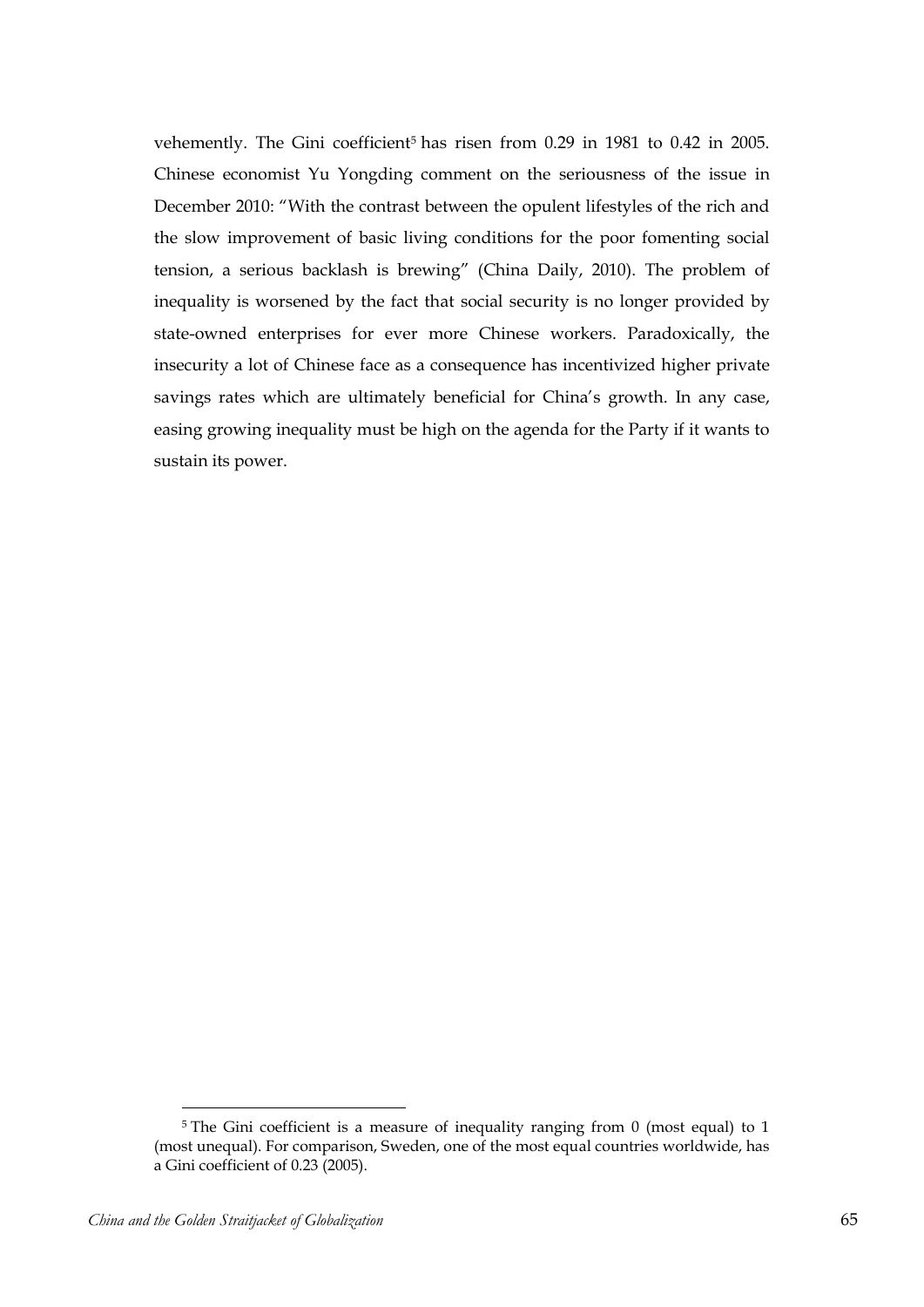vehemently. The Gini coefficient[5] has risen from 0.29 in 1981 to 0.42 in 2005. Chinese economist Yu Yongding comment on the seriousness of the issue in December 2010: "With the contrast between the opulent lifestyles of the rich and the slow improvement of basic living conditions for the poor fomenting social tension, a serious backlash is brewing" (China Daily, 2010). The problem of inequality is worsened by the fact that social security is no longer provided by state-owned enterprises for ever more Chinese workers. Paradoxically, the insecurity a lot of Chinese face as a consequence has incentivized higher private savings rates which are ultimately beneficial for China's growth. In any case, easing growing inequality must be high on the agenda for the Party if it wants to sustain its power.

[5] The Gini coefficient is a measure of inequality ranging from 0 (most equal) to 1 (most unequal). For comparison, Sweden, one of the most equal countries worldwide, has a Gini coefficient of 0.23 (2005).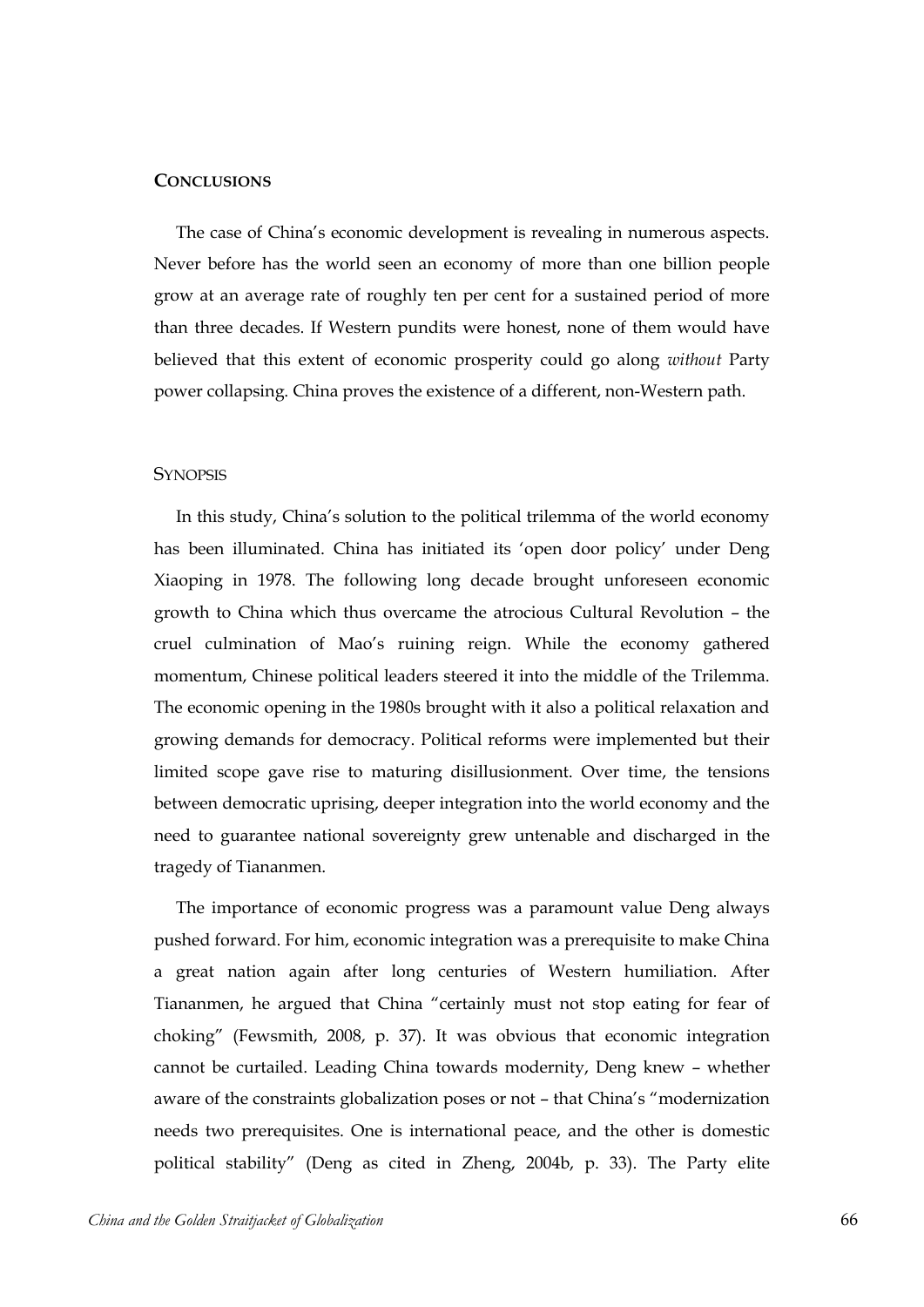## Conclusions

The case of China's economic development is revealing in numerous aspects. Never before has the world seen an economy of more than one billion people grow at an average rate of roughly ten per cent for a sustained period of more than three decades. If Western pundits were honest, none of them would have believed that this extent of economic prosperity could go along *without* Party power collapsing. China proves the existence of a different, non-Western path.

### Synopsis

In this study, China's solution to the political trilemma of the world economy has been illuminated. China has initiated its 'open door policy' under Deng Xiaoping in 1978. The following long decade brought unforeseen economic growth to China which thus overcame the atrocious Cultural Revolution – the cruel culmination of Mao's ruining reign. While the economy gathered momentum, Chinese political leaders steered it into the middle of the Trilemma. The economic opening in the 1980s brought with it also a political relaxation and growing demands for democracy. Political reforms were implemented but their limited scope gave rise to maturing disillusionment. Over time, the tensions between democratic uprising, deeper integration into the world economy and the need to guarantee national sovereignty grew untenable and discharged in the tragedy of Tiananmen.

The importance of economic progress was a paramount value Deng always pushed forward. For him, economic integration was a prerequisite to make China a great nation again after long centuries of Western humiliation. After Tiananmen, he argued that China "certainly must not stop eating for fear of choking" (Fewsmith, 2008, p. 37). It was obvious that economic integration cannot be curtailed. Leading China towards modernity, Deng knew – whether aware of the constraints globalization poses or not – that China's "modernization needs two prerequisites. One is international peace, and the other is domestic political stability" (Deng as cited in Zheng, 2004b, p. 33). The Party elite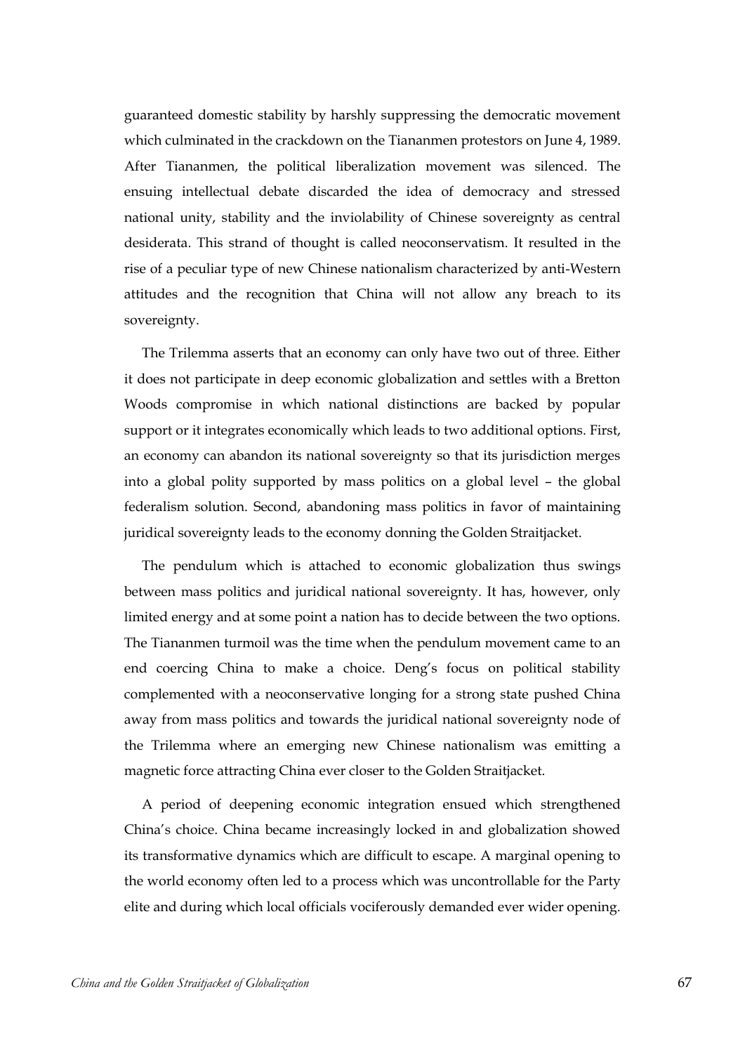guaranteed domestic stability by harshly suppressing the democratic movement which culminated in the crackdown on the Tiananmen protestors on June 4, 1989. After Tiananmen, the political liberalization movement was silenced. The ensuing intellectual debate discarded the idea of democracy and stressed national unity, stability and the inviolability of Chinese sovereignty as central desiderata. This strand of thought is called neoconservatism. It resulted in the rise of a peculiar type of new Chinese nationalism characterized by anti-Western attitudes and the recognition that China will not allow any breach to its sovereignty.

The Trilemma asserts that an economy can only have two out of three. Either it does not participate in deep economic globalization and settles with a Bretton Woods compromise in which national distinctions are backed by popular support or it integrates economically which leads to two additional options. First, an economy can abandon its national sovereignty so that its jurisdiction merges into a global polity supported by mass politics on a global level – the global federalism solution. Second, abandoning mass politics in favor of maintaining juridical sovereignty leads to the economy donning the Golden Straitjacket.

The pendulum which is attached to economic globalization thus swings between mass politics and juridical national sovereignty. It has, however, only limited energy and at some point a nation has to decide between the two options. The Tiananmen turmoil was the time when the pendulum movement came to an end coercing China to make a choice. Deng's focus on political stability complemented with a neoconservative longing for a strong state pushed China away from mass politics and towards the juridical national sovereignty node of the Trilemma where an emerging new Chinese nationalism was emitting a magnetic force attracting China ever closer to the Golden Straitjacket.

A period of deepening economic integration ensued which strengthened China's choice. China became increasingly locked in and globalization showed its transformative dynamics which are difficult to escape. A marginal opening to the world economy often led to a process which was uncontrollable for the Party elite and during which local officials vociferously demanded ever wider opening.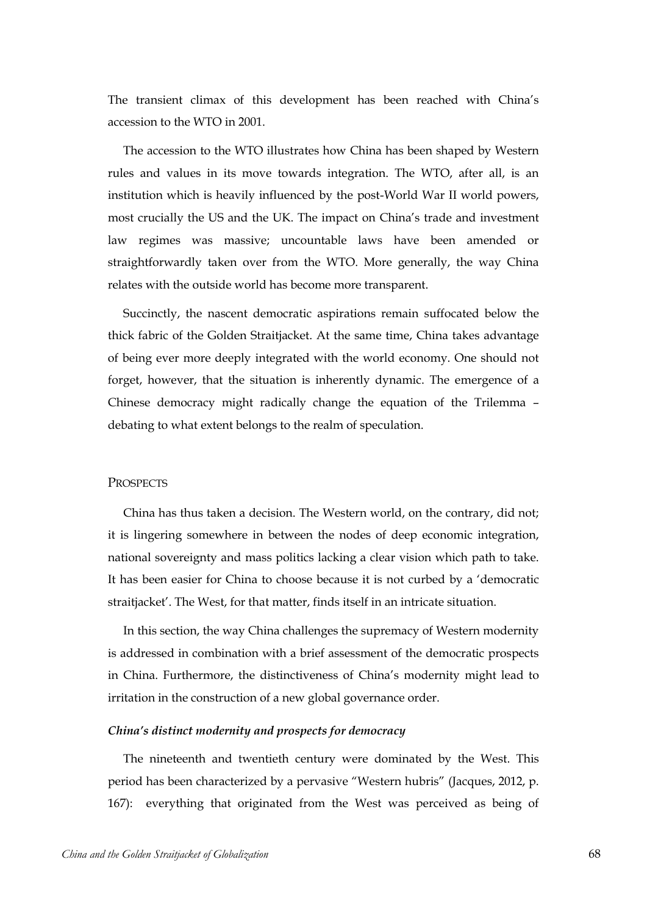The transient climax of this development has been reached with China's accession to the WTO in 2001.

The accession to the WTO illustrates how China has been shaped by Western rules and values in its move towards integration. The WTO, after all, is an institution which is heavily influenced by the post-World War II world powers, most crucially the US and the UK. The impact on China's trade and investment law regimes was massive; uncountable laws have been amended or straightforwardly taken over from the WTO. More generally, the way China relates with the outside world has become more transparent.

Succinctly, the nascent democratic aspirations remain suffocated below the thick fabric of the Golden Straitjacket. At the same time, China takes advantage of being ever more deeply integrated with the world economy. One should not forget, however, that the situation is inherently dynamic. The emergence of a Chinese democracy might radically change the equation of the Trilemma – debating to what extent belongs to the realm of speculation.

## Prospects

China has thus taken a decision. The Western world, on the contrary, did not; it is lingering somewhere in between the nodes of deep economic integration, national sovereignty and mass politics lacking a clear vision which path to take. It has been easier for China to choose because it is not curbed by a 'democratic straitjacket'. The West, for that matter, finds itself in an intricate situation.

In this section, the way China challenges the supremacy of Western modernity is addressed in combination with a brief assessment of the democratic prospects in China. Furthermore, the distinctiveness of China's modernity might lead to irritation in the construction of a new global governance order.

### *China's distinct modernity and prospects for democracy*

The nineteenth and twentieth century were dominated by the West. This period has been characterized by a pervasive "Western hubris" (Jacques, 2012, p. 167): everything that originated from the West was perceived as being of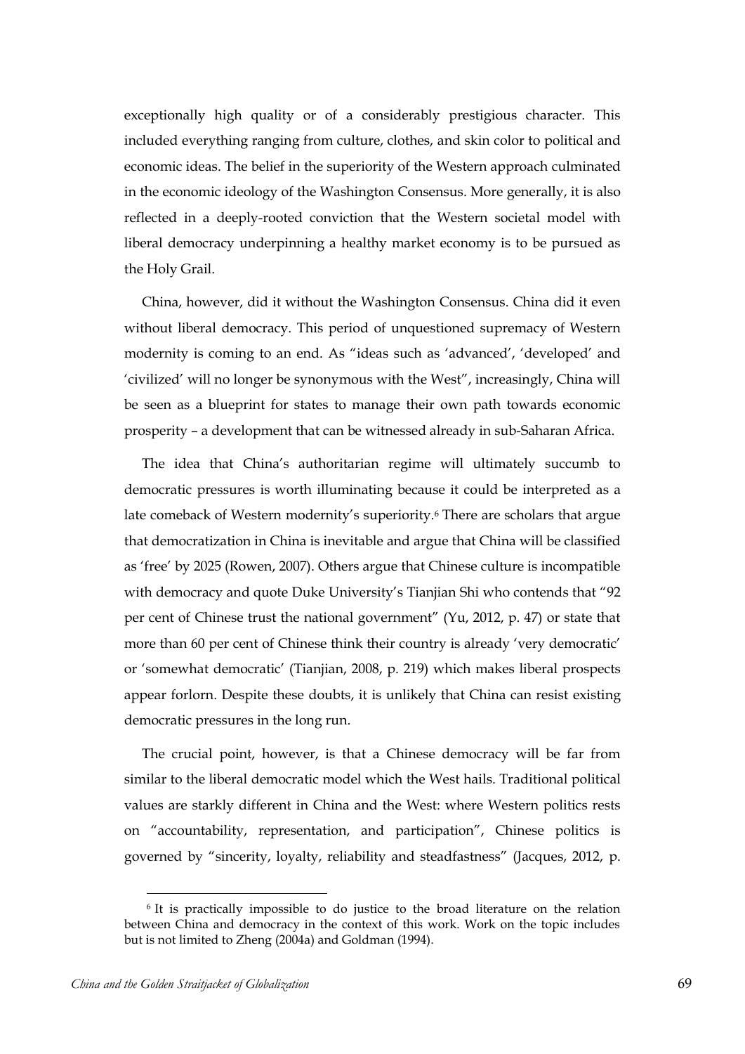exceptionally high quality or of a considerably prestigious character. This included everything ranging from culture, clothes, and skin color to political and economic ideas. The belief in the superiority of the Western approach culminated in the economic ideology of the Washington Consensus. More generally, it is also reflected in a deeply-rooted conviction that the Western societal model with liberal democracy underpinning a healthy market economy is to be pursued as the Holy Grail.

China, however, did it without the Washington Consensus. China did it even without liberal democracy. This period of unquestioned supremacy of Western modernity is coming to an end. As "ideas such as 'advanced', 'developed' and 'civilized' will no longer be synonymous with the West", increasingly, China will be seen as a blueprint for states to manage their own path towards economic prosperity – a development that can be witnessed already in sub-Saharan Africa.

The idea that China's authoritarian regime will ultimately succumb to democratic pressures is worth illuminating because it could be interpreted as a late comeback of Western modernity's superiority.[6] There are scholars that argue that democratization in China is inevitable and argue that China will be classified as 'free' by 2025 (Rowen, 2007). Others argue that Chinese culture is incompatible with democracy and quote Duke University's Tianjian Shi who contends that "92 per cent of Chinese trust the national government" (Yu, 2012, p. 47) or state that more than 60 per cent of Chinese think their country is already 'very democratic' or 'somewhat democratic' (Tianjian, 2008, p. 219) which makes liberal prospects appear forlorn. Despite these doubts, it is unlikely that China can resist existing democratic pressures in the long run.

The crucial point, however, is that a Chinese democracy will be far from similar to the liberal democratic model which the West hails. Traditional political values are starkly different in China and the West: where Western politics rests on "accountability, representation, and participation", Chinese politics is governed by "sincerity, loyalty, reliability and steadfastness" (Jacques, 2012, p.

[6] It is practically impossible to do justice to the broad literature on the relation between China and democracy in the context of this work. Work on the topic includes but is not limited to Zheng (2004a) and Goldman (1994).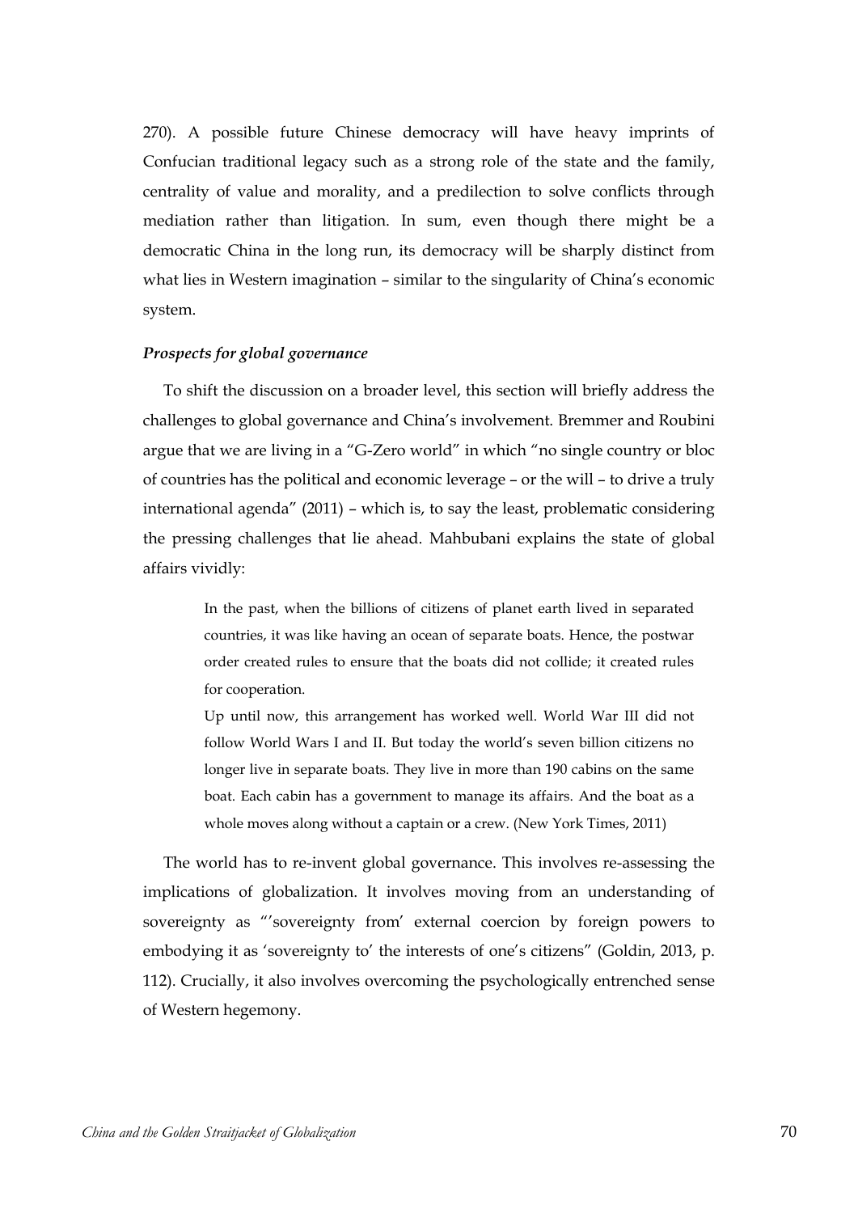270). A possible future Chinese democracy will have heavy imprints of Confucian traditional legacy such as a strong role of the state and the family, centrality of value and morality, and a predilection to solve conflicts through mediation rather than litigation. In sum, even though there might be a democratic China in the long run, its democracy will be sharply distinct from what lies in Western imagination – similar to the singularity of China's economic system.

***Prospects for global governance***

To shift the discussion on a broader level, this section will briefly address the challenges to global governance and China's involvement. Bremmer and Roubini argue that we are living in a "G-Zero world" in which "no single country or bloc of countries has the political and economic leverage – or the will – to drive a truly international agenda" (2011) – which is, to say the least, problematic considering the pressing challenges that lie ahead. Mahbubani explains the state of global affairs vividly:

> In the past, when the billions of citizens of planet earth lived in separated countries, it was like having an ocean of separate boats. Hence, the postwar order created rules to ensure that the boats did not collide; it created rules for cooperation.
>
> Up until now, this arrangement has worked well. World War III did not follow World Wars I and II. But today the world's seven billion citizens no longer live in separate boats. They live in more than 190 cabins on the same boat. Each cabin has a government to manage its affairs. And the boat as a whole moves along without a captain or a crew. (New York Times, 2011)

The world has to re-invent global governance. This involves re-assessing the implications of globalization. It involves moving from an understanding of sovereignty as "'sovereignty from' external coercion by foreign powers to embodying it as 'sovereignty to' the interests of one's citizens" (Goldin, 2013, p. 112). Crucially, it also involves overcoming the psychologically entrenched sense of Western hegemony.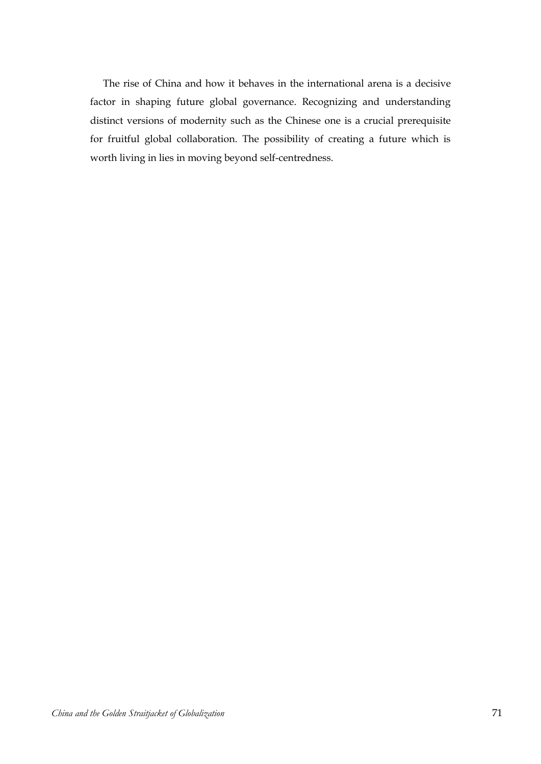The rise of China and how it behaves in the international arena is a decisive factor in shaping future global governance. Recognizing and understanding distinct versions of modernity such as the Chinese one is a crucial prerequisite for fruitful global collaboration. The possibility of creating a future which is worth living in lies in moving beyond self-centredness.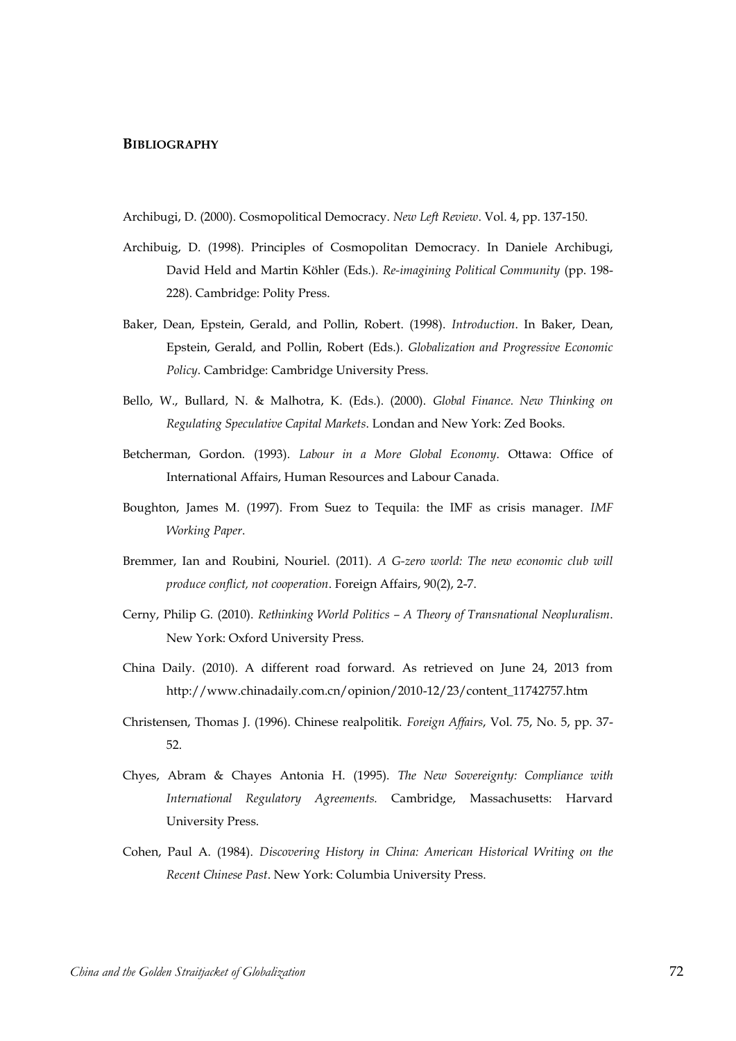## BIBLIOGRAPHY

Archibugi, D. (2000). Cosmopolitical Democracy. *New Left Review*. Vol. 4, pp. 137-150.

Archibuig, D. (1998). Principles of Cosmopolitan Democracy. In Daniele Archibugi, David Held and Martin Köhler (Eds.). *Re-imagining Political Community* (pp. 198-228). Cambridge: Polity Press.

Baker, Dean, Epstein, Gerald, and Pollin, Robert. (1998). *Introduction*. In Baker, Dean, Epstein, Gerald, and Pollin, Robert (Eds.). *Globalization and Progressive Economic Policy*. Cambridge: Cambridge University Press.

Bello, W., Bullard, N. & Malhotra, K. (Eds.). (2000). *Global Finance. New Thinking on Regulating Speculative Capital Markets*. Londan and New York: Zed Books.

Betcherman, Gordon. (1993). *Labour in a More Global Economy*. Ottawa: Office of International Affairs, Human Resources and Labour Canada.

Boughton, James M. (1997). From Suez to Tequila: the IMF as crisis manager. *IMF Working Paper*.

Bremmer, Ian and Roubini, Nouriel. (2011). *A G-zero world: The new economic club will produce conflict, not cooperation*. Foreign Affairs, 90(2), 2-7.

Cerny, Philip G. (2010). *Rethinking World Politics – A Theory of Transnational Neopluralism*. New York: Oxford University Press.

China Daily. (2010). A different road forward. As retrieved on June 24, 2013 from http://www.chinadaily.com.cn/opinion/2010-12/23/content_11742757.htm

Christensen, Thomas J. (1996). Chinese realpolitik. *Foreign Affairs*, Vol. 75, No. 5, pp. 37-52.

Chyes, Abram & Chayes Antonia H. (1995). *The New Sovereignty: Compliance with International Regulatory Agreements.* Cambridge, Massachusetts: Harvard University Press.

Cohen, Paul A. (1984). *Discovering History in China: American Historical Writing on the Recent Chinese Past*. New York: Columbia University Press.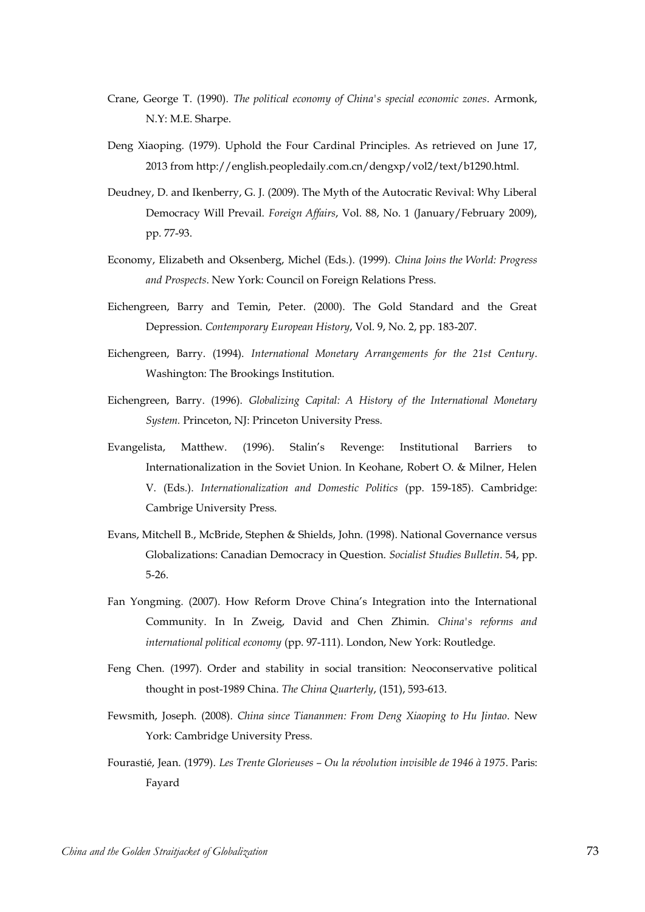Crane, George T. (1990). *The political economy of China's special economic zones*. Armonk, N.Y: M.E. Sharpe.

Deng Xiaoping. (1979). Uphold the Four Cardinal Principles. As retrieved on June 17, 2013 from http://english.peopledaily.com.cn/dengxp/vol2/text/b1290.html.

Deudney, D. and Ikenberry, G. J. (2009). The Myth of the Autocratic Revival: Why Liberal Democracy Will Prevail. *Foreign Affairs*, Vol. 88, No. 1 (January/February 2009), pp. 77-93.

Economy, Elizabeth and Oksenberg, Michel (Eds.). (1999). *China Joins the World: Progress and Prospects*. New York: Council on Foreign Relations Press.

Eichengreen, Barry and Temin, Peter. (2000). The Gold Standard and the Great Depression. *Contemporary European History*, Vol. 9, No. 2, pp. 183-207.

Eichengreen, Barry. (1994). *International Monetary Arrangements for the 21st Century*. Washington: The Brookings Institution.

Eichengreen, Barry. (1996). *Globalizing Capital: A History of the International Monetary System.* Princeton, NJ: Princeton University Press.

Evangelista, Matthew. (1996). Stalin's Revenge: Institutional Barriers to Internationalization in the Soviet Union. In Keohane, Robert O. & Milner, Helen V. (Eds.). *Internationalization and Domestic Politics* (pp. 159-185). Cambridge: Cambrige University Press.

Evans, Mitchell B., McBride, Stephen & Shields, John. (1998). National Governance versus Globalizations: Canadian Democracy in Question. *Socialist Studies Bulletin*. 54, pp. 5-26.

Fan Yongming. (2007). How Reform Drove China's Integration into the International Community. In In Zweig, David and Chen Zhimin. *China's reforms and international political economy* (pp. 97-111). London, New York: Routledge.

Feng Chen. (1997). Order and stability in social transition: Neoconservative political thought in post-1989 China. *The China Quarterly*, (151), 593-613.

Fewsmith, Joseph. (2008). *China since Tiananmen: From Deng Xiaoping to Hu Jintao*. New York: Cambridge University Press.

Fourastié, Jean. (1979). *Les Trente Glorieuses – Ou la révolution invisible de 1946 à 1975*. Paris: Fayard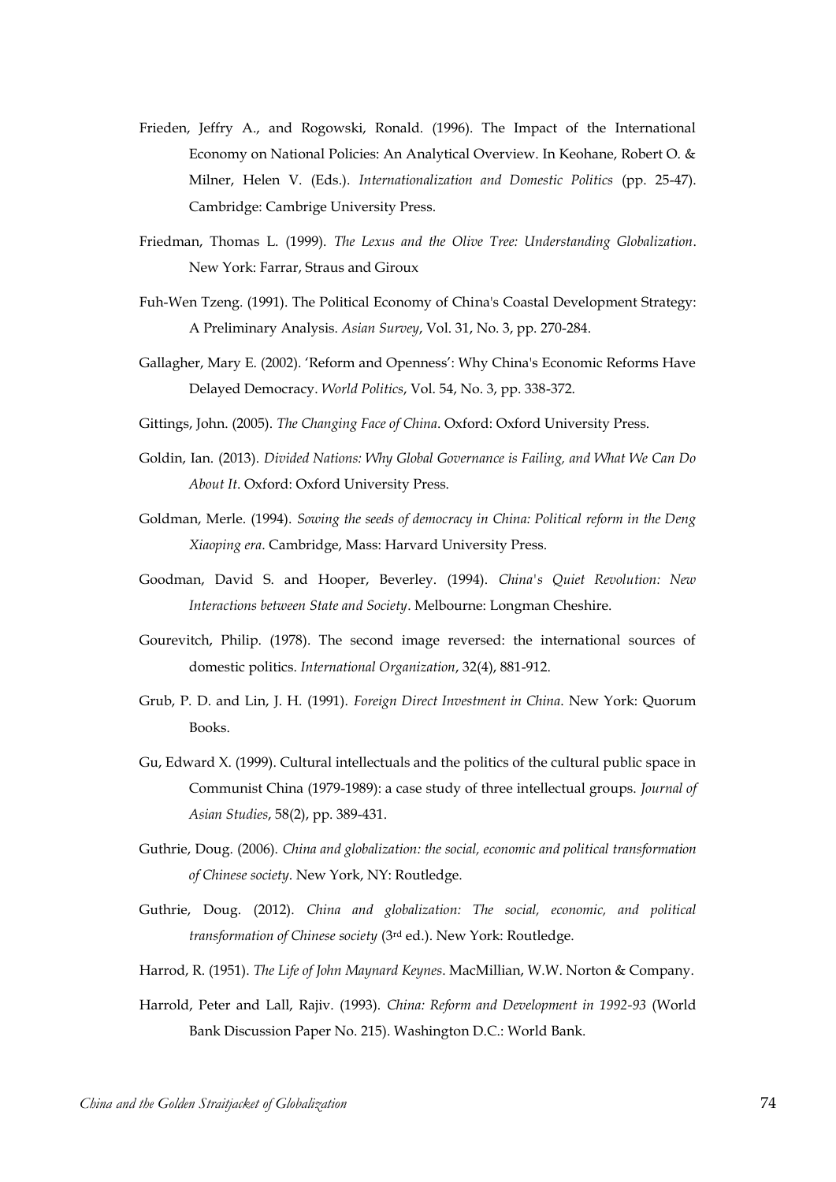Frieden, Jeffry A., and Rogowski, Ronald. (1996). The Impact of the International Economy on National Policies: An Analytical Overview. In Keohane, Robert O. & Milner, Helen V. (Eds.). *Internationalization and Domestic Politics* (pp. 25-47). Cambridge: Cambrige University Press.

Friedman, Thomas L. (1999). *The Lexus and the Olive Tree: Understanding Globalization*. New York: Farrar, Straus and Giroux

Fuh-Wen Tzeng. (1991). The Political Economy of China's Coastal Development Strategy: A Preliminary Analysis. *Asian Survey*, Vol. 31, No. 3, pp. 270-284.

Gallagher, Mary E. (2002). 'Reform and Openness': Why China's Economic Reforms Have Delayed Democracy. *World Politics*, Vol. 54, No. 3, pp. 338-372.

Gittings, John. (2005). *The Changing Face of China*. Oxford: Oxford University Press.

Goldin, Ian. (2013). *Divided Nations: Why Global Governance is Failing, and What We Can Do About It*. Oxford: Oxford University Press.

Goldman, Merle. (1994). *Sowing the seeds of democracy in China: Political reform in the Deng Xiaoping era*. Cambridge, Mass: Harvard University Press.

Goodman, David S. and Hooper, Beverley. (1994). *China's Quiet Revolution: New Interactions between State and Society*. Melbourne: Longman Cheshire.

Gourevitch, Philip. (1978). The second image reversed: the international sources of domestic politics. *International Organization*, 32(4), 881-912.

Grub, P. D. and Lin, J. H. (1991). *Foreign Direct Investment in China*. New York: Quorum Books.

Gu, Edward X. (1999). Cultural intellectuals and the politics of the cultural public space in Communist China (1979-1989): a case study of three intellectual groups. *Journal of Asian Studies*, 58(2), pp. 389-431.

Guthrie, Doug. (2006). *China and globalization: the social, economic and political transformation of Chinese society*. New York, NY: Routledge.

Guthrie, Doug. (2012). *China and globalization: The social, economic, and political transformation of Chinese society* (3rd ed.). New York: Routledge.

Harrod, R. (1951). *The Life of John Maynard Keynes*. MacMillian, W.W. Norton & Company.

Harrold, Peter and Lall, Rajiv. (1993). *China: Reform and Development in 1992-93* (World Bank Discussion Paper No. 215). Washington D.C.: World Bank.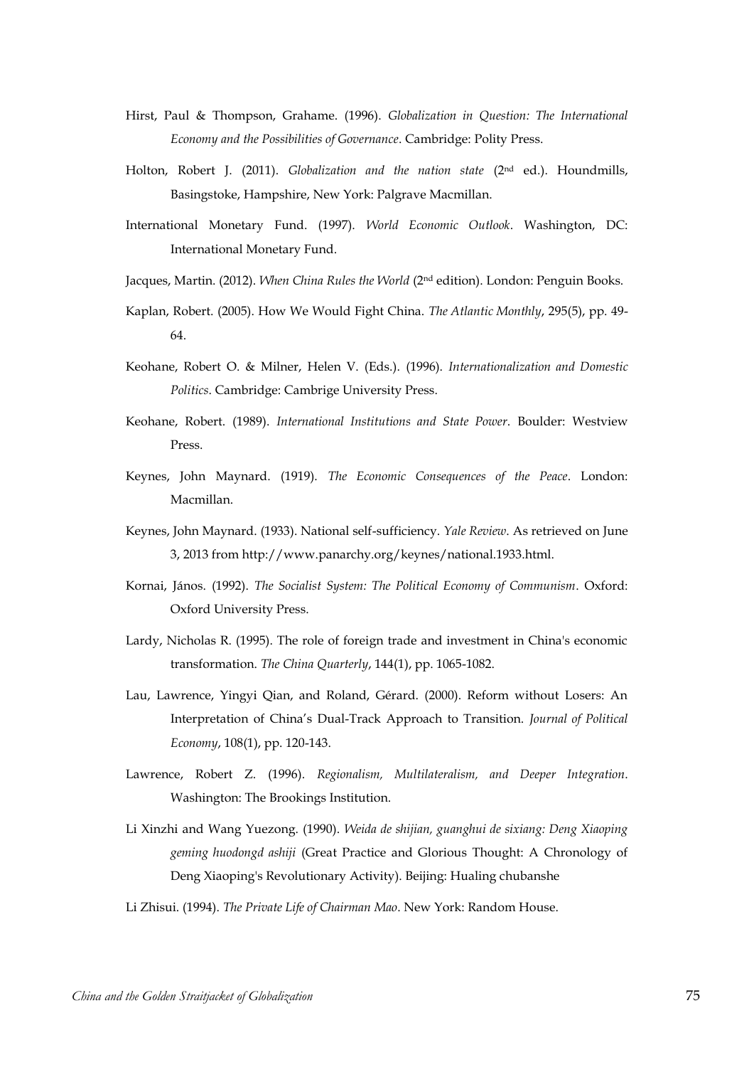Hirst, Paul & Thompson, Grahame. (1996). *Globalization in Question: The International Economy and the Possibilities of Governance*. Cambridge: Polity Press.

Holton, Robert J. (2011). *Globalization and the nation state* (2nd ed.). Houndmills, Basingstoke, Hampshire, New York: Palgrave Macmillan.

International Monetary Fund. (1997). *World Economic Outlook*. Washington, DC: International Monetary Fund.

Jacques, Martin. (2012). *When China Rules the World* (2nd edition). London: Penguin Books.

Kaplan, Robert. (2005). How We Would Fight China. *The Atlantic Monthly*, 295(5), pp. 49-64.

Keohane, Robert O. & Milner, Helen V. (Eds.). (1996). *Internationalization and Domestic Politics*. Cambridge: Cambrige University Press.

Keohane, Robert. (1989). *International Institutions and State Power*. Boulder: Westview Press.

Keynes, John Maynard. (1919). *The Economic Consequences of the Peace*. London: Macmillan.

Keynes, John Maynard. (1933). National self-sufficiency. *Yale Review*. As retrieved on June 3, 2013 from http://www.panarchy.org/keynes/national.1933.html.

Kornai, János. (1992). *The Socialist System: The Political Economy of Communism*. Oxford: Oxford University Press.

Lardy, Nicholas R. (1995). The role of foreign trade and investment in China's economic transformation. *The China Quarterly*, 144(1), pp. 1065-1082.

Lau, Lawrence, Yingyi Qian, and Roland, Gérard. (2000). Reform without Losers: An Interpretation of China's Dual-Track Approach to Transition. *Journal of Political Economy*, 108(1), pp. 120-143.

Lawrence, Robert Z. (1996). *Regionalism, Multilateralism, and Deeper Integration*. Washington: The Brookings Institution.

Li Xinzhi and Wang Yuezong. (1990). *Weida de shijian, guanghui de sixiang: Deng Xiaoping geming huodongd ashiji* (Great Practice and Glorious Thought: A Chronology of Deng Xiaoping's Revolutionary Activity). Beijing: Hualing chubanshe

Li Zhisui. (1994). *The Private Life of Chairman Mao*. New York: Random House.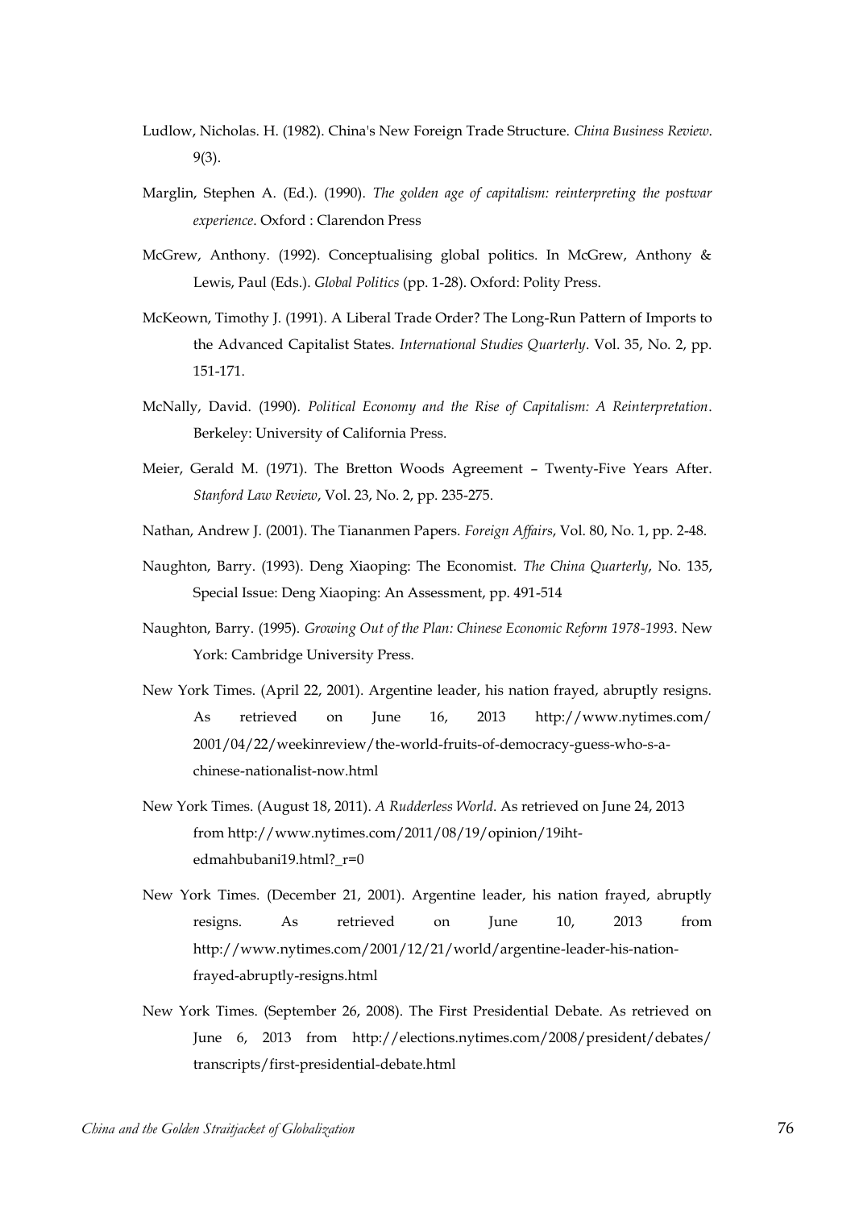Ludlow, Nicholas. H. (1982). China's New Foreign Trade Structure. *China Business Review*. 9(3).

Marglin, Stephen A. (Ed.). (1990). *The golden age of capitalism: reinterpreting the postwar experience*. Oxford : Clarendon Press

McGrew, Anthony. (1992). Conceptualising global politics. In McGrew, Anthony & Lewis, Paul (Eds.). *Global Politics* (pp. 1-28). Oxford: Polity Press.

McKeown, Timothy J. (1991). A Liberal Trade Order? The Long-Run Pattern of Imports to the Advanced Capitalist States. *International Studies Quarterly*. Vol. 35, No. 2, pp. 151-171.

McNally, David. (1990). *Political Economy and the Rise of Capitalism: A Reinterpretation*. Berkeley: University of California Press.

Meier, Gerald M. (1971). The Bretton Woods Agreement – Twenty-Five Years After. *Stanford Law Review*, Vol. 23, No. 2, pp. 235-275.

Nathan, Andrew J. (2001). The Tiananmen Papers. *Foreign Affairs*, Vol. 80, No. 1, pp. 2-48.

Naughton, Barry. (1993). Deng Xiaoping: The Economist. *The China Quarterly*, No. 135, Special Issue: Deng Xiaoping: An Assessment, pp. 491-514

Naughton, Barry. (1995). *Growing Out of the Plan: Chinese Economic Reform 1978-1993*. New York: Cambridge University Press.

New York Times. (April 22, 2001). Argentine leader, his nation frayed, abruptly resigns. As retrieved on June 16, 2013 http://www.nytimes.com/2001/04/22/weekinreview/the-world-fruits-of-democracy-guess-who-s-a-chinese-nationalist-now.html

New York Times. (August 18, 2011). *A Rudderless World*. As retrieved on June 24, 2013 from http://www.nytimes.com/2011/08/19/opinion/19iht-edmahbubani19.html?_r=0

New York Times. (December 21, 2001). Argentine leader, his nation frayed, abruptly resigns. As retrieved on June 10, 2013 from http://www.nytimes.com/2001/12/21/world/argentine-leader-his-nation-frayed-abruptly-resigns.html

New York Times. (September 26, 2008). The First Presidential Debate. As retrieved on June 6, 2013 from http://elections.nytimes.com/2008/president/debates/transcripts/first-presidential-debate.html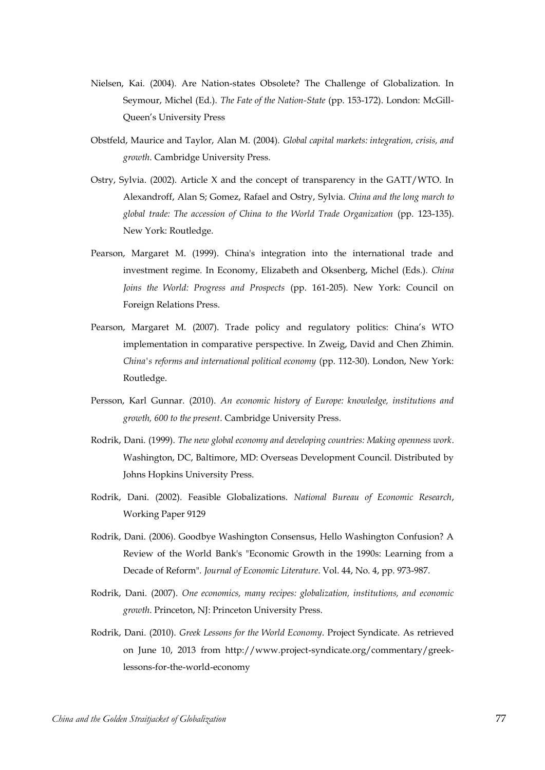Nielsen, Kai. (2004). Are Nation-states Obsolete? The Challenge of Globalization. In Seymour, Michel (Ed.). *The Fate of the Nation-State* (pp. 153-172). London: McGill-Queen's University Press

Obstfeld, Maurice and Taylor, Alan M. (2004). *Global capital markets: integration, crisis, and growth*. Cambridge University Press.

Ostry, Sylvia. (2002). Article X and the concept of transparency in the GATT/WTO. In Alexandroff, Alan S; Gomez, Rafael and Ostry, Sylvia. *China and the long march to global trade: The accession of China to the World Trade Organization* (pp. 123-135). New York: Routledge.

Pearson, Margaret M. (1999). China's integration into the international trade and investment regime. In Economy, Elizabeth and Oksenberg, Michel (Eds.). *China Joins the World: Progress and Prospects* (pp. 161-205). New York: Council on Foreign Relations Press.

Pearson, Margaret M. (2007). Trade policy and regulatory politics: China's WTO implementation in comparative perspective. In Zweig, David and Chen Zhimin. *China's reforms and international political economy* (pp. 112-30). London, New York: Routledge.

Persson, Karl Gunnar. (2010). *An economic history of Europe: knowledge, institutions and growth, 600 to the present*. Cambridge University Press.

Rodrik, Dani. (1999). *The new global economy and developing countries: Making openness work*. Washington, DC, Baltimore, MD: Overseas Development Council. Distributed by Johns Hopkins University Press.

Rodrik, Dani. (2002). Feasible Globalizations. *National Bureau of Economic Research*, Working Paper 9129

Rodrik, Dani. (2006). Goodbye Washington Consensus, Hello Washington Confusion? A Review of the World Bank's "Economic Growth in the 1990s: Learning from a Decade of Reform". *Journal of Economic Literature*. Vol. 44, No. 4, pp. 973-987.

Rodrik, Dani. (2007). *One economics, many recipes: globalization, institutions, and economic growth*. Princeton, NJ: Princeton University Press.

Rodrik, Dani. (2010). *Greek Lessons for the World Economy*. Project Syndicate. As retrieved on June 10, 2013 from http://www.project-syndicate.org/commentary/greek-lessons-for-the-world-economy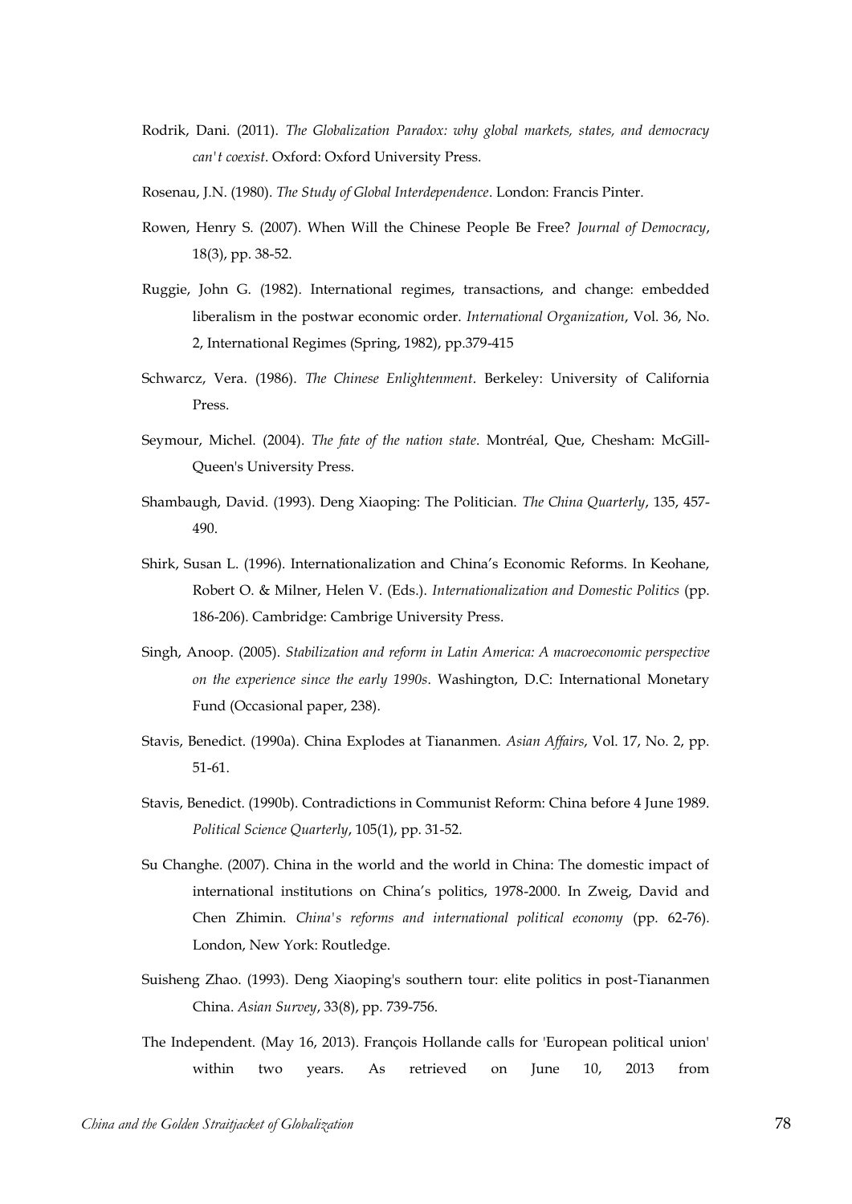Rodrik, Dani. (2011). *The Globalization Paradox: why global markets, states, and democracy can't coexist*. Oxford: Oxford University Press.

Rosenau, J.N. (1980). *The Study of Global Interdependence*. London: Francis Pinter.

Rowen, Henry S. (2007). When Will the Chinese People Be Free? *Journal of Democracy*, 18(3), pp. 38-52.

Ruggie, John G. (1982). International regimes, transactions, and change: embedded liberalism in the postwar economic order. *International Organization*, Vol. 36, No. 2, International Regimes (Spring, 1982), pp.379-415

Schwarcz, Vera. (1986). *The Chinese Enlightenment*. Berkeley: University of California Press.

Seymour, Michel. (2004). *The fate of the nation state*. Montréal, Que, Chesham: McGill-Queen's University Press.

Shambaugh, David. (1993). Deng Xiaoping: The Politician. *The China Quarterly*, 135, 457-490.

Shirk, Susan L. (1996). Internationalization and China's Economic Reforms. In Keohane, Robert O. & Milner, Helen V. (Eds.). *Internationalization and Domestic Politics* (pp. 186-206). Cambridge: Cambrige University Press.

Singh, Anoop. (2005). *Stabilization and reform in Latin America: A macroeconomic perspective on the experience since the early 1990s*. Washington, D.C: International Monetary Fund (Occasional paper, 238).

Stavis, Benedict. (1990a). China Explodes at Tiananmen. *Asian Affairs*, Vol. 17, No. 2, pp. 51-61.

Stavis, Benedict. (1990b). Contradictions in Communist Reform: China before 4 June 1989. *Political Science Quarterly*, 105(1), pp. 31-52.

Su Changhe. (2007). China in the world and the world in China: The domestic impact of international institutions on China's politics, 1978-2000. In Zweig, David and Chen Zhimin. *China's reforms and international political economy* (pp. 62-76). London, New York: Routledge.

Suisheng Zhao. (1993). Deng Xiaoping's southern tour: elite politics in post-Tiananmen China. *Asian Survey*, 33(8), pp. 739-756.

The Independent. (May 16, 2013). François Hollande calls for 'European political union' within two years. As retrieved on June 10, 2013 from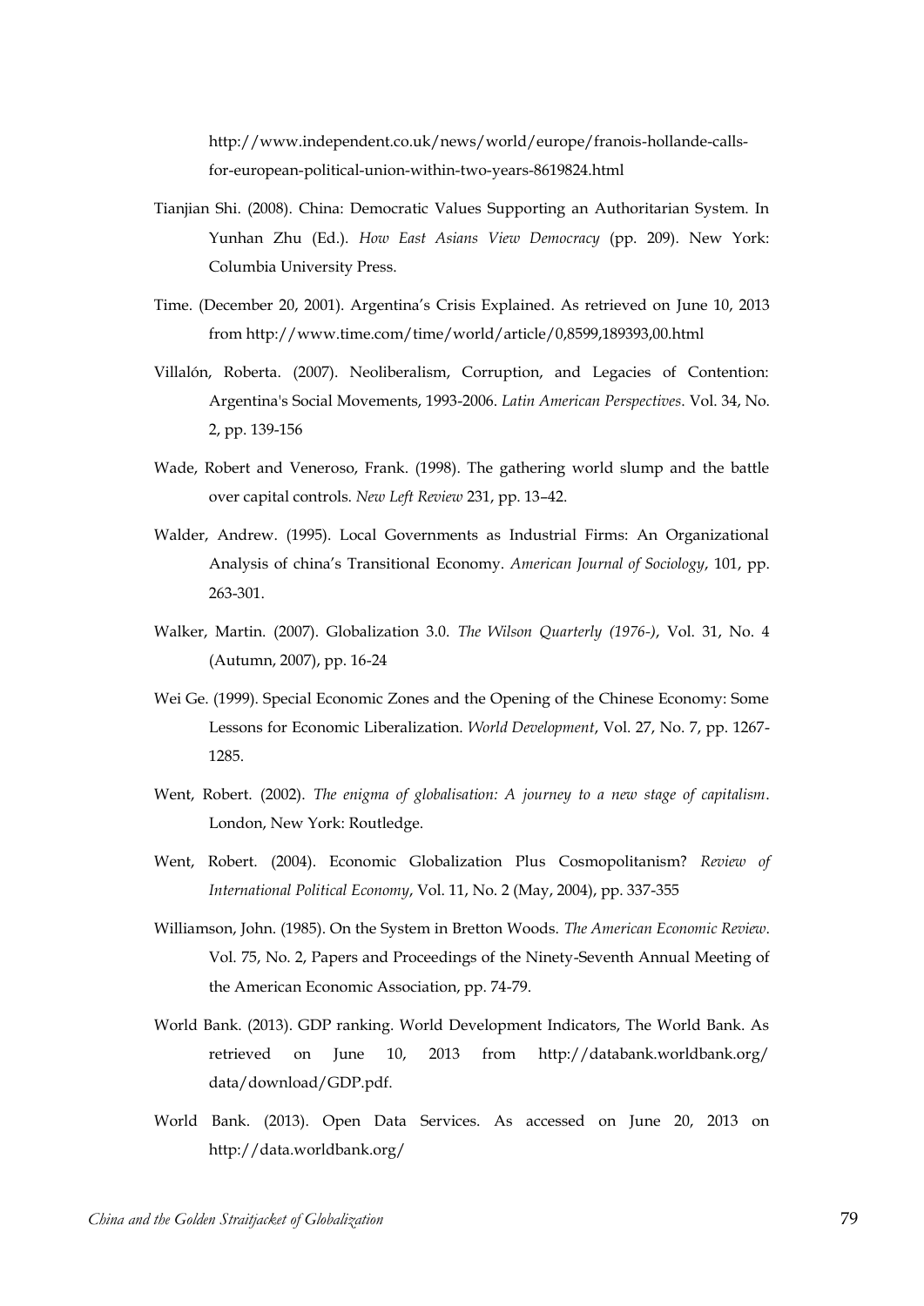http://www.independent.co.uk/news/world/europe/franois-hollande-calls-for-european-political-union-within-two-years-8619824.html

Tianjian Shi. (2008). China: Democratic Values Supporting an Authoritarian System. In Yunhan Zhu (Ed.). *How East Asians View Democracy* (pp. 209). New York: Columbia University Press.

Time. (December 20, 2001). Argentina's Crisis Explained. As retrieved on June 10, 2013 from http://www.time.com/time/world/article/0,8599,189393,00.html

Villalón, Roberta. (2007). Neoliberalism, Corruption, and Legacies of Contention: Argentina's Social Movements, 1993-2006. *Latin American Perspectives*. Vol. 34, No. 2, pp. 139-156

Wade, Robert and Veneroso, Frank. (1998). The gathering world slump and the battle over capital controls. *New Left Review* 231, pp. 13–42.

Walder, Andrew. (1995). Local Governments as Industrial Firms: An Organizational Analysis of china's Transitional Economy. *American Journal of Sociology*, 101, pp. 263-301.

Walker, Martin. (2007). Globalization 3.0. *The Wilson Quarterly (1976-)*, Vol. 31, No. 4 (Autumn, 2007), pp. 16-24

Wei Ge. (1999). Special Economic Zones and the Opening of the Chinese Economy: Some Lessons for Economic Liberalization. *World Development*, Vol. 27, No. 7, pp. 1267-1285.

Went, Robert. (2002). *The enigma of globalisation: A journey to a new stage of capitalism*. London, New York: Routledge.

Went, Robert. (2004). Economic Globalization Plus Cosmopolitanism? *Review of International Political Economy*, Vol. 11, No. 2 (May, 2004), pp. 337-355

Williamson, John. (1985). On the System in Bretton Woods. *The American Economic Review*. Vol. 75, No. 2, Papers and Proceedings of the Ninety-Seventh Annual Meeting of the American Economic Association, pp. 74-79.

World Bank. (2013). GDP ranking. World Development Indicators, The World Bank. As retrieved on June 10, 2013 from http://databank.worldbank.org/data/download/GDP.pdf.

World Bank. (2013). Open Data Services. As accessed on June 20, 2013 on http://data.worldbank.org/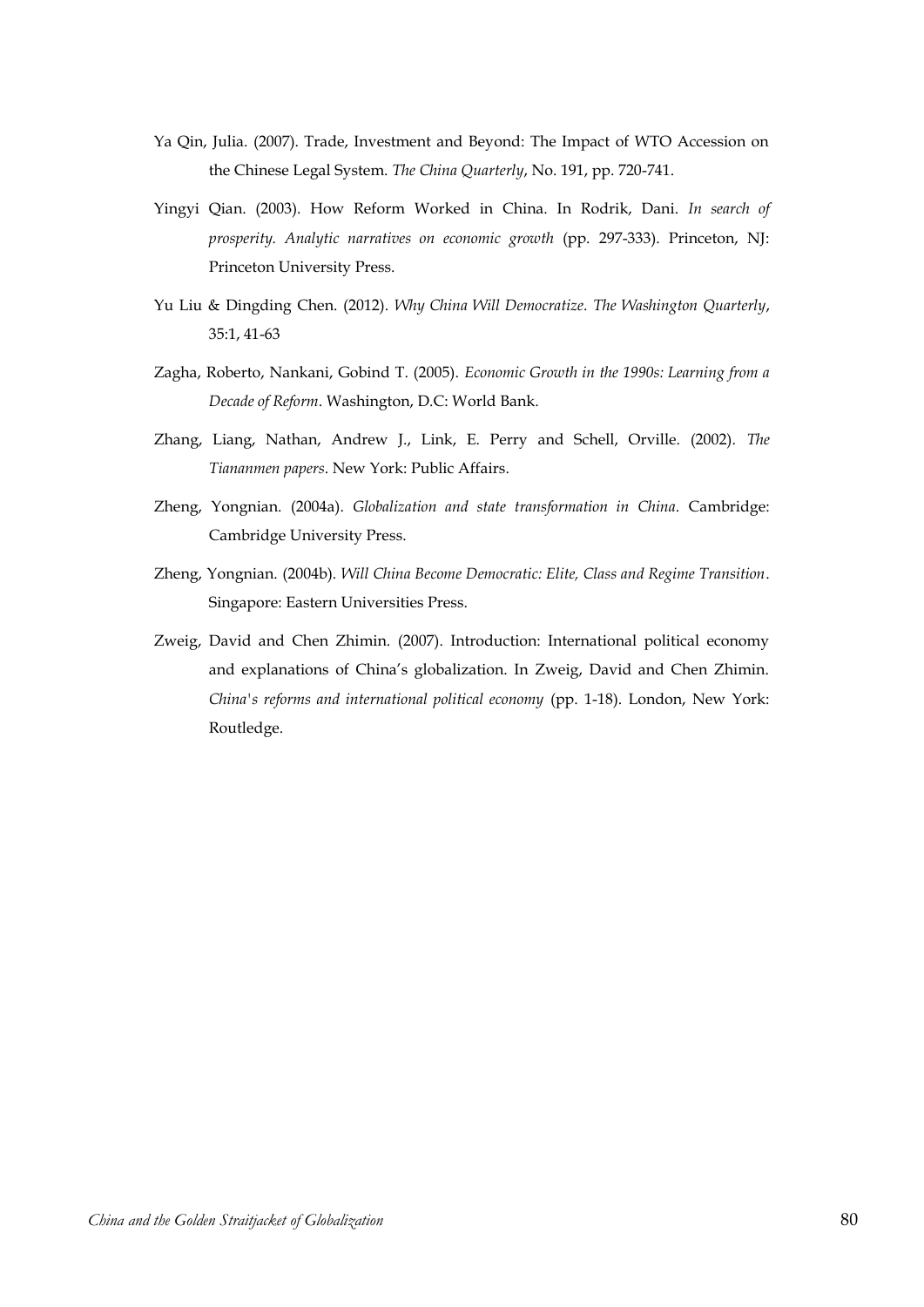Ya Qin, Julia. (2007). Trade, Investment and Beyond: The Impact of WTO Accession on the Chinese Legal System. *The China Quarterly*, No. 191, pp. 720-741.

Yingyi Qian. (2003). How Reform Worked in China. In Rodrik, Dani. *In search of prosperity. Analytic narratives on economic growth* (pp. 297-333). Princeton, NJ: Princeton University Press.

Yu Liu & Dingding Chen. (2012). *Why China Will Democratize*. *The Washington Quarterly*, 35:1, 41-63

Zagha, Roberto, Nankani, Gobind T. (2005). *Economic Growth in the 1990s: Learning from a Decade of Reform*. Washington, D.C: World Bank.

Zhang, Liang, Nathan, Andrew J., Link, E. Perry and Schell, Orville. (2002). *The Tiananmen papers*. New York: Public Affairs.

Zheng, Yongnian. (2004a). *Globalization and state transformation in China*. Cambridge: Cambridge University Press.

Zheng, Yongnian. (2004b). *Will China Become Democratic: Elite, Class and Regime Transition*. Singapore: Eastern Universities Press.

Zweig, David and Chen Zhimin. (2007). Introduction: International political economy and explanations of China's globalization. In Zweig, David and Chen Zhimin. *China's reforms and international political economy* (pp. 1-18). London, New York: Routledge.